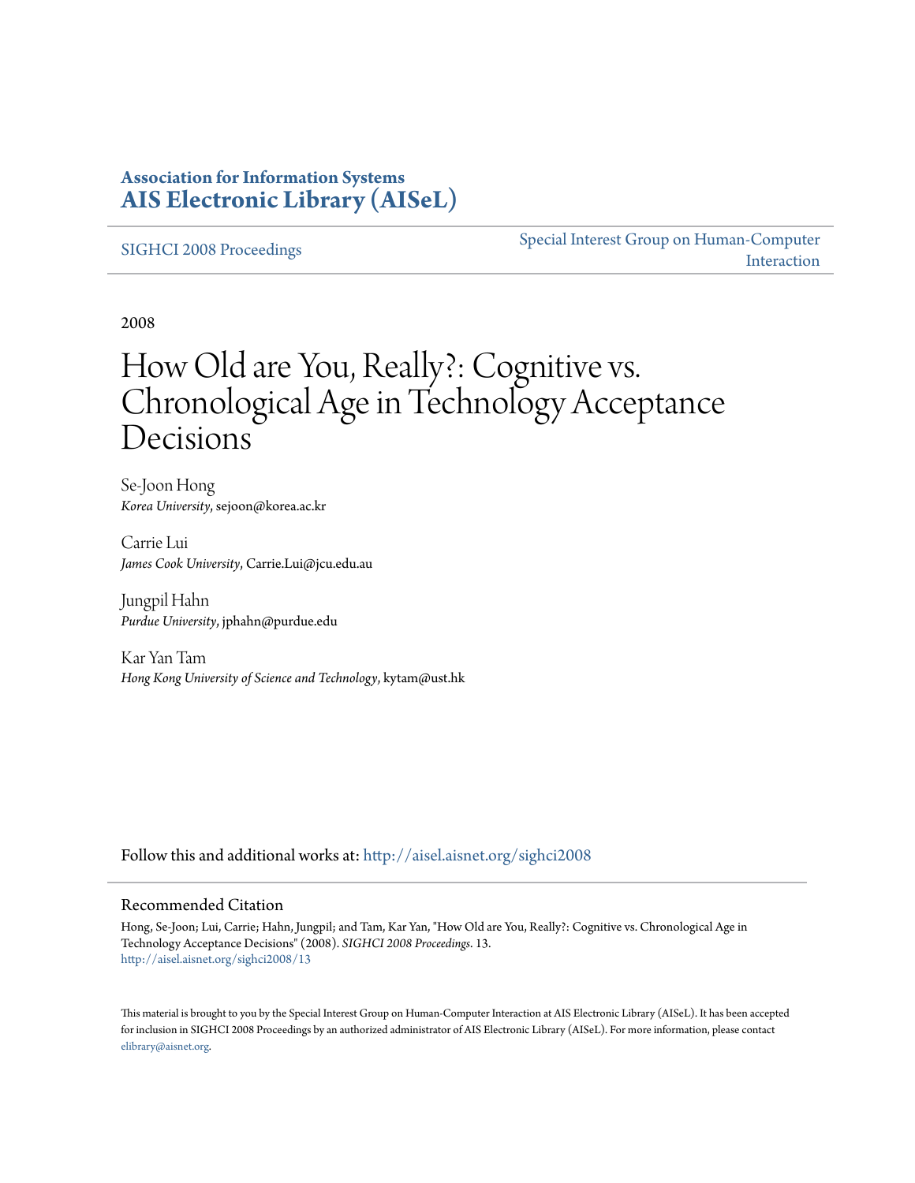**Association for Information Systems**
**[AIS Electronic Library (AISeL)](http://aisel.aisnet.org)**

SIGHCI 2008 Proceedings

Special Interest Group on Human-Computer Interaction

2008

# How Old are You, Really?: Cognitive vs. Chronological Age in Technology Acceptance Decisions

Se-Joon Hong
*Korea University*, sejoon@korea.ac.kr

Carrie Lui
*James Cook University*, Carrie.Lui@jcu.edu.au

Jungpil Hahn
*Purdue University*, jphahn@purdue.edu

Kar Yan Tam
*Hong Kong University of Science and Technology*, kytam@ust.hk

Follow this and additional works at: http://aisel.aisnet.org/sighci2008

## Recommended Citation

Hong, Se-Joon; Lui, Carrie; Hahn, Jungpil; and Tam, Kar Yan, "How Old are You, Really?: Cognitive vs. Chronological Age in Technology Acceptance Decisions" (2008). *SIGHCI 2008 Proceedings*. 13.
http://aisel.aisnet.org/sighci2008/13

This material is brought to you by the Special Interest Group on Human-Computer Interaction at AIS Electronic Library (AISeL). It has been accepted for inclusion in SIGHCI 2008 Proceedings by an authorized administrator of AIS Electronic Library (AISeL). For more information, please contact elibrary@aisnet.org.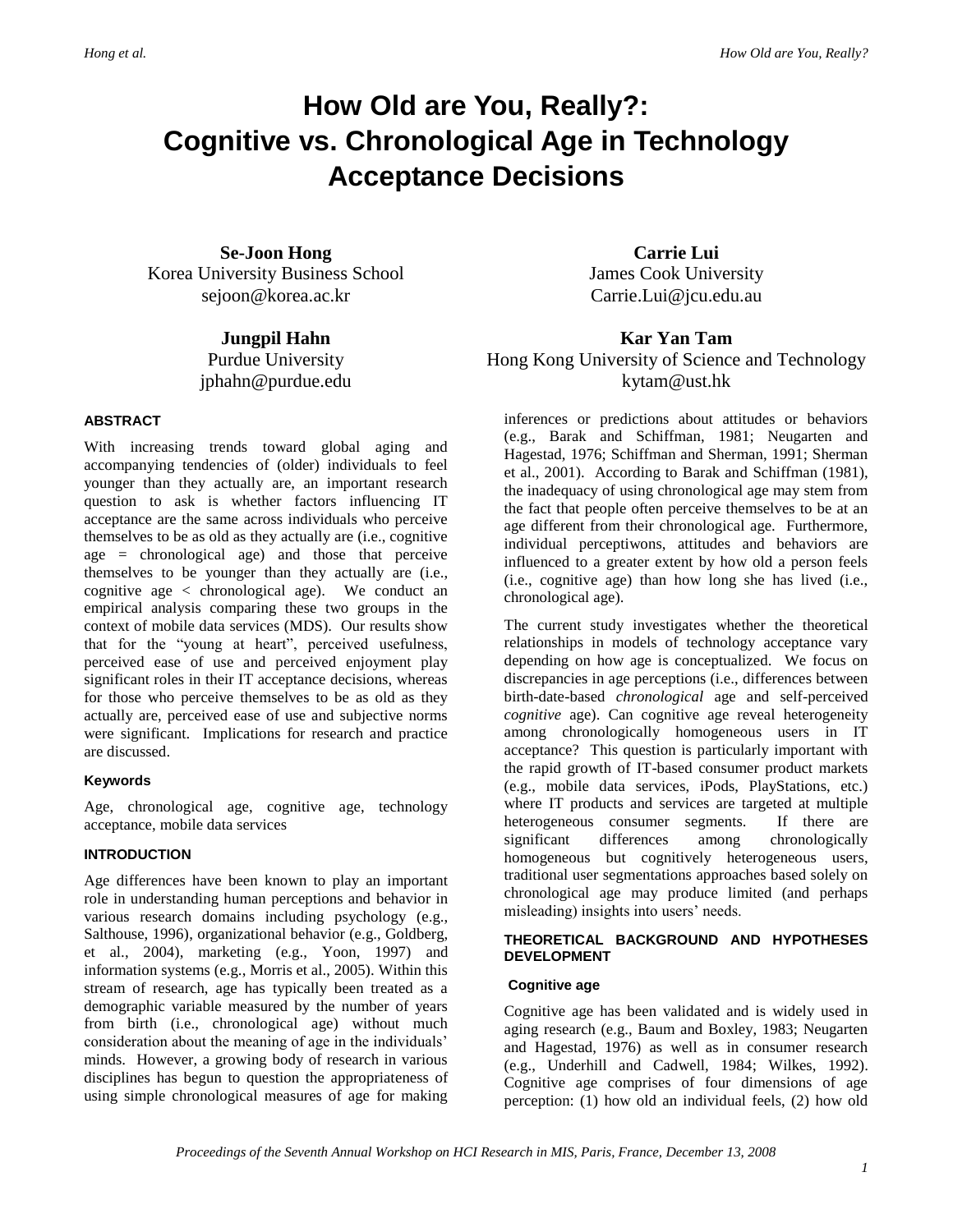# How Old are You, Really?: Cognitive vs. Chronological Age in Technology Acceptance Decisions

**Se-Joon Hong**
Korea University Business School
sejoon@korea.ac.kr

**Carrie Lui**
James Cook University
Carrie.Lui@jcu.edu.au

**Jungpil Hahn**
Purdue University
jphahn@purdue.edu

**Kar Yan Tam**
Hong Kong University of Science and Technology
kytam@ust.hk

### ABSTRACT

With increasing trends toward global aging and accompanying tendencies of (older) individuals to feel younger than they actually are, an important research question to ask is whether factors influencing IT acceptance are the same across individuals who perceive themselves to be as old as they actually are (i.e., cognitive age = chronological age) and those that perceive themselves to be younger than they actually are (i.e., cognitive age < chronological age). We conduct an empirical analysis comparing these two groups in the context of mobile data services (MDS). Our results show that for the "young at heart", perceived usefulness, perceived ease of use and perceived enjoyment play significant roles in their IT acceptance decisions, whereas for those who perceive themselves to be as old as they actually are, perceived ease of use and subjective norms were significant. Implications for research and practice are discussed.

#### Keywords

Age, chronological age, cognitive age, technology acceptance, mobile data services

### INTRODUCTION

Age differences have been known to play an important role in understanding human perceptions and behavior in various research domains including psychology (e.g., Salthouse, 1996), organizational behavior (e.g., Goldberg, et al., 2004), marketing (e.g., Yoon, 1997) and information systems (e.g., Morris et al., 2005). Within this stream of research, age has typically been treated as a demographic variable measured by the number of years from birth (i.e., chronological age) without much consideration about the meaning of age in the individuals' minds. However, a growing body of research in various disciplines has begun to question the appropriateness of using simple chronological measures of age for making inferences or predictions about attitudes or behaviors (e.g., Barak and Schiffman, 1981; Neugarten and Hagestad, 1976; Schiffman and Sherman, 1991; Sherman et al., 2001). According to Barak and Schiffman (1981), the inadequacy of using chronological age may stem from the fact that people often perceive themselves to be at an age different from their chronological age. Furthermore, individual perceptiwons, attitudes and behaviors are influenced to a greater extent by how old a person feels (i.e., cognitive age) than how long she has lived (i.e., chronological age).

The current study investigates whether the theoretical relationships in models of technology acceptance vary depending on how age is conceptualized. We focus on discrepancies in age perceptions (i.e., differences between birth-date-based *chronological* age and self-perceived *cognitive* age). Can cognitive age reveal heterogeneity among chronologically homogeneous users in IT acceptance? This question is particularly important with the rapid growth of IT-based consumer product markets (e.g., mobile data services, iPods, PlayStations, etc.) where IT products and services are targeted at multiple heterogeneous consumer segments. If there are significant differences among chronologically homogeneous but cognitively heterogeneous users, traditional user segmentations approaches based solely on chronological age may produce limited (and perhaps misleading) insights into users' needs.

### THEORETICAL BACKGROUND AND HYPOTHESES DEVELOPMENT

#### Cognitive age

Cognitive age has been validated and is widely used in aging research (e.g., Baum and Boxley, 1983; Neugarten and Hagestad, 1976) as well as in consumer research (e.g., Underhill and Cadwell, 1984; Wilkes, 1992). Cognitive age comprises of four dimensions of age perception: (1) how old an individual feels, (2) how old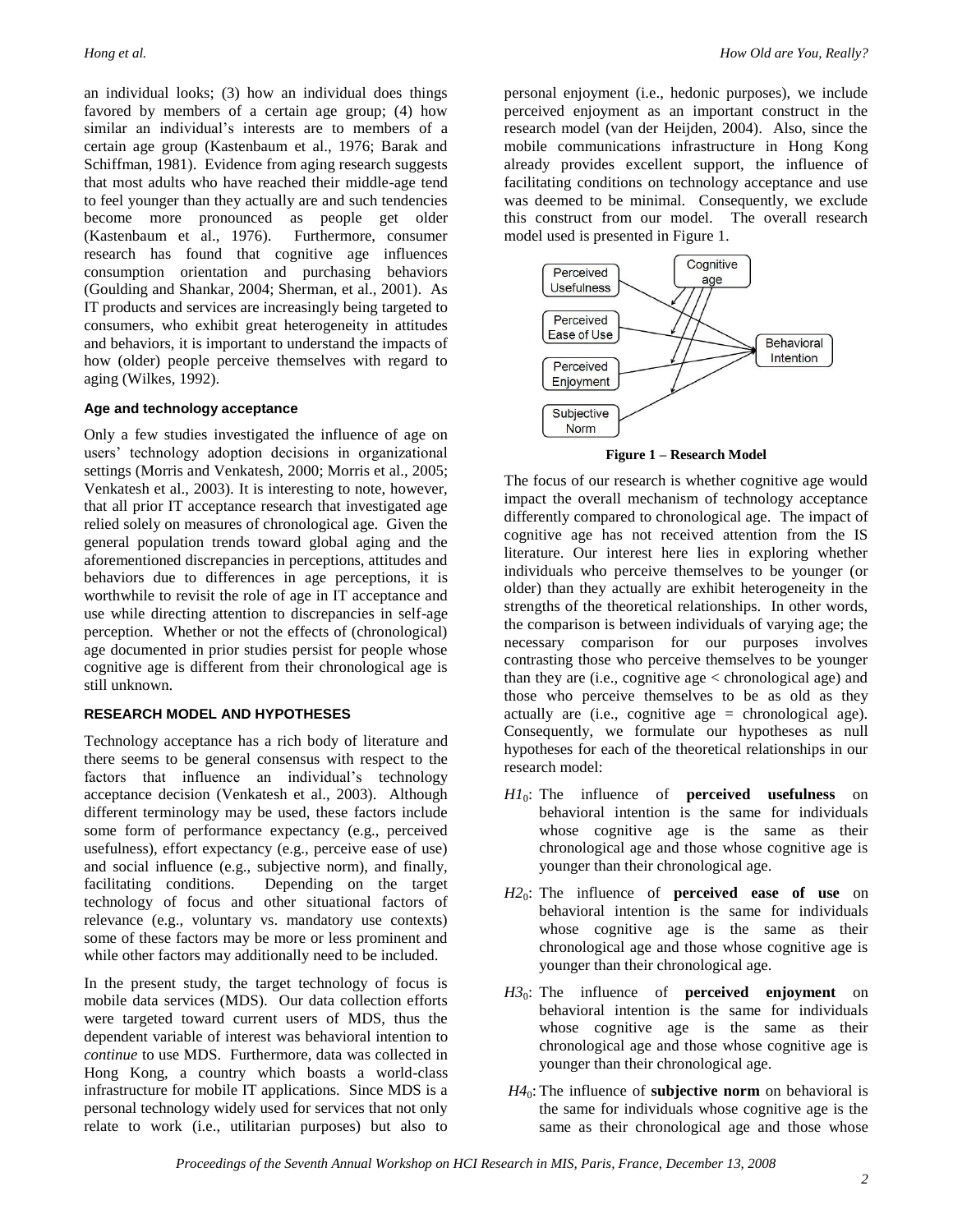an individual looks; (3) how an individual does things favored by members of a certain age group; (4) how similar an individual's interests are to members of a certain age group (Kastenbaum et al., 1976; Barak and Schiffman, 1981). Evidence from aging research suggests that most adults who have reached their middle-age tend to feel younger than they actually are and such tendencies become more pronounced as people get older (Kastenbaum et al., 1976). Furthermore, consumer research has found that cognitive age influences consumption orientation and purchasing behaviors (Goulding and Shankar, 2004; Sherman, et al., 2001). As IT products and services are increasingly being targeted to consumers, who exhibit great heterogeneity in attitudes and behaviors, it is important to understand the impacts of how (older) people perceive themselves with regard to aging (Wilkes, 1992).

### Age and technology acceptance

Only a few studies investigated the influence of age on users' technology adoption decisions in organizational settings (Morris and Venkatesh, 2000; Morris et al., 2005; Venkatesh et al., 2003). It is interesting to note, however, that all prior IT acceptance research that investigated age relied solely on measures of chronological age. Given the general population trends toward global aging and the aforementioned discrepancies in perceptions, attitudes and behaviors due to differences in age perceptions, it is worthwhile to revisit the role of age in IT acceptance and use while directing attention to discrepancies in self-age perception. Whether or not the effects of (chronological) age documented in prior studies persist for people whose cognitive age is different from their chronological age is still unknown.

## RESEARCH MODEL AND HYPOTHESES

Technology acceptance has a rich body of literature and there seems to be general consensus with respect to the factors that influence an individual's technology acceptance decision (Venkatesh et al., 2003). Although different terminology may be used, these factors include some form of performance expectancy (e.g., perceived usefulness), effort expectancy (e.g., perceive ease of use) and social influence (e.g., subjective norm), and finally, facilitating conditions. Depending on the target technology of focus and other situational factors of relevance (e.g., voluntary vs. mandatory use contexts) some of these factors may be more or less prominent and while other factors may additionally need to be included.

In the present study, the target technology of focus is mobile data services (MDS). Our data collection efforts were targeted toward current users of MDS, thus the dependent variable of interest was behavioral intention to *continue* to use MDS. Furthermore, data was collected in Hong Kong, a country which boasts a world-class infrastructure for mobile IT applications. Since MDS is a personal technology widely used for services that not only relate to work (i.e., utilitarian purposes) but also to personal enjoyment (i.e., hedonic purposes), we include perceived enjoyment as an important construct in the research model (van der Heijden, 2004). Also, since the mobile communications infrastructure in Hong Kong already provides excellent support, the influence of facilitating conditions on technology acceptance and use was deemed to be minimal. Consequently, we exclude this construct from our model. The overall research model used is presented in Figure 1.

**Figure 1 – Research Model**

The focus of our research is whether cognitive age would impact the overall mechanism of technology acceptance differently compared to chronological age. The impact of cognitive age has not received attention from the IS literature. Our interest here lies in exploring whether individuals who perceive themselves to be younger (or older) than they actually are exhibit heterogeneity in the strengths of the theoretical relationships. In other words, the comparison is between individuals of varying age; the necessary comparison for our purposes involves contrasting those who perceive themselves to be younger than they are (i.e., cognitive age < chronological age) and those who perceive themselves to be as old as they actually are (i.e., cognitive age = chronological age). Consequently, we formulate our hypotheses as null hypotheses for each of the theoretical relationships in our research model:

- *H1*$_0$: The influence of **perceived usefulness** on behavioral intention is the same for individuals whose cognitive age is the same as their chronological age and those whose cognitive age is younger than their chronological age.
- *H2*$_0$: The influence of **perceived ease of use** on behavioral intention is the same for individuals whose cognitive age is the same as their chronological age and those whose cognitive age is younger than their chronological age.
- *H3*$_0$: The influence of **perceived enjoyment** on behavioral intention is the same for individuals whose cognitive age is the same as their chronological age and those whose cognitive age is younger than their chronological age.
- *H4*$_0$: The influence of **subjective norm** on behavioral is the same for individuals whose cognitive age is the same as their chronological age and those whose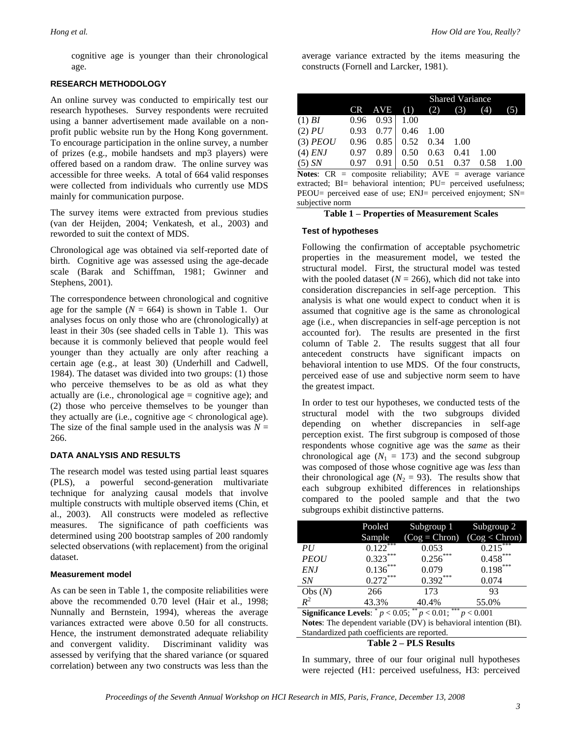cognitive age is younger than their chronological age.

## RESEARCH METHODOLOGY

An online survey was conducted to empirically test our research hypotheses. Survey respondents were recruited using a banner advertisement made available on a non-profit public website run by the Hong Kong government. To encourage participation in the online survey, a number of prizes (e.g., mobile handsets and mp3 players) were offered based on a random draw. The online survey was accessible for three weeks. A total of 664 valid responses were collected from individuals who currently use MDS mainly for communication purpose.

The survey items were extracted from previous studies (van der Heijden, 2004; Venkatesh, et al., 2003) and reworded to suit the context of MDS.

Chronological age was obtained via self-reported date of birth. Cognitive age was assessed using the age-decade scale (Barak and Schiffman, 1981; Gwinner and Stephens, 2001).

The correspondence between chronological and cognitive age for the sample ($N$ = 664) is shown in Table 1. Our analyses focus on only those who are (chronologically) at least in their 30s (see shaded cells in Table 1). This was because it is commonly believed that people would feel younger than they actually are only after reaching a certain age (e.g., at least 30) (Underhill and Cadwell, 1984). The dataset was divided into two groups: (1) those who perceive themselves to be as old as what they actually are (i.e., chronological age = cognitive age); and (2) those who perceive themselves to be younger than they actually are (i.e., cognitive age < chronological age). The size of the final sample used in the analysis was $N$ = 266.

## DATA ANALYSIS AND RESULTS

The research model was tested using partial least squares (PLS), a powerful second-generation multivariate technique for analyzing causal models that involve multiple constructs with multiple observed items (Chin, et al., 2003). All constructs were modeled as reflective measures. The significance of path coefficients was determined using 200 bootstrap samples of 200 randomly selected observations (with replacement) from the original dataset.

### Measurement model

As can be seen in Table 1, the composite reliabilities were above the recommended 0.70 level (Hair et al., 1998; Nunnally and Bernstein, 1994), whereas the average variances extracted were above 0.50 for all constructs. Hence, the instrument demonstrated adequate reliability and convergent validity. Discriminant validity was assessed by verifying that the shared variance (or squared correlation) between any two constructs was less than the average variance extracted by the items measuring the constructs (Fornell and Larcker, 1981).

| | | | Shared Variance | | | | |
|---|---|---|---|---|---|---|---|
| | CR | AVE | (1) | (2) | (3) | (4) | (5) |
| (1) *BI* | 0.96 | 0.93 | 1.00 | | | | |
| (2) *PU* | 0.93 | 0.77 | 0.46 | 1.00 | | | |
| (3) *PEOU* | 0.96 | 0.85 | 0.52 | 0.34 | 1.00 | | |
| (4) *ENJ* | 0.97 | 0.89 | 0.50 | 0.63 | 0.41 | 1.00 | |
| (5) *SN* | 0.97 | 0.91 | 0.50 | 0.51 | 0.37 | 0.58 | 1.00 |

**Notes**: CR = composite reliability; AVE = average variance extracted; BI= behavioral intention; PU= perceived usefulness; PEOU= perceived ease of use; ENJ= perceived enjoyment; SN= subjective norm

**Table 1 – Properties of Measurement Scales**

### Test of hypotheses

Following the confirmation of acceptable psychometric properties in the measurement model, we tested the structural model. First, the structural model was tested with the pooled dataset ($N$ = 266), which did not take into consideration discrepancies in self-age perception. This analysis is what one would expect to conduct when it is assumed that cognitive age is the same as chronological age (i.e., when discrepancies in self-age perception is not accounted for). The results are presented in the first column of Table 2. The results suggest that all four antecedent constructs have significant impacts on behavioral intention to use MDS. Of the four constructs, perceived ease of use and subjective norm seem to have the greatest impact.

In order to test our hypotheses, we conducted tests of the structural model with the two subgroups divided depending on whether discrepancies in self-age perception exist. The first subgroup is composed of those respondents whose cognitive age was the *same* as their chronological age ($N_1$ = 173) and the second subgroup was composed of those whose cognitive age was *less* than their chronological age ($N_2$ = 93). The results show that each subgroup exhibited differences in relationships compared to the pooled sample and that the two subgroups exhibit distinctive patterns.

| | Pooled Sample | Subgroup 1 (Cog = Chron) | Subgroup 2 (Cog < Chron) |
|---|---|---|---|
| *PU* | $0.122^{***}$ | 0.053 | $0.215^{***}$ |
| *PEOU* | $0.323^{***}$ | $0.256^{***}$ | $0.458^{***}$ |
| *ENJ* | $0.136^{***}$ | 0.079 | $0.198^{***}$ |
| *SN* | $0.272^{***}$ | $0.392^{***}$ | 0.074 |
| Obs ($N$) | 266 | 173 | 93 |
| $R^2$ | 43.3% | 40.4% | 55.0% |

**Significance Levels**: $^{*}$ $p < 0.05$; $^{**}$ $p < 0.01$; $^{***}$ $p < 0.001$
**Notes**: The dependent variable (DV) is behavioral intention (BI). Standardized path coefficients are reported.

**Table 2 – PLS Results**

In summary, three of our four original null hypotheses were rejected (H1: perceived usefulness, H3: perceived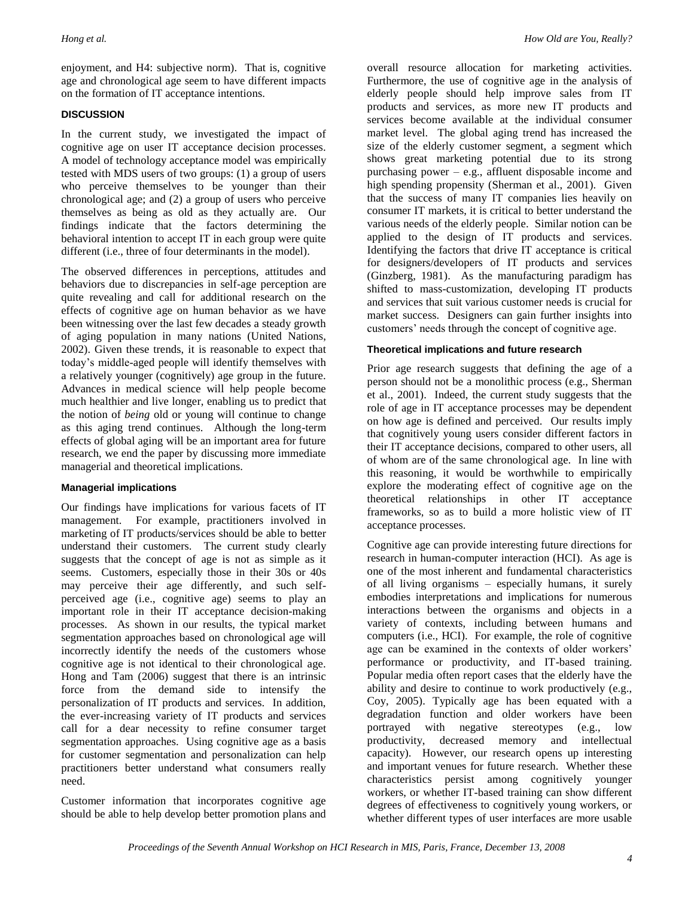enjoyment, and H4: subjective norm). That is, cognitive age and chronological age seem to have different impacts on the formation of IT acceptance intentions.

## DISCUSSION

In the current study, we investigated the impact of cognitive age on user IT acceptance decision processes. A model of technology acceptance model was empirically tested with MDS users of two groups: (1) a group of users who perceive themselves to be younger than their chronological age; and (2) a group of users who perceive themselves as being as old as they actually are. Our findings indicate that the factors determining the behavioral intention to accept IT in each group were quite different (i.e., three of four determinants in the model).

The observed differences in perceptions, attitudes and behaviors due to discrepancies in self-age perception are quite revealing and call for additional research on the effects of cognitive age on human behavior as we have been witnessing over the last few decades a steady growth of aging population in many nations (United Nations, 2002). Given these trends, it is reasonable to expect that today's middle-aged people will identify themselves with a relatively younger (cognitively) age group in the future. Advances in medical science will help people become much healthier and live longer, enabling us to predict that the notion of *being* old or young will continue to change as this aging trend continues. Although the long-term effects of global aging will be an important area for future research, we end the paper by discussing more immediate managerial and theoretical implications.

### Managerial implications

Our findings have implications for various facets of IT management. For example, practitioners involved in marketing of IT products/services should be able to better understand their customers. The current study clearly suggests that the concept of age is not as simple as it seems. Customers, especially those in their 30s or 40s may perceive their age differently, and such self-perceived age (i.e., cognitive age) seems to play an important role in their IT acceptance decision-making processes. As shown in our results, the typical market segmentation approaches based on chronological age will incorrectly identify the needs of the customers whose cognitive age is not identical to their chronological age. Hong and Tam (2006) suggest that there is an intrinsic force from the demand side to intensify the personalization of IT products and services. In addition, the ever-increasing variety of IT products and services call for a dear necessity to refine consumer target segmentation approaches. Using cognitive age as a basis for customer segmentation and personalization can help practitioners better understand what consumers really need.

Customer information that incorporates cognitive age should be able to help develop better promotion plans and overall resource allocation for marketing activities. Furthermore, the use of cognitive age in the analysis of elderly people should help improve sales from IT products and services, as more new IT products and services become available at the individual consumer market level. The global aging trend has increased the size of the elderly customer segment, a segment which shows great marketing potential due to its strong purchasing power – e.g., affluent disposable income and high spending propensity (Sherman et al., 2001). Given that the success of many IT companies lies heavily on consumer IT markets, it is critical to better understand the various needs of the elderly people. Similar notion can be applied to the design of IT products and services. Identifying the factors that drive IT acceptance is critical for designers/developers of IT products and services (Ginzberg, 1981). As the manufacturing paradigm has shifted to mass-customization, developing IT products and services that suit various customer needs is crucial for market success. Designers can gain further insights into customers' needs through the concept of cognitive age.

### Theoretical implications and future research

Prior age research suggests that defining the age of a person should not be a monolithic process (e.g., Sherman et al., 2001). Indeed, the current study suggests that the role of age in IT acceptance processes may be dependent on how age is defined and perceived. Our results imply that cognitively young users consider different factors in their IT acceptance decisions, compared to other users, all of whom are of the same chronological age. In line with this reasoning, it would be worthwhile to empirically explore the moderating effect of cognitive age on the theoretical relationships in other IT acceptance frameworks, so as to build a more holistic view of IT acceptance processes.

Cognitive age can provide interesting future directions for research in human-computer interaction (HCI). As age is one of the most inherent and fundamental characteristics of all living organisms – especially humans, it surely embodies interpretations and implications for numerous interactions between the organisms and objects in a variety of contexts, including between humans and computers (i.e., HCI). For example, the role of cognitive age can be examined in the contexts of older workers' performance or productivity, and IT-based training. Popular media often report cases that the elderly have the ability and desire to continue to work productively (e.g., Coy, 2005). Typically age has been equated with a degradation function and older workers have been portrayed with negative stereotypes (e.g., low productivity, decreased memory and intellectual capacity). However, our research opens up interesting and important venues for future research. Whether these characteristics persist among cognitively younger workers, or whether IT-based training can show different degrees of effectiveness to cognitively young workers, or whether different types of user interfaces are more usable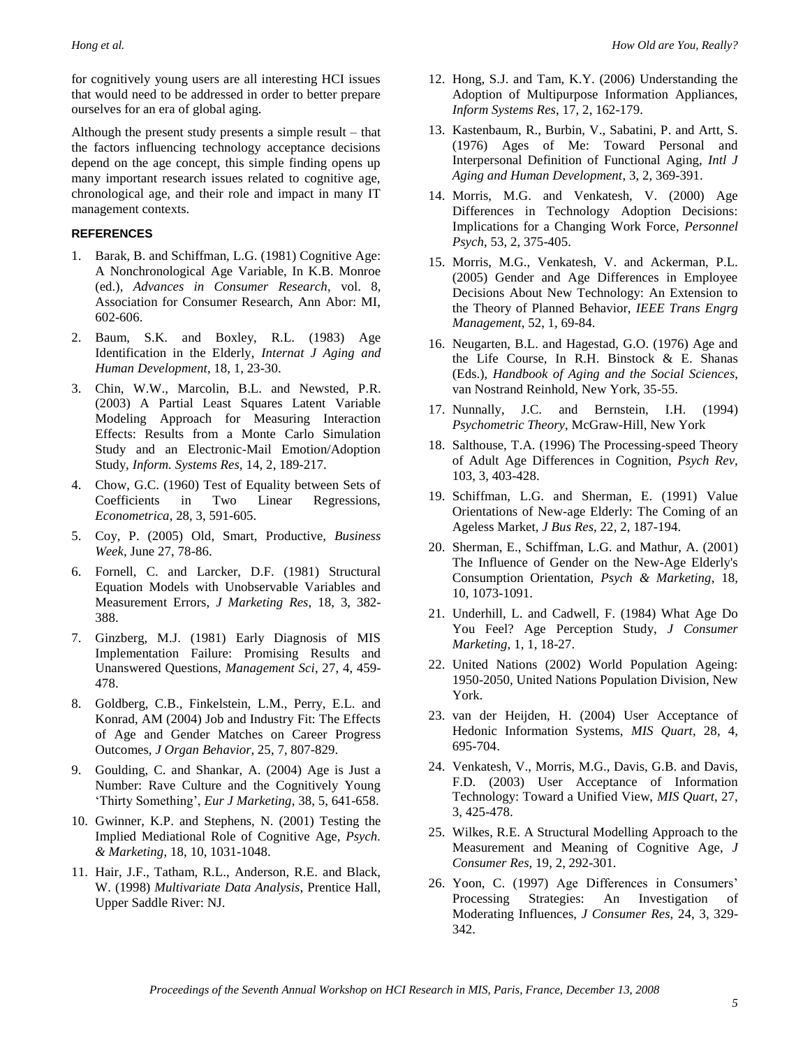for cognitively young users are all interesting HCI issues that would need to be addressed in order to better prepare ourselves for an era of global aging.

Although the present study presents a simple result – that the factors influencing technology acceptance decisions depend on the age concept, this simple finding opens up many important research issues related to cognitive age, chronological age, and their role and impact in many IT management contexts.

## REFERENCES

1. Barak, B. and Schiffman, L.G. (1981) Cognitive Age: A Nonchronological Age Variable, In K.B. Monroe (ed.), *Advances in Consumer Research*, vol. 8, Association for Consumer Research, Ann Abor: MI, 602-606.
2. Baum, S.K. and Boxley, R.L. (1983) Age Identification in the Elderly, *Internat J Aging and Human Development*, 18, 1, 23-30.
3. Chin, W.W., Marcolin, B.L. and Newsted, P.R. (2003) A Partial Least Squares Latent Variable Modeling Approach for Measuring Interaction Effects: Results from a Monte Carlo Simulation Study and an Electronic-Mail Emotion/Adoption Study, *Inform. Systems Res*, 14, 2, 189-217.
4. Chow, G.C. (1960) Test of Equality between Sets of Coefficients in Two Linear Regressions, *Econometrica*, 28, 3, 591-605.
5. Coy, P. (2005) Old, Smart, Productive, *Business Week*, June 27, 78-86.
6. Fornell, C. and Larcker, D.F. (1981) Structural Equation Models with Unobservable Variables and Measurement Errors, *J Marketing Res*, 18, 3, 382-388.
7. Ginzberg, M.J. (1981) Early Diagnosis of MIS Implementation Failure: Promising Results and Unanswered Questions, *Management Sci*, 27, 4, 459-478.
8. Goldberg, C.B., Finkelstein, L.M., Perry, E.L. and Konrad, AM (2004) Job and Industry Fit: The Effects of Age and Gender Matches on Career Progress Outcomes, *J Organ Behavior*, 25, 7, 807-829.
9. Goulding, C. and Shankar, A. (2004) Age is Just a Number: Rave Culture and the Cognitively Young 'Thirty Something', *Eur J Marketing*, 38, 5, 641-658.
10. Gwinner, K.P. and Stephens, N. (2001) Testing the Implied Mediational Role of Cognitive Age, *Psych. & Marketing*, 18, 10, 1031-1048.
11. Hair, J.F., Tatham, R.L., Anderson, R.E. and Black, W. (1998) *Multivariate Data Analysis*, Prentice Hall, Upper Saddle River: NJ.
12. Hong, S.J. and Tam, K.Y. (2006) Understanding the Adoption of Multipurpose Information Appliances, *Inform Systems Res*, 17, 2, 162-179.
13. Kastenbaum, R., Burbin, V., Sabatini, P. and Artt, S. (1976) Ages of Me: Toward Personal and Interpersonal Definition of Functional Aging, *Intl J Aging and Human Development*, 3, 2, 369-391.
14. Morris, M.G. and Venkatesh, V. (2000) Age Differences in Technology Adoption Decisions: Implications for a Changing Work Force, *Personnel Psych*, 53, 2, 375-405.
15. Morris, M.G., Venkatesh, V. and Ackerman, P.L. (2005) Gender and Age Differences in Employee Decisions About New Technology: An Extension to the Theory of Planned Behavior, *IEEE Trans Engrg Management*, 52, 1, 69-84.
16. Neugarten, B.L. and Hagestad, G.O. (1976) Age and the Life Course, In R.H. Binstock & E. Shanas (Eds.), *Handbook of Aging and the Social Sciences*, van Nostrand Reinhold, New York, 35-55.
17. Nunnally, J.C. and Bernstein, I.H. (1994) *Psychometric Theory*, McGraw-Hill, New York
18. Salthouse, T.A. (1996) The Processing-speed Theory of Adult Age Differences in Cognition, *Psych Rev*, 103, 3, 403-428.
19. Schiffman, L.G. and Sherman, E. (1991) Value Orientations of New-age Elderly: The Coming of an Ageless Market, *J Bus Res*, 22, 2, 187-194.
20. Sherman, E., Schiffman, L.G. and Mathur, A. (2001) The Influence of Gender on the New-Age Elderly's Consumption Orientation, *Psych & Marketing*, 18, 10, 1073-1091.
21. Underhill, L. and Cadwell, F. (1984) What Age Do You Feel? Age Perception Study, *J Consumer Marketing*, 1, 1, 18-27.
22. United Nations (2002) World Population Ageing: 1950-2050, United Nations Population Division, New York.
23. van der Heijden, H. (2004) User Acceptance of Hedonic Information Systems, *MIS Quart*, 28, 4, 695-704.
24. Venkatesh, V., Morris, M.G., Davis, G.B. and Davis, F.D. (2003) User Acceptance of Information Technology: Toward a Unified View, *MIS Quart*, 27, 3, 425-478.
25. Wilkes, R.E. A Structural Modelling Approach to the Measurement and Meaning of Cognitive Age, *J Consumer Res*, 19, 2, 292-301.
26. Yoon, C. (1997) Age Differences in Consumers' Processing Strategies: An Investigation of Moderating Influences, *J Consumer Res*, 24, 3, 329-342.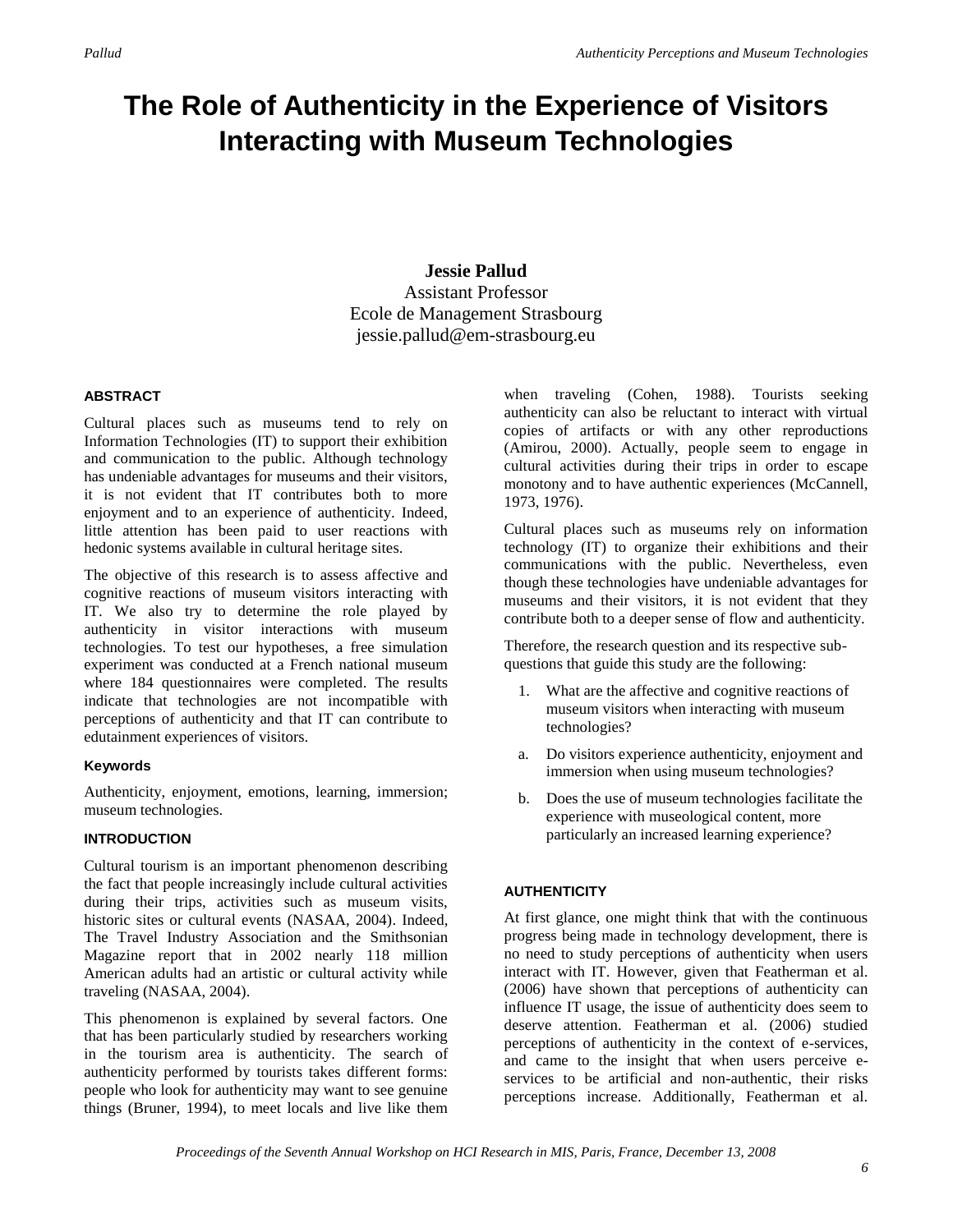# The Role of Authenticity in the Experience of Visitors Interacting with Museum Technologies

**Jessie Pallud**
Assistant Professor
Ecole de Management Strasbourg
jessie.pallud@em-strasbourg.eu

#### ABSTRACT

Cultural places such as museums tend to rely on Information Technologies (IT) to support their exhibition and communication to the public. Although technology has undeniable advantages for museums and their visitors, it is not evident that IT contributes both to more enjoyment and to an experience of authenticity. Indeed, little attention has been paid to user reactions with hedonic systems available in cultural heritage sites.

The objective of this research is to assess affective and cognitive reactions of museum visitors interacting with IT. We also try to determine the role played by authenticity in visitor interactions with museum technologies. To test our hypotheses, a free simulation experiment was conducted at a French national museum where 184 questionnaires were completed. The results indicate that technologies are not incompatible with perceptions of authenticity and that IT can contribute to edutainment experiences of visitors.

#### Keywords

Authenticity, enjoyment, emotions, learning, immersion; museum technologies.

#### INTRODUCTION

Cultural tourism is an important phenomenon describing the fact that people increasingly include cultural activities during their trips, activities such as museum visits, historic sites or cultural events (NASAA, 2004). Indeed, The Travel Industry Association and the Smithsonian Magazine report that in 2002 nearly 118 million American adults had an artistic or cultural activity while traveling (NASAA, 2004).

This phenomenon is explained by several factors. One that has been particularly studied by researchers working in the tourism area is authenticity. The search of authenticity performed by tourists takes different forms: people who look for authenticity may want to see genuine things (Bruner, 1994), to meet locals and live like them when traveling (Cohen, 1988). Tourists seeking authenticity can also be reluctant to interact with virtual copies of artifacts or with any other reproductions (Amirou, 2000). Actually, people seem to engage in cultural activities during their trips in order to escape monotony and to have authentic experiences (McCannell, 1973, 1976).

Cultural places such as museums rely on information technology (IT) to organize their exhibitions and their communications with the public. Nevertheless, even though these technologies have undeniable advantages for museums and their visitors, it is not evident that they contribute both to a deeper sense of flow and authenticity.

Therefore, the research question and its respective sub-questions that guide this study are the following:

1. What are the affective and cognitive reactions of museum visitors when interacting with museum technologies?

   a. Do visitors experience authenticity, enjoyment and immersion when using museum technologies?

   b. Does the use of museum technologies facilitate the experience with museological content, more particularly an increased learning experience?

#### AUTHENTICITY

At first glance, one might think that with the continuous progress being made in technology development, there is no need to study perceptions of authenticity when users interact with IT. However, given that Featherman et al. (2006) have shown that perceptions of authenticity can influence IT usage, the issue of authenticity does seem to deserve attention. Featherman et al. (2006) studied perceptions of authenticity in the context of e-services, and came to the insight that when users perceive e-services to be artificial and non-authentic, their risks perceptions increase. Additionally, Featherman et al.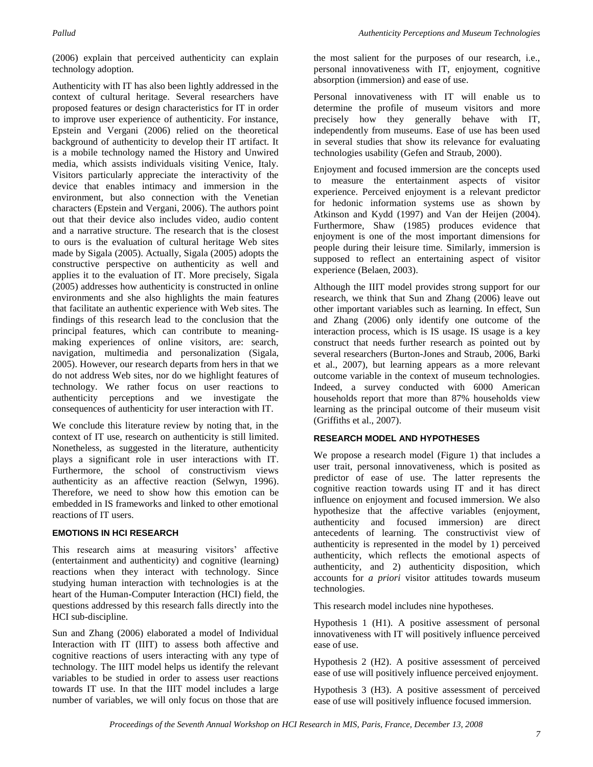(2006) explain that perceived authenticity can explain technology adoption.

Authenticity with IT has also been lightly addressed in the context of cultural heritage. Several researchers have proposed features or design characteristics for IT in order to improve user experience of authenticity. For instance, Epstein and Vergani (2006) relied on the theoretical background of authenticity to develop their IT artifact. It is a mobile technology named the History and Unwired media, which assists individuals visiting Venice, Italy. Visitors particularly appreciate the interactivity of the device that enables intimacy and immersion in the environment, but also connection with the Venetian characters (Epstein and Vergani, 2006). The authors point out that their device also includes video, audio content and a narrative structure. The research that is the closest to ours is the evaluation of cultural heritage Web sites made by Sigala (2005). Actually, Sigala (2005) adopts the constructive perspective on authenticity as well and applies it to the evaluation of IT. More precisely, Sigala (2005) addresses how authenticity is constructed in online environments and she also highlights the main features that facilitate an authentic experience with Web sites. The findings of this research lead to the conclusion that the principal features, which can contribute to meaning-making experiences of online visitors, are: search, navigation, multimedia and personalization (Sigala, 2005). However, our research departs from hers in that we do not address Web sites, nor do we highlight features of technology. We rather focus on user reactions to authenticity perceptions and we investigate the consequences of authenticity for user interaction with IT.

We conclude this literature review by noting that, in the context of IT use, research on authenticity is still limited. Nonetheless, as suggested in the literature, authenticity plays a significant role in user interactions with IT. Furthermore, the school of constructivism views authenticity as an affective reaction (Selwyn, 1996). Therefore, we need to show how this emotion can be embedded in IS frameworks and linked to other emotional reactions of IT users.

## EMOTIONS IN HCI RESEARCH

This research aims at measuring visitors' affective (entertainment and authenticity) and cognitive (learning) reactions when they interact with technology. Since studying human interaction with technologies is at the heart of the Human-Computer Interaction (HCI) field, the questions addressed by this research falls directly into the HCI sub-discipline.

Sun and Zhang (2006) elaborated a model of Individual Interaction with IT (IIIT) to assess both affective and cognitive reactions of users interacting with any type of technology. The IIIT model helps us identify the relevant variables to be studied in order to assess user reactions towards IT use. In that the IIIT model includes a large number of variables, we will only focus on those that are the most salient for the purposes of our research, i.e., personal innovativeness with IT, enjoyment, cognitive absorption (immersion) and ease of use.

Personal innovativeness with IT will enable us to determine the profile of museum visitors and more precisely how they generally behave with IT, independently from museums. Ease of use has been used in several studies that show its relevance for evaluating technologies usability (Gefen and Straub, 2000).

Enjoyment and focused immersion are the concepts used to measure the entertainment aspects of visitor experience. Perceived enjoyment is a relevant predictor for hedonic information systems use as shown by Atkinson and Kydd (1997) and Van der Heijen (2004). Furthermore, Shaw (1985) produces evidence that enjoyment is one of the most important dimensions for people during their leisure time. Similarly, immersion is supposed to reflect an entertaining aspect of visitor experience (Belaen, 2003).

Although the IIIT model provides strong support for our research, we think that Sun and Zhang (2006) leave out other important variables such as learning. In effect, Sun and Zhang (2006) only identify one outcome of the interaction process, which is IS usage. IS usage is a key construct that needs further research as pointed out by several researchers (Burton-Jones and Straub, 2006, Barki et al., 2007), but learning appears as a more relevant outcome variable in the context of museum technologies. Indeed, a survey conducted with 6000 American households report that more than 87% households view learning as the principal outcome of their museum visit (Griffiths et al., 2007).

## RESEARCH MODEL AND HYPOTHESES

We propose a research model (Figure 1) that includes a user trait, personal innovativeness, which is posited as predictor of ease of use. The latter represents the cognitive reaction towards using IT and it has direct influence on enjoyment and focused immersion. We also hypothesize that the affective variables (enjoyment, authenticity and focused immersion) are direct antecedents of learning. The constructivist view of authenticity is represented in the model by 1) perceived authenticity, which reflects the emotional aspects of authenticity, and 2) authenticity disposition, which accounts for *a priori* visitor attitudes towards museum technologies.

This research model includes nine hypotheses.

Hypothesis 1 (H1). A positive assessment of personal innovativeness with IT will positively influence perceived ease of use.

Hypothesis 2 (H2). A positive assessment of perceived ease of use will positively influence perceived enjoyment.

Hypothesis 3 (H3). A positive assessment of perceived ease of use will positively influence focused immersion.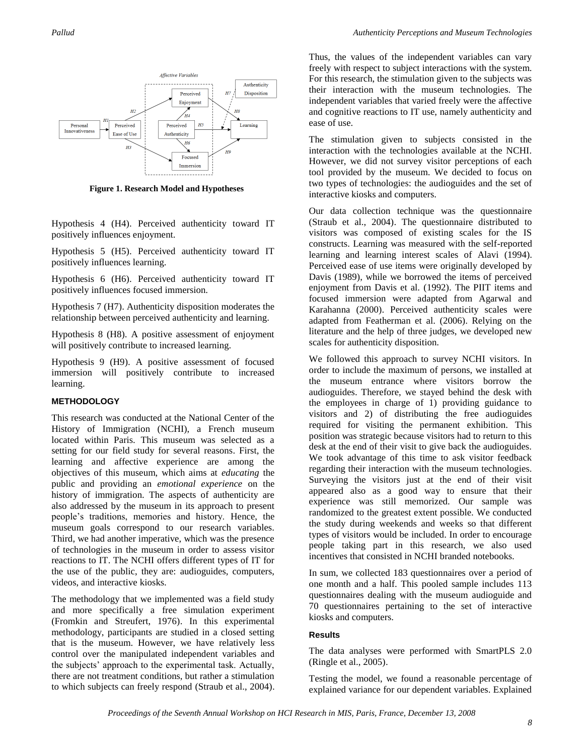**Figure 1. Research Model and Hypotheses**

Hypothesis 4 (H4). Perceived authenticity toward IT positively influences enjoyment.

Hypothesis 5 (H5). Perceived authenticity toward IT positively influences learning.

Hypothesis 6 (H6). Perceived authenticity toward IT positively influences focused immersion.

Hypothesis 7 (H7). Authenticity disposition moderates the relationship between perceived authenticity and learning.

Hypothesis 8 (H8). A positive assessment of enjoyment will positively contribute to increased learning.

Hypothesis 9 (H9). A positive assessment of focused immersion will positively contribute to increased learning.

## METHODOLOGY

This research was conducted at the National Center of the History of Immigration (NCHI), a French museum located within Paris. This museum was selected as a setting for our field study for several reasons. First, the learning and affective experience are among the objectives of this museum, which aims at *educating* the public and providing an *emotional experience* on the history of immigration. The aspects of authenticity are also addressed by the museum in its approach to present people's traditions, memories and history. Hence, the museum goals correspond to our research variables. Third, we had another imperative, which was the presence of technologies in the museum in order to assess visitor reactions to IT. The NCHI offers different types of IT for the use of the public, they are: audioguides, computers, videos, and interactive kiosks.

The methodology that we implemented was a field study and more specifically a free simulation experiment (Fromkin and Streufert, 1976). In this experimental methodology, participants are studied in a closed setting that is the museum. However, we have relatively less control over the manipulated independent variables and the subjects' approach to the experimental task. Actually, there are not treatment conditions, but rather a stimulation to which subjects can freely respond (Straub et al., 2004). Thus, the values of the independent variables can vary freely with respect to subject interactions with the system. For this research, the stimulation given to the subjects was their interaction with the museum technologies. The independent variables that varied freely were the affective and cognitive reactions to IT use, namely authenticity and ease of use.

The stimulation given to subjects consisted in the interaction with the technologies available at the NCHI. However, we did not survey visitor perceptions of each tool provided by the museum. We decided to focus on two types of technologies: the audioguides and the set of interactive kiosks and computers.

Our data collection technique was the questionnaire (Straub et al., 2004). The questionnaire distributed to visitors was composed of existing scales for the IS constructs. Learning was measured with the self-reported learning and learning interest scales of Alavi (1994). Perceived ease of use items were originally developed by Davis (1989), while we borrowed the items of perceived enjoyment from Davis et al. (1992). The PIIT items and focused immersion were adapted from Agarwal and Karahanna (2000). Perceived authenticity scales were adapted from Featherman et al. (2006). Relying on the literature and the help of three judges, we developed new scales for authenticity disposition.

We followed this approach to survey NCHI visitors. In order to include the maximum of persons, we installed at the museum entrance where visitors borrow the audioguides. Therefore, we stayed behind the desk with the employees in charge of 1) providing guidance to visitors and 2) of distributing the free audioguides required for visiting the permanent exhibition. This position was strategic because visitors had to return to this desk at the end of their visit to give back the audioguides. We took advantage of this time to ask visitor feedback regarding their interaction with the museum technologies. Surveying the visitors just at the end of their visit appeared also as a good way to ensure that their experience was still memorized. Our sample was randomized to the greatest extent possible. We conducted the study during weekends and weeks so that different types of visitors would be included. In order to encourage people taking part in this research, we also used incentives that consisted in NCHI branded notebooks.

In sum, we collected 183 questionnaires over a period of one month and a half. This pooled sample includes 113 questionnaires dealing with the museum audioguide and 70 questionnaires pertaining to the set of interactive kiosks and computers.

### Results

The data analyses were performed with SmartPLS 2.0 (Ringle et al., 2005).

Testing the model, we found a reasonable percentage of explained variance for our dependent variables. Explained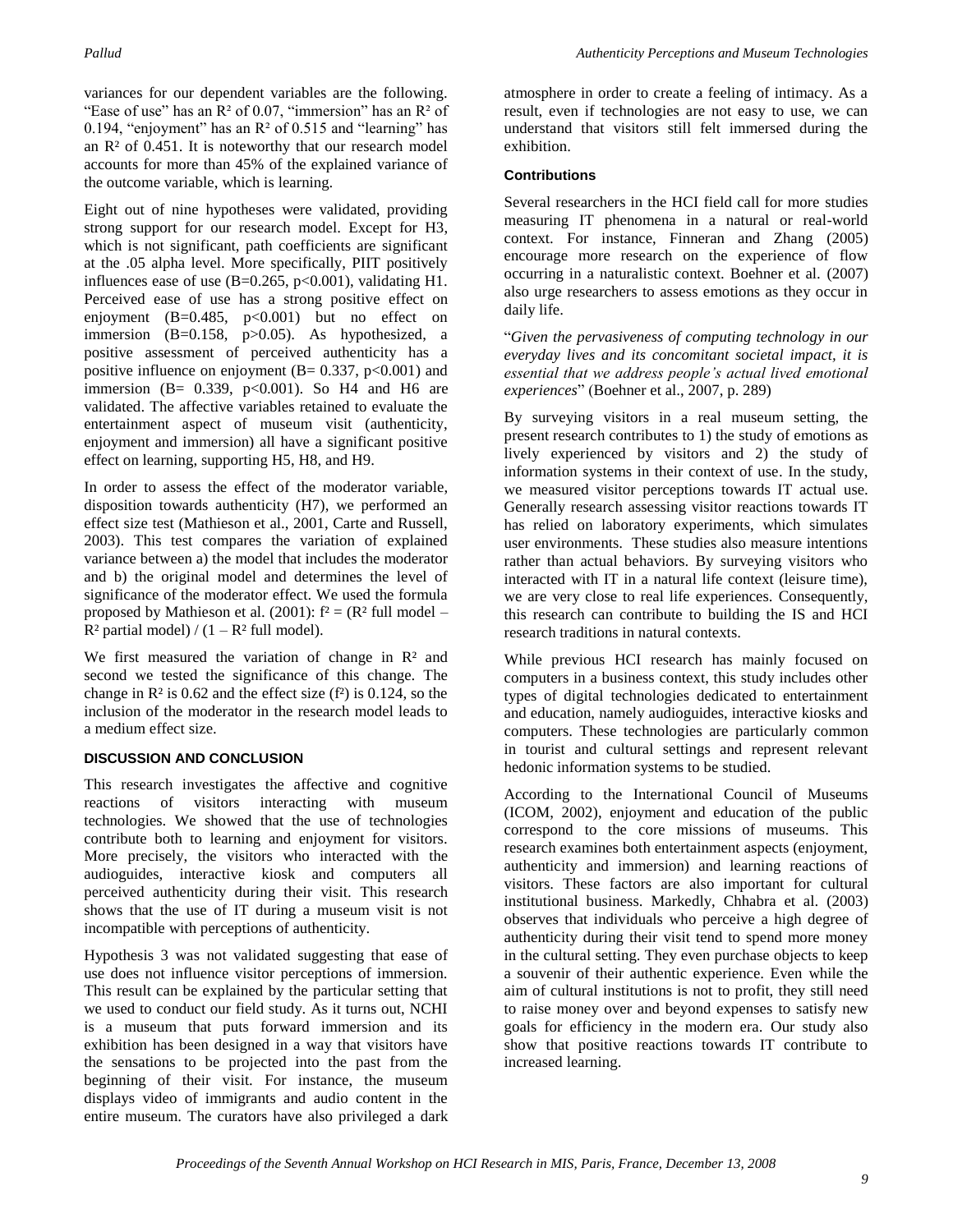variances for our dependent variables are the following. "Ease of use" has an $R^2$ of 0.07, "immersion" has an $R^2$ of 0.194, "enjoyment" has an $R^2$ of 0.515 and "learning" has an $R^2$ of 0.451. It is noteworthy that our research model accounts for more than 45% of the explained variance of the outcome variable, which is learning.

Eight out of nine hypotheses were validated, providing strong support for our research model. Except for H3, which is not significant, path coefficients are significant at the .05 alpha level. More specifically, PIIT positively influences ease of use (B=0.265, $p<0.001$), validating H1. Perceived ease of use has a strong positive effect on enjoyment (B=0.485, $p<0.001$) but no effect on immersion (B=0.158, $p>0.05$). As hypothesized, a positive assessment of perceived authenticity has a positive influence on enjoyment (B= 0.337, $p<0.001$) and immersion (B= 0.339, $p<0.001$). So H4 and H6 are validated. The affective variables retained to evaluate the entertainment aspect of museum visit (authenticity, enjoyment and immersion) all have a significant positive effect on learning, supporting H5, H8, and H9.

In order to assess the effect of the moderator variable, disposition towards authenticity (H7), we performed an effect size test (Mathieson et al., 2001, Carte and Russell, 2003). This test compares the variation of explained variance between a) the model that includes the moderator and b) the original model and determines the level of significance of the moderator effect. We used the formula proposed by Mathieson et al. (2001): $f^2 = (R^2 \text{ full model} - R^2 \text{ partial model}) / (1 - R^2 \text{ full model})$.

We first measured the variation of change in $R^2$ and second we tested the significance of this change. The change in $R^2$ is 0.62 and the effect size ($f^2$) is 0.124, so the inclusion of the moderator in the research model leads to a medium effect size.

## DISCUSSION AND CONCLUSION

This research investigates the affective and cognitive reactions of visitors interacting with museum technologies. We showed that the use of technologies contribute both to learning and enjoyment for visitors. More precisely, the visitors who interacted with the audioguides, interactive kiosk and computers all perceived authenticity during their visit. This research shows that the use of IT during a museum visit is not incompatible with perceptions of authenticity.

Hypothesis 3 was not validated suggesting that ease of use does not influence visitor perceptions of immersion. This result can be explained by the particular setting that we used to conduct our field study. As it turns out, NCHI is a museum that puts forward immersion and its exhibition has been designed in a way that visitors have the sensations to be projected into the past from the beginning of their visit. For instance, the museum displays video of immigrants and audio content in the entire museum. The curators have also privileged a dark atmosphere in order to create a feeling of intimacy. As a result, even if technologies are not easy to use, we can understand that visitors still felt immersed during the exhibition.

### Contributions

Several researchers in the HCI field call for more studies measuring IT phenomena in a natural or real-world context. For instance, Finneran and Zhang (2005) encourage more research on the experience of flow occurring in a naturalistic context. Boehner et al. (2007) also urge researchers to assess emotions as they occur in daily life.

"*Given the pervasiveness of computing technology in our everyday lives and its concomitant societal impact, it is essential that we address people's actual lived emotional experiences*" (Boehner et al., 2007, p. 289)

By surveying visitors in a real museum setting, the present research contributes to 1) the study of emotions as lively experienced by visitors and 2) the study of information systems in their context of use. In the study, we measured visitor perceptions towards IT actual use. Generally research assessing visitor reactions towards IT has relied on laboratory experiments, which simulates user environments. These studies also measure intentions rather than actual behaviors. By surveying visitors who interacted with IT in a natural life context (leisure time), we are very close to real life experiences. Consequently, this research can contribute to building the IS and HCI research traditions in natural contexts.

While previous HCI research has mainly focused on computers in a business context, this study includes other types of digital technologies dedicated to entertainment and education, namely audioguides, interactive kiosks and computers. These technologies are particularly common in tourist and cultural settings and represent relevant hedonic information systems to be studied.

According to the International Council of Museums (ICOM, 2002), enjoyment and education of the public correspond to the core missions of museums. This research examines both entertainment aspects (enjoyment, authenticity and immersion) and learning reactions of visitors. These factors are also important for cultural institutional business. Markedly, Chhabra et al. (2003) observes that individuals who perceive a high degree of authenticity during their visit tend to spend more money in the cultural setting. They even purchase objects to keep a souvenir of their authentic experience. Even while the aim of cultural institutions is not to profit, they still need to raise money over and beyond expenses to satisfy new goals for efficiency in the modern era. Our study also show that positive reactions towards IT contribute to increased learning.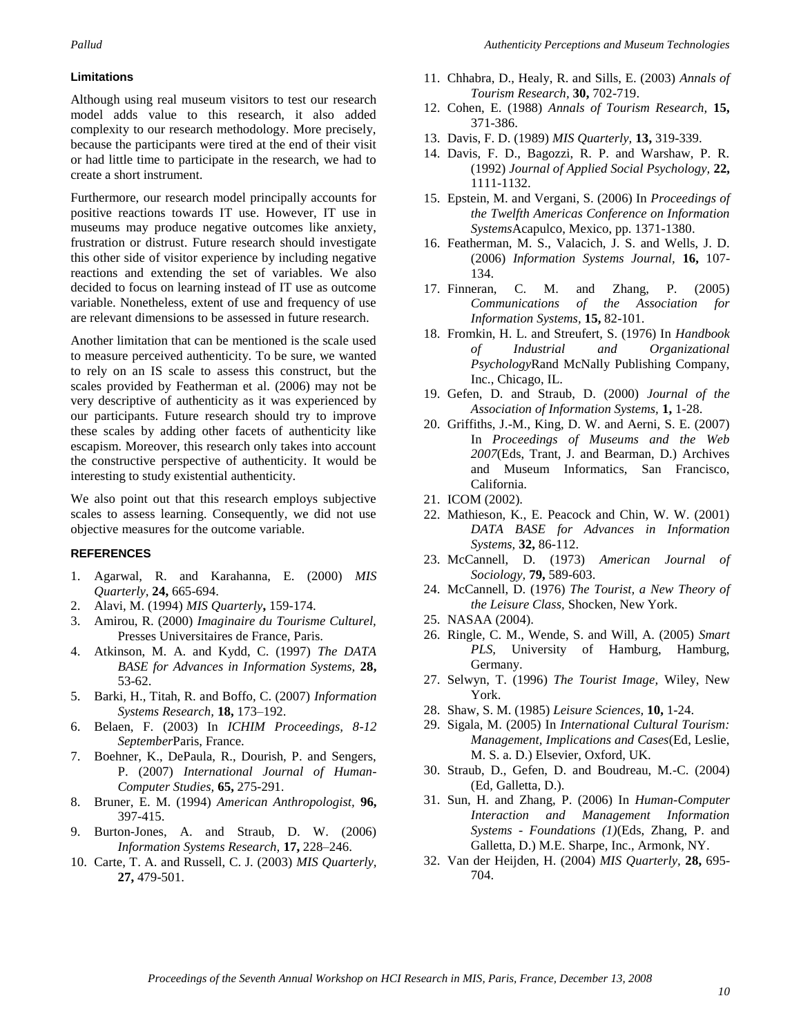### Limitations

Although using real museum visitors to test our research model adds value to this research, it also added complexity to our research methodology. More precisely, because the participants were tired at the end of their visit or had little time to participate in the research, we had to create a short instrument.

Furthermore, our research model principally accounts for positive reactions towards IT use. However, IT use in museums may produce negative outcomes like anxiety, frustration or distrust. Future research should investigate this other side of visitor experience by including negative reactions and extending the set of variables. We also decided to focus on learning instead of IT use as outcome variable. Nonetheless, extent of use and frequency of use are relevant dimensions to be assessed in future research.

Another limitation that can be mentioned is the scale used to measure perceived authenticity. To be sure, we wanted to rely on an IS scale to assess this construct, but the scales provided by Featherman et al. (2006) may not be very descriptive of authenticity as it was experienced by our participants. Future research should try to improve these scales by adding other facets of authenticity like escapism. Moreover, this research only takes into account the constructive perspective of authenticity. It would be interesting to study existential authenticity.

We also point out that this research employs subjective scales to assess learning. Consequently, we did not use objective measures for the outcome variable.

### REFERENCES

1. Agarwal, R. and Karahanna, E. (2000) *MIS Quarterly,* **24,** 665-694.
2. Alavi, M. (1994) *MIS Quarterly***,** 159-174.
3. Amirou, R. (2000) *Imaginaire du Tourisme Culturel,* Presses Universitaires de France, Paris.
4. Atkinson, M. A. and Kydd, C. (1997) *The DATA BASE for Advances in Information Systems,* **28,** 53-62.
5. Barki, H., Titah, R. and Boffo, C. (2007) *Information Systems Research,* **18,** 173–192.
6. Belaen, F. (2003) In *ICHIM Proceedings, 8-12 September*Paris, France.
7. Boehner, K., DePaula, R., Dourish, P. and Sengers, P. (2007) *International Journal of Human-Computer Studies,* **65,** 275-291.
8. Bruner, E. M. (1994) *American Anthropologist,* **96,** 397-415.
9. Burton-Jones, A. and Straub, D. W. (2006) *Information Systems Research,* **17,** 228–246.
10. Carte, T. A. and Russell, C. J. (2003) *MIS Quarterly,* **27,** 479-501.
11. Chhabra, D., Healy, R. and Sills, E. (2003) *Annals of Tourism Research,* **30,** 702-719.
12. Cohen, E. (1988) *Annals of Tourism Research,* **15,** 371-386.
13. Davis, F. D. (1989) *MIS Quarterly,* **13,** 319-339.
14. Davis, F. D., Bagozzi, R. P. and Warshaw, P. R. (1992) *Journal of Applied Social Psychology,* **22,** 1111-1132.
15. Epstein, M. and Vergani, S. (2006) In *Proceedings of the Twelfth Americas Conference on Information Systems*Acapulco, Mexico, pp. 1371-1380.
16. Featherman, M. S., Valacich, J. S. and Wells, J. D. (2006) *Information Systems Journal,* **16,** 107-134.
17. Finneran, C. M. and Zhang, P. (2005) *Communications of the Association for Information Systems,* **15,** 82-101.
18. Fromkin, H. L. and Streufert, S. (1976) In *Handbook of Industrial and Organizational Psychology*Rand McNally Publishing Company, Inc., Chicago, IL.
19. Gefen, D. and Straub, D. (2000) *Journal of the Association of Information Systems,* **1,** 1-28.
20. Griffiths, J.-M., King, D. W. and Aerni, S. E. (2007) In *Proceedings of Museums and the Web 2007*(Eds, Trant, J. and Bearman, D.) Archives and Museum Informatics, San Francisco, California.
21. ICOM (2002).
22. Mathieson, K., E. Peacock and Chin, W. W. (2001) *DATA BASE for Advances in Information Systems,* **32,** 86-112.
23. McCannell, D. (1973) *American Journal of Sociology,* **79,** 589-603.
24. McCannell, D. (1976) *The Tourist, a New Theory of the Leisure Class,* Shocken, New York.
25. NASAA (2004).
26. Ringle, C. M., Wende, S. and Will, A. (2005) *Smart PLS,* University of Hamburg, Hamburg, Germany.
27. Selwyn, T. (1996) *The Tourist Image,* Wiley, New York.
28. Shaw, S. M. (1985) *Leisure Sciences,* **10,** 1-24.
29. Sigala, M. (2005) In *International Cultural Tourism: Management, Implications and Cases*(Ed, Leslie, M. S. a. D.) Elsevier, Oxford, UK.
30. Straub, D., Gefen, D. and Boudreau, M.-C. (2004) (Ed, Galletta, D.).
31. Sun, H. and Zhang, P. (2006) In *Human-Computer Interaction and Management Information Systems - Foundations (1)*(Eds, Zhang, P. and Galletta, D.) M.E. Sharpe, Inc., Armonk, NY.
32. Van der Heijden, H. (2004) *MIS Quarterly,* **28,** 695-704.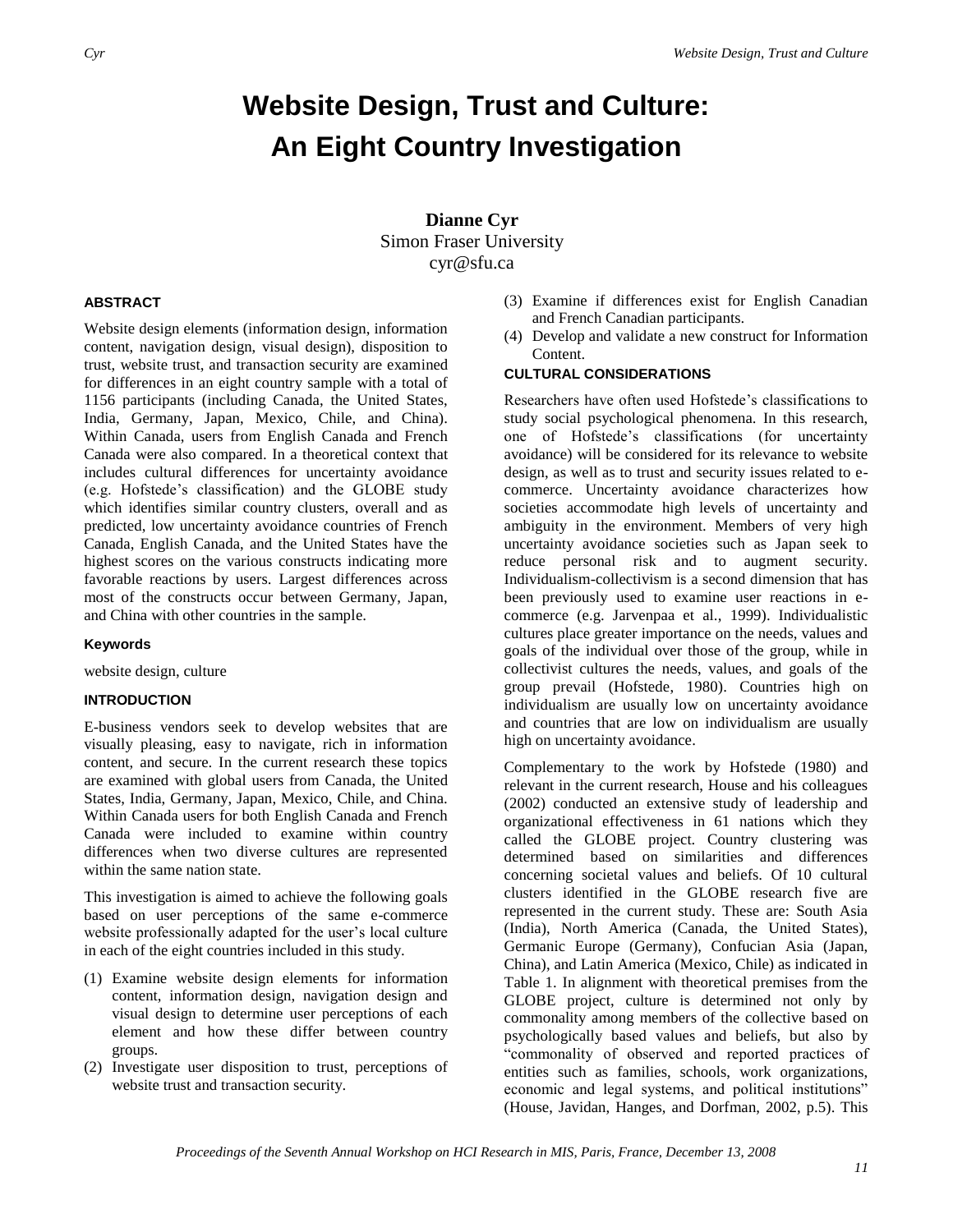# Website Design, Trust and Culture: An Eight Country Investigation

**Dianne Cyr**
Simon Fraser University
cyr@sfu.ca

### ABSTRACT

Website design elements (information design, information content, navigation design, visual design), disposition to trust, website trust, and transaction security are examined for differences in an eight country sample with a total of 1156 participants (including Canada, the United States, India, Germany, Japan, Mexico, Chile, and China). Within Canada, users from English Canada and French Canada were also compared. In a theoretical context that includes cultural differences for uncertainty avoidance (e.g. Hofstede's classification) and the GLOBE study which identifies similar country clusters, overall and as predicted, low uncertainty avoidance countries of French Canada, English Canada, and the United States have the highest scores on the various constructs indicating more favorable reactions by users. Largest differences across most of the constructs occur between Germany, Japan, and China with other countries in the sample.

### Keywords

website design, culture

### INTRODUCTION

E-business vendors seek to develop websites that are visually pleasing, easy to navigate, rich in information content, and secure. In the current research these topics are examined with global users from Canada, the United States, India, Germany, Japan, Mexico, Chile, and China). Within Canada users for both English Canada and French Canada were included to examine within country differences when two diverse cultures are represented within the same nation state.

This investigation is aimed to achieve the following goals based on user perceptions of the same e-commerce website professionally adapted for the user's local culture in each of the eight countries included in this study.

(1) Examine website design elements for information content, information design, navigation design and visual design to determine user perceptions of each element and how these differ between country groups.
(2) Investigate user disposition to trust, perceptions of website trust and transaction security.
(3) Examine if differences exist for English Canadian and French Canadian participants.
(4) Develop and validate a new construct for Information Content.

### CULTURAL CONSIDERATIONS

Researchers have often used Hofstede's classifications to study social psychological phenomena. In this research, one of Hofstede's classifications (for uncertainty avoidance) will be considered for its relevance to website design, as well as to trust and security issues related to e-commerce. Uncertainty avoidance characterizes how societies accommodate high levels of uncertainty and ambiguity in the environment. Members of very high uncertainty avoidance societies such as Japan seek to reduce personal risk and to augment security. Individualism-collectivism is a second dimension that has been previously used to examine user reactions in e-commerce (e.g. Jarvenpaa et al., 1999). Individualistic cultures place greater importance on the needs, values and goals of the individual over those of the group, while in collectivist cultures the needs, values, and goals of the group prevail (Hofstede, 1980). Countries high on individualism are usually low on uncertainty avoidance and countries that are low on individualism are usually high on uncertainty avoidance.

Complementary to the work by Hofstede (1980) and relevant in the current research, House and his colleagues (2002) conducted an extensive study of leadership and organizational effectiveness in 61 nations which they called the GLOBE project. Country clustering was determined based on similarities and differences concerning societal values and beliefs. Of 10 cultural clusters identified in the GLOBE research five are represented in the current study. These are: South Asia (India), North America (Canada, the United States), Germanic Europe (Germany), Confucian Asia (Japan, China), and Latin America (Mexico, Chile) as indicated in Table 1. In alignment with theoretical premises from the GLOBE project, culture is determined not only by commonality among members of the collective based on psychologically based values and beliefs, but also by "commonality of observed and reported practices of entities such as families, schools, work organizations, economic and legal systems, and political institutions" (House, Javidan, Hanges, and Dorfman, 2002, p.5). This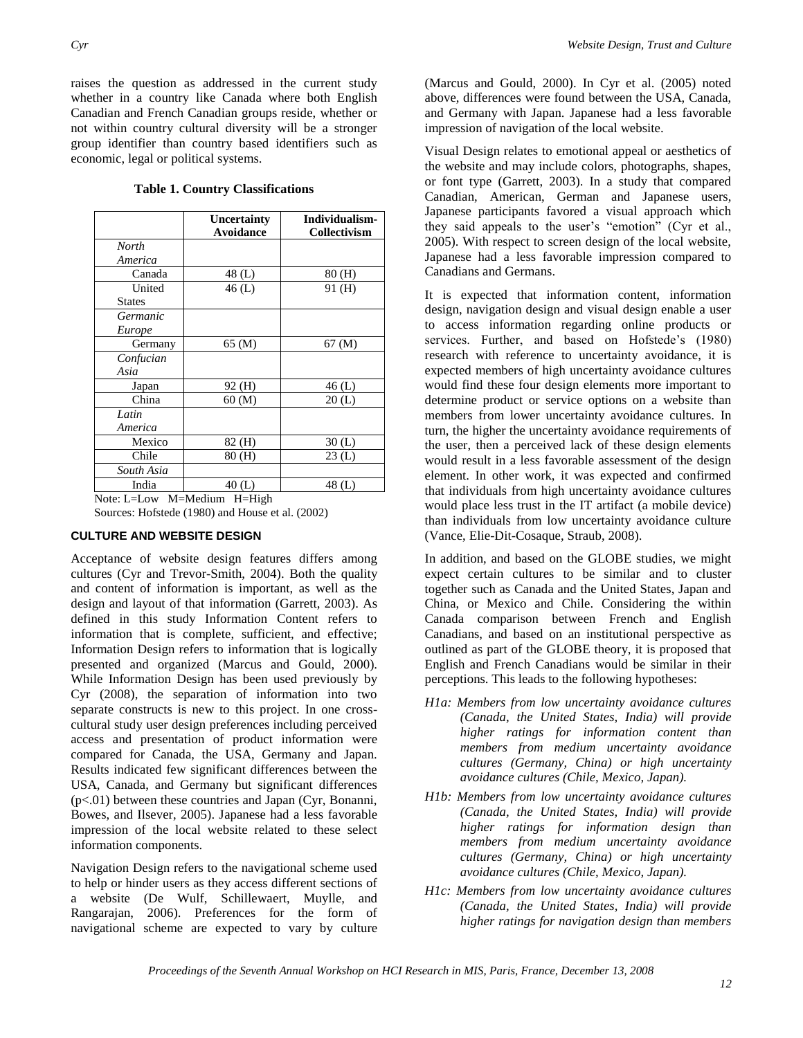raises the question as addressed in the current study whether in a country like Canada where both English Canadian and French Canadian groups reside, whether or not within country cultural diversity will be a stronger group identifier than country based identifiers such as economic, legal or political systems.

**Table 1. Country Classifications**

| | Uncertainty Avoidance | Individualism-Collectivism |
|---|---|---|
| *North America* | | |
| Canada | 48 (L) | 80 (H) |
| United States | 46 (L) | 91 (H) |
| *Germanic Europe* | | |
| Germany | 65 (M) | 67 (M) |
| *Confucian Asia* | | |
| Japan | 92 (H) | 46 (L) |
| China | 60 (M) | 20 (L) |
| *Latin America* | | |
| Mexico | 82 (H) | 30 (L) |
| Chile | 80 (H) | 23 (L) |
| *South Asia* | | |
| India | 40 (L) | 48 (L) |

Note: L=Low M=Medium H=High

Sources: Hofstede (1980) and House et al. (2002)

### CULTURE AND WEBSITE DESIGN

Acceptance of website design features differs among cultures (Cyr and Trevor-Smith, 2004). Both the quality and content of information is important, as well as the design and layout of that information (Garrett, 2003). As defined in this study Information Content refers to information that is complete, sufficient, and effective; Information Design refers to information that is logically presented and organized (Marcus and Gould, 2000). While Information Design has been used previously by Cyr (2008), the separation of information into two separate constructs is new to this project. In one cross-cultural study user design preferences including perceived access and presentation of product information were compared for Canada, the USA, Germany and Japan. Results indicated few significant differences between the USA, Canada, and Germany but significant differences ($p<.01$) between these countries and Japan (Cyr, Bonanni, Bowes, and Ilsever, 2005). Japanese had a less favorable impression of the local website related to these select information components.

Navigation Design refers to the navigational scheme used to help or hinder users as they access different sections of a website (De Wulf, Schillewaert, Muylle, and Rangarajan, 2006). Preferences for the form of navigational scheme are expected to vary by culture (Marcus and Gould, 2000). In Cyr et al. (2005) noted above, differences were found between the USA, Canada, and Germany with Japan. Japanese had a less favorable impression of navigation of the local website.

Visual Design relates to emotional appeal or aesthetics of the website and may include colors, photographs, shapes, or font type (Garrett, 2003). In a study that compared Canadian, American, German and Japanese users, Japanese participants favored a visual approach which they said appeals to the user's "emotion" (Cyr et al., 2005). With respect to screen design of the local website, Japanese had a less favorable impression compared to Canadians and Germans.

It is expected that information content, information design, navigation design and visual design enable a user to access information regarding online products or services. Further, and based on Hofstede's (1980) research with reference to uncertainty avoidance, it is expected members of high uncertainty avoidance cultures would find these four design elements more important to determine product or service options on a website than members from lower uncertainty avoidance cultures. In turn, the higher the uncertainty avoidance requirements of the user, then a perceived lack of these design elements would result in a less favorable assessment of the design element. In other work, it was expected and confirmed that individuals from high uncertainty avoidance cultures would place less trust in the IT artifact (a mobile device) than individuals from low uncertainty avoidance culture (Vance, Elie-Dit-Cosaque, Straub, 2008).

In addition, and based on the GLOBE studies, we might expect certain cultures to be similar and to cluster together such as Canada and the United States, Japan and China, or Mexico and Chile. Considering the within Canada comparison between French and English Canadians, and based on an institutional perspective as outlined as part of the GLOBE theory, it is proposed that English and French Canadians would be similar in their perceptions. This leads to the following hypotheses:

*H1a: Members from low uncertainty avoidance cultures (Canada, the United States, India) will provide higher ratings for information content than members from medium uncertainty avoidance cultures (Germany, China) or high uncertainty avoidance cultures (Chile, Mexico, Japan).*

*H1b: Members from low uncertainty avoidance cultures (Canada, the United States, India) will provide higher ratings for information design than members from medium uncertainty avoidance cultures (Germany, China) or high uncertainty avoidance cultures (Chile, Mexico, Japan).*

*H1c: Members from low uncertainty avoidance cultures (Canada, the United States, India) will provide higher ratings for navigation design than members*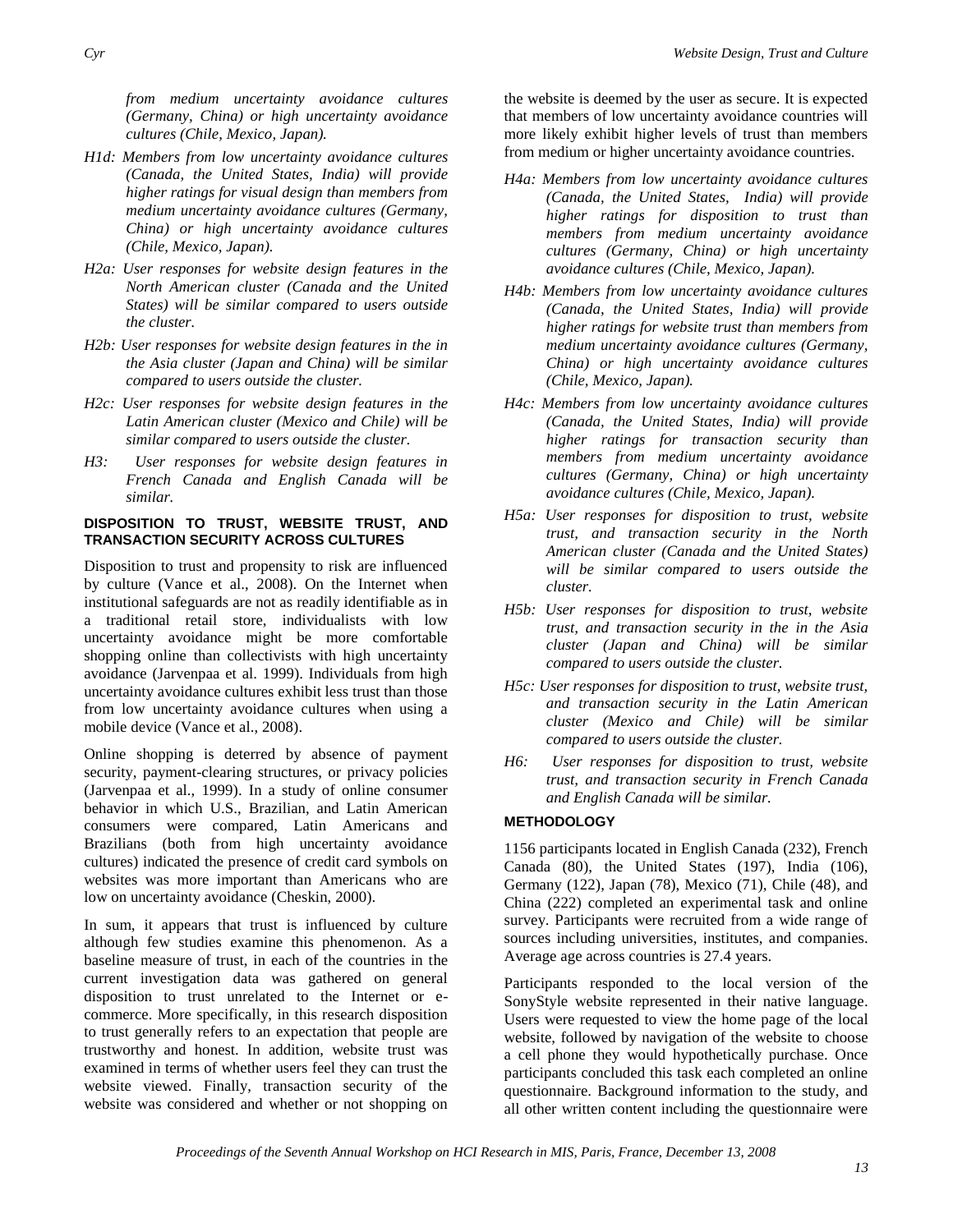*from medium uncertainty avoidance cultures (Germany, China) or high uncertainty avoidance cultures (Chile, Mexico, Japan).*

*H1d: Members from low uncertainty avoidance cultures (Canada, the United States, India) will provide higher ratings for visual design than members from medium uncertainty avoidance cultures (Germany, China) or high uncertainty avoidance cultures (Chile, Mexico, Japan).*

*H2a: User responses for website design features in the North American cluster (Canada and the United States) will be similar compared to users outside the cluster.*

*H2b: User responses for website design features in the in the Asia cluster (Japan and China) will be similar compared to users outside the cluster.*

*H2c: User responses for website design features in the Latin American cluster (Mexico and Chile) will be similar compared to users outside the cluster.*

*H3: User responses for website design features in French Canada and English Canada will be similar.*

## DISPOSITION TO TRUST, WEBSITE TRUST, AND TRANSACTION SECURITY ACROSS CULTURES

Disposition to trust and propensity to risk are influenced by culture (Vance et al., 2008). On the Internet when institutional safeguards are not as readily identifiable as in a traditional retail store, individualists with low uncertainty avoidance might be more comfortable shopping online than collectivists with high uncertainty avoidance (Jarvenpaa et al. 1999). Individuals from high uncertainty avoidance cultures exhibit less trust than those from low uncertainty avoidance cultures when using a mobile device (Vance et al., 2008).

Online shopping is deterred by absence of payment security, payment-clearing structures, or privacy policies (Jarvenpaa et al., 1999). In a study of online consumer behavior in which U.S., Brazilian, and Latin American consumers were compared, Latin Americans and Brazilians (both from high uncertainty avoidance cultures) indicated the presence of credit card symbols on websites was more important than Americans who are low on uncertainty avoidance (Cheskin, 2000).

In sum, it appears that trust is influenced by culture although few studies examine this phenomenon. As a baseline measure of trust, in each of the countries in the current investigation data was gathered on general disposition to trust unrelated to the Internet or e-commerce. More specifically, in this research disposition to trust generally refers to an expectation that people are trustworthy and honest. In addition, website trust was examined in terms of whether users feel they can trust the website viewed. Finally, transaction security of the website was considered and whether or not shopping on the website is deemed by the user as secure. It is expected that members of low uncertainty avoidance countries will more likely exhibit higher levels of trust than members from medium or higher uncertainty avoidance countries.

*H4a: Members from low uncertainty avoidance cultures (Canada, the United States, India) will provide higher ratings for disposition to trust than members from medium uncertainty avoidance cultures (Germany, China) or high uncertainty avoidance cultures (Chile, Mexico, Japan).*

*H4b: Members from low uncertainty avoidance cultures (Canada, the United States, India) will provide higher ratings for website trust than members from medium uncertainty avoidance cultures (Germany, China) or high uncertainty avoidance cultures (Chile, Mexico, Japan).*

*H4c: Members from low uncertainty avoidance cultures (Canada, the United States, India) will provide higher ratings for transaction security than members from medium uncertainty avoidance cultures (Germany, China) or high uncertainty avoidance cultures (Chile, Mexico, Japan).*

*H5a: User responses for disposition to trust, website trust, and transaction security in the North American cluster (Canada and the United States) will be similar compared to users outside the cluster.*

*H5b: User responses for disposition to trust, website trust, and transaction security in the in the Asia cluster (Japan and China) will be similar compared to users outside the cluster.*

*H5c: User responses for disposition to trust, website trust, and transaction security in the Latin American cluster (Mexico and Chile) will be similar compared to users outside the cluster.*

*H6: User responses for disposition to trust, website trust, and transaction security in French Canada and English Canada will be similar.*

## METHODOLOGY

1156 participants located in English Canada (232), French Canada (80), the United States (197), India (106), Germany (122), Japan (78), Mexico (71), Chile (48), and China (222) completed an experimental task and online survey. Participants were recruited from a wide range of sources including universities, institutes, and companies. Average age across countries is 27.4 years.

Participants responded to the local version of the SonyStyle website represented in their native language. Users were requested to view the home page of the local website, followed by navigation of the website to choose a cell phone they would hypothetically purchase. Once participants concluded this task each completed an online questionnaire. Background information to the study, and all other written content including the questionnaire were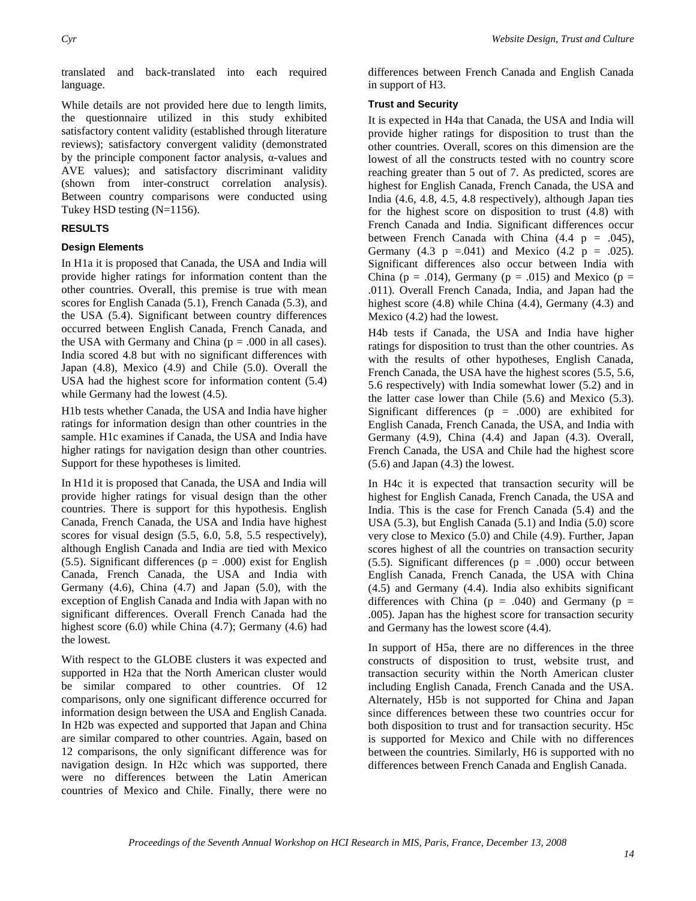translated and back-translated into each required language.

While details are not provided here due to length limits, the questionnaire utilized in this study exhibited satisfactory content validity (established through literature reviews); satisfactory convergent validity (demonstrated by the principle component factor analysis, α-values and AVE values); and satisfactory discriminant validity (shown from inter-construct correlation analysis). Between country comparisons were conducted using Tukey HSD testing (N=1156).

## RESULTS

### Design Elements

In H1a it is proposed that Canada, the USA and India will provide higher ratings for information content than the other countries. Overall, this premise is true with mean scores for English Canada (5.1), French Canada (5.3), and the USA (5.4). Significant between country differences occurred between English Canada, French Canada, and the USA with Germany and China ($p = .000$ in all cases). India scored 4.8 but with no significant differences with Japan (4.8), Mexico (4.9) and Chile (5.0). Overall the USA had the highest score for information content (5.4) while Germany had the lowest (4.5).

H1b tests whether Canada, the USA and India have higher ratings for information design than other countries in the sample. H1c examines if Canada, the USA and India have higher ratings for navigation design than other countries. Support for these hypotheses is limited.

In H1d it is proposed that Canada, the USA and India will provide higher ratings for visual design than the other countries. There is support for this hypothesis. English Canada, French Canada, the USA and India have highest scores for visual design (5.5, 6.0, 5.8, 5.5 respectively), although English Canada and India are tied with Mexico (5.5). Significant differences ($p = .000$) exist for English Canada, French Canada, the USA and India with Germany (4.6), China (4.7) and Japan (5.0), with the exception of English Canada and India with Japan with no significant differences. Overall French Canada had the highest score (6.0) while China (4.7); Germany (4.6) had the lowest.

With respect to the GLOBE clusters it was expected and supported in H2a that the North American cluster would be similar compared to other countries. Of 12 comparisons, only one significant difference occurred for information design between the USA and English Canada. In H2b was expected and supported that Japan and China are similar compared to other countries. Again, based on 12 comparisons, the only significant difference was for navigation design. In H2c which was supported, there were no differences between the Latin American countries of Mexico and Chile. Finally, there were no differences between French Canada and English Canada in support of H3.

### Trust and Security

It is expected in H4a that Canada, the USA and India will provide higher ratings for disposition to trust than the other countries. Overall, scores on this dimension are the lowest of all the constructs tested with no country score reaching greater than 5 out of 7. As predicted, scores are highest for English Canada, French Canada, the USA and India (4.6, 4.8, 4.5, 4.8 respectively), although Japan ties for the highest score on disposition to trust (4.8) with French Canada and India. Significant differences occur between French Canada with China (4.4 $p = .045$), Germany (4.3 $p = .041$) and Mexico (4.2 $p = .025$). Significant differences also occur between India with China ($p = .014$), Germany ($p = .015$) and Mexico ($p = .011$). Overall French Canada, India, and Japan had the highest score (4.8) while China (4.4), Germany (4.3) and Mexico (4.2) had the lowest.

H4b tests if Canada, the USA and India have higher ratings for disposition to trust than the other countries. As with the results of other hypotheses, English Canada, French Canada, the USA have the highest scores (5.5, 5.6, 5.6 respectively) with India somewhat lower (5.2) and in the latter case lower than Chile (5.6) and Mexico (5.3). Significant differences ($p = .000$) are exhibited for English Canada, French Canada, the USA, and India with Germany (4.9), China (4.4) and Japan (4.3). Overall, French Canada, the USA and Chile had the highest score (5.6) and Japan (4.3) the lowest.

In H4c it is expected that transaction security will be highest for English Canada, French Canada, the USA and India. This is the case for French Canada (5.4) and the USA (5.3), but English Canada (5.1) and India (5.0) score very close to Mexico (5.0) and Chile (4.9). Further, Japan scores highest of all the countries on transaction security (5.5). Significant differences ($p = .000$) occur between English Canada, French Canada, the USA with China (4.5) and Germany (4.4). India also exhibits significant differences with China ($p = .040$) and Germany ($p = .005$). Japan has the highest score for transaction security and Germany has the lowest score (4.4).

In support of H5a, there are no differences in the three constructs of disposition to trust, website trust, and transaction security within the North American cluster including English Canada, French Canada and the USA. Alternately, H5b is not supported for China and Japan since differences between these two countries occur for both disposition to trust and for transaction security. H5c is supported for Mexico and Chile with no differences between the countries. Similarly, H6 is supported with no differences between French Canada and English Canada.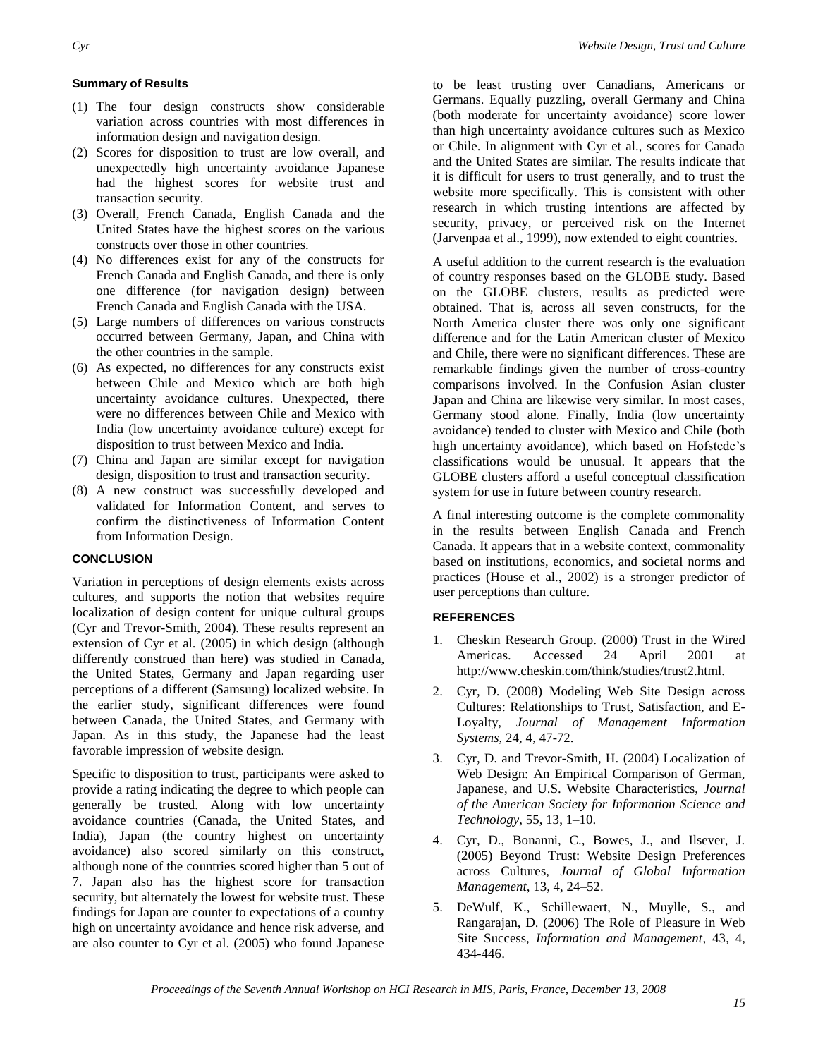### Summary of Results

(1) The four design constructs show considerable variation across countries with most differences in information design and navigation design.

(2) Scores for disposition to trust are low overall, and unexpectedly high uncertainty avoidance Japanese had the highest scores for website trust and transaction security.

(3) Overall, French Canada, English Canada and the United States have the highest scores on the various constructs over those in other countries.

(4) No differences exist for any of the constructs for French Canada and English Canada, and there is only one difference (for navigation design) between French Canada and English Canada with the USA.

(5) Large numbers of differences on various constructs occurred between Germany, Japan, and China with the other countries in the sample.

(6) As expected, no differences for any constructs exist between Chile and Mexico which are both high uncertainty avoidance cultures. Unexpected, there were no differences between Chile and Mexico with India (low uncertainty avoidance culture) except for disposition to trust between Mexico and India.

(7) China and Japan are similar except for navigation design, disposition to trust and transaction security.

(8) A new construct was successfully developed and validated for Information Content, and serves to confirm the distinctiveness of Information Content from Information Design.

### CONCLUSION

Variation in perceptions of design elements exists across cultures, and supports the notion that websites require localization of design content for unique cultural groups (Cyr and Trevor-Smith, 2004). These results represent an extension of Cyr et al. (2005) in which design (although differently construed than here) was studied in Canada, the United States, Germany and Japan regarding user perceptions of a different (Samsung) localized website. In the earlier study, significant differences were found between Canada, the United States, and Germany with Japan. As in this study, the Japanese had the least favorable impression of website design.

Specific to disposition to trust, participants were asked to provide a rating indicating the degree to which people can generally be trusted. Along with low uncertainty avoidance countries (Canada, the United States, and India), Japan (the country highest on uncertainty avoidance) also scored similarly on this construct, although none of the countries scored higher than 5 out of 7. Japan also has the highest score for transaction security, but alternately the lowest for website trust. These findings for Japan are counter to expectations of a country high on uncertainty avoidance and hence risk adverse, and are also counter to Cyr et al. (2005) who found Japanese to be least trusting over Canadians, Americans or Germans. Equally puzzling, overall Germany and China (both moderate for uncertainty avoidance) score lower than high uncertainty avoidance cultures such as Mexico or Chile. In alignment with Cyr et al., scores for Canada and the United States are similar. The results indicate that it is difficult for users to trust generally, and to trust the website more specifically. This is consistent with other research in which trusting intentions are affected by security, privacy, or perceived risk on the Internet (Jarvenpaa et al., 1999), now extended to eight countries.

A useful addition to the current research is the evaluation of country responses based on the GLOBE study. Based on the GLOBE clusters, results as predicted were obtained. That is, across all seven constructs, for the North America cluster there was only one significant difference and for the Latin American cluster of Mexico and Chile, there were no significant differences. These are remarkable findings given the number of cross-country comparisons involved. In the Confusion Asian cluster Japan and China are likewise very similar. In most cases, Germany stood alone. Finally, India (low uncertainty avoidance) tended to cluster with Mexico and Chile (both high uncertainty avoidance), which based on Hofstede's classifications would be unusual. It appears that the GLOBE clusters afford a useful conceptual classification system for use in future between country research.

A final interesting outcome is the complete commonality in the results between English Canada and French Canada. It appears that in a website context, commonality based on institutions, economics, and societal norms and practices (House et al., 2002) is a stronger predictor of user perceptions than culture.

### REFERENCES

1. Cheskin Research Group. (2000) Trust in the Wired Americas. Accessed 24 April 2001 at http://www.cheskin.com/think/studies/trust2.html.
2. Cyr, D. (2008) Modeling Web Site Design across Cultures: Relationships to Trust, Satisfaction, and E-Loyalty, *Journal of Management Information Systems*, 24, 4, 47-72.
3. Cyr, D. and Trevor-Smith, H. (2004) Localization of Web Design: An Empirical Comparison of German, Japanese, and U.S. Website Characteristics, *Journal of the American Society for Information Science and Technology,* 55, 13, 1–10.
4. Cyr, D., Bonanni, C., Bowes, J., and Ilsever, J. (2005) Beyond Trust: Website Design Preferences across Cultures, *Journal of Global Information Management,* 13, 4, 24–52.
5. DeWulf, K., Schillewaert, N., Muylle, S., and Rangarajan, D. (2006) The Role of Pleasure in Web Site Success, *Information and Management,* 43, 4, 434-446.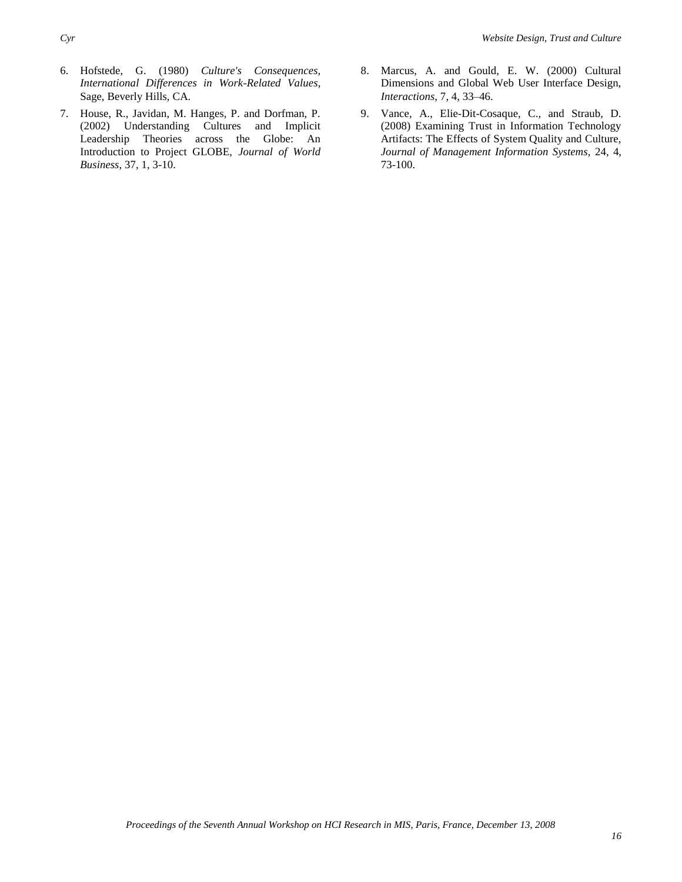6. Hofstede, G. (1980) *Culture's Consequences, International Differences in Work-Related Values*, Sage, Beverly Hills, CA.

7. House, R., Javidan, M. Hanges, P. and Dorfman, P. (2002) Understanding Cultures and Implicit Leadership Theories across the Globe: An Introduction to Project GLOBE, *Journal of World Business,* 37, 1, 3-10.

8. Marcus, A. and Gould, E. W. (2000) Cultural Dimensions and Global Web User Interface Design, *Interactions,* 7, 4, 33–46.

9. Vance, A., Elie-Dit-Cosaque, C., and Straub, D. (2008) Examining Trust in Information Technology Artifacts: The Effects of System Quality and Culture, *Journal of Management Information Systems,* 24, 4, 73-100.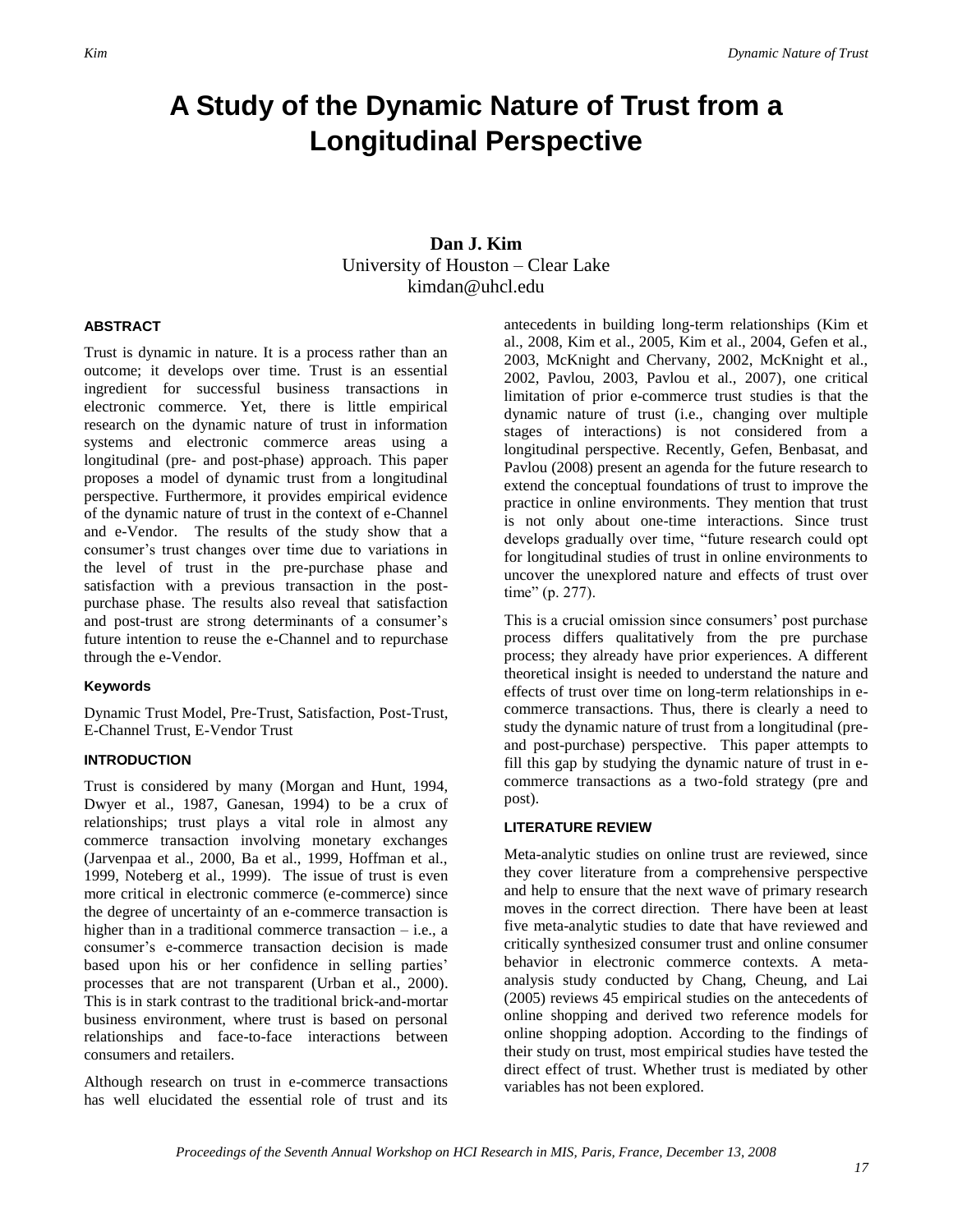// 
# A Study of the Dynamic Nature of Trust from a Longitudinal Perspective

**Dan J. Kim**
University of Houston – Clear Lake
kimdan@uhcl.edu

### ABSTRACT

Trust is dynamic in nature. It is a process rather than an outcome; it develops over time. Trust is an essential ingredient for successful business transactions in electronic commerce. Yet, there is little empirical research on the dynamic nature of trust in information systems and electronic commerce areas using a longitudinal (pre- and post-phase) approach. This paper proposes a model of dynamic trust from a longitudinal perspective. Furthermore, it provides empirical evidence of the dynamic nature of trust in the context of e-Channel and e-Vendor. The results of the study show that a consumer's trust changes over time due to variations in the level of trust in the pre-purchase phase and satisfaction with a previous transaction in the post-purchase phase. The results also reveal that satisfaction and post-trust are strong determinants of a consumer's future intention to reuse the e-Channel and to repurchase through the e-Vendor.

### Keywords

Dynamic Trust Model, Pre-Trust, Satisfaction, Post-Trust, E-Channel Trust, E-Vendor Trust

### INTRODUCTION

Trust is considered by many (Morgan and Hunt, 1994, Dwyer et al., 1987, Ganesan, 1994) to be a crux of relationships; trust plays a vital role in almost any commerce transaction involving monetary exchanges (Jarvenpaa et al., 2000, Ba et al., 1999, Hoffman et al., 1999, Noteberg et al., 1999). The issue of trust is even more critical in electronic commerce (e-commerce) since the degree of uncertainty of an e-commerce transaction is higher than in a traditional commerce transaction – i.e., a consumer's e-commerce transaction decision is made based upon his or her confidence in selling parties' processes that are not transparent (Urban et al., 2000). This is in stark contrast to the traditional brick-and-mortar business environment, where trust is based on personal relationships and face-to-face interactions between consumers and retailers.

Although research on trust in e-commerce transactions has well elucidated the essential role of trust and its antecedents in building long-term relationships (Kim et al., 2008, Kim et al., 2005, Kim et al., 2004, Gefen et al., 2003, McKnight and Chervany, 2002, McKnight et al., 2002, Pavlou, 2003, Pavlou et al., 2007), one critical limitation of prior e-commerce trust studies is that the dynamic nature of trust (i.e., changing over multiple stages of interactions) is not considered from a longitudinal perspective. Recently, Gefen, Benbasat, and Pavlou (2008) present an agenda for the future research to extend the conceptual foundations of trust to improve the practice in online environments. They mention that trust is not only about one-time interactions. Since trust develops gradually over time, "future research could opt for longitudinal studies of trust in online environments to uncover the unexplored nature and effects of trust over time" (p. 277).

This is a crucial omission since consumers' post purchase process differs qualitatively from the pre purchase process; they already have prior experiences. A different theoretical insight is needed to understand the nature and effects of trust over time on long-term relationships in e-commerce transactions. Thus, there is clearly a need to study the dynamic nature of trust from a longitudinal (pre- and post-purchase) perspective. This paper attempts to fill this gap by studying the dynamic nature of trust in e-commerce transactions as a two-fold strategy (pre and post).

### LITERATURE REVIEW

Meta-analytic studies on online trust are reviewed, since they cover literature from a comprehensive perspective and help to ensure that the next wave of primary research moves in the correct direction. There have been at least five meta-analytic studies to date that have reviewed and critically synthesized consumer trust and online consumer behavior in electronic commerce contexts. A meta-analysis study conducted by Chang, Cheung, and Lai (2005) reviews 45 empirical studies on the antecedents of online shopping and derived two reference models for online shopping adoption. According to the findings of their study on trust, most empirical studies have tested the direct effect of trust. Whether trust is mediated by other variables has not been explored.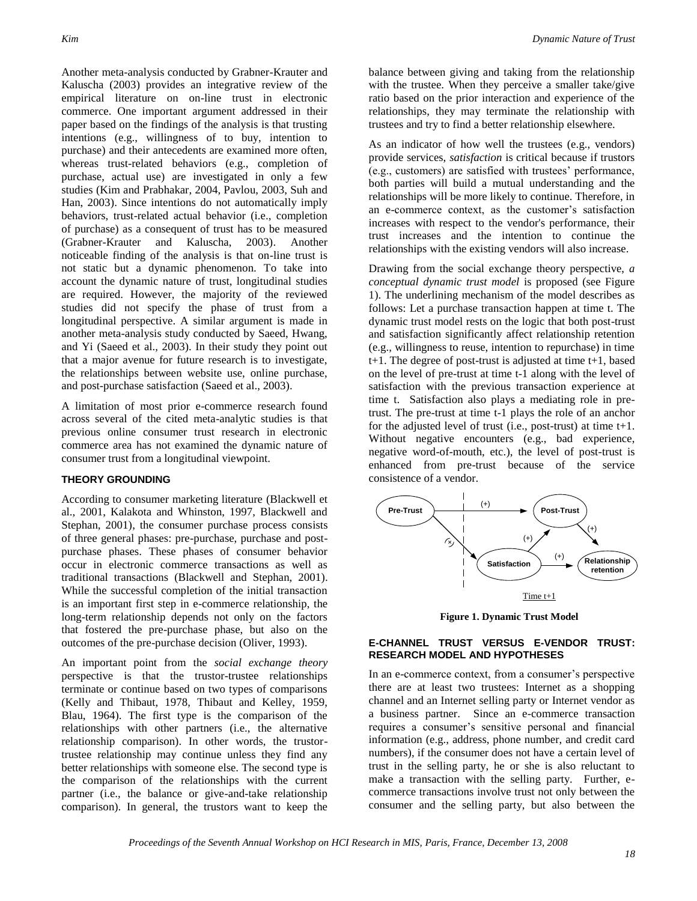Another meta-analysis conducted by Grabner-Krauter and Kaluscha (2003) provides an integrative review of the empirical literature on on-line trust in electronic commerce. One important argument addressed in their paper based on the findings of the analysis is that trusting intentions (e.g., willingness of to buy, intention to purchase) and their antecedents are examined more often, whereas trust-related behaviors (e.g., completion of purchase, actual use) are investigated in only a few studies (Kim and Prabhakar, 2004, Pavlou, 2003, Suh and Han, 2003). Since intentions do not automatically imply behaviors, trust-related actual behavior (i.e., completion of purchase) as a consequent of trust has to be measured (Grabner-Krauter and Kaluscha, 2003). Another noticeable finding of the analysis is that on-line trust is not static but a dynamic phenomenon. To take into account the dynamic nature of trust, longitudinal studies are required. However, the majority of the reviewed studies did not specify the phase of trust from a longitudinal perspective. A similar argument is made in another meta-analysis study conducted by Saeed, Hwang, and Yi (Saeed et al., 2003). In their study they point out that a major avenue for future research is to investigate, the relationships between website use, online purchase, and post-purchase satisfaction (Saeed et al., 2003).

A limitation of most prior e-commerce research found across several of the cited meta-analytic studies is that previous online consumer trust research in electronic commerce area has not examined the dynamic nature of consumer trust from a longitudinal viewpoint.

## THEORY GROUNDING

According to consumer marketing literature (Blackwell et al., 2001, Kalakota and Whinston, 1997, Blackwell and Stephan, 2001), the consumer purchase process consists of three general phases: pre-purchase, purchase and post-purchase phases. These phases of consumer behavior occur in electronic commerce transactions as well as traditional transactions (Blackwell and Stephan, 2001). While the successful completion of the initial transaction is an important first step in e-commerce relationship, the long-term relationship depends not only on the factors that fostered the pre-purchase phase, but also on the outcomes of the pre-purchase decision (Oliver, 1993).

An important point from the *social exchange theory* perspective is that the trustor-trustee relationships terminate or continue based on two types of comparisons (Kelly and Thibaut, 1978, Thibaut and Kelley, 1959, Blau, 1964). The first type is the comparison of the relationships with other partners (i.e., the alternative relationship comparison). In other words, the trustor-trustee relationship may continue unless they find any better relationships with someone else. The second type is the comparison of the relationships with the current partner (i.e., the balance or give-and-take relationship comparison). In general, the trustors want to keep the balance between giving and taking from the relationship with the trustee. When they perceive a smaller take/give ratio based on the prior interaction and experience of the relationships, they may terminate the relationship with trustees and try to find a better relationship elsewhere.

As an indicator of how well the trustees (e.g., vendors) provide services, *satisfaction* is critical because if trustors (e.g., customers) are satisfied with trustees' performance, both parties will build a mutual understanding and the relationships will be more likely to continue. Therefore, in an e-commerce context, as the customer's satisfaction increases with respect to the vendor's performance, their trust increases and the intention to continue the relationships with the existing vendors will also increase.

Drawing from the social exchange theory perspective, *a conceptual dynamic trust model* is proposed (see Figure 1). The underlining mechanism of the model describes as follows: Let a purchase transaction happen at time t. The dynamic trust model rests on the logic that both post-trust and satisfaction significantly affect relationship retention (e.g., willingness to reuse, intention to repurchase) in time t+1. The degree of post-trust is adjusted at time t+1, based on the level of pre-trust at time t-1 along with the level of satisfaction with the previous transaction experience at time t. Satisfaction also plays a mediating role in pre-trust. The pre-trust at time t-1 plays the role of an anchor for the adjusted level of trust (i.e., post-trust) at time t+1. Without negative encounters (e.g., bad experience, negative word-of-mouth, etc.), the level of post-trust is enhanced from pre-trust because of the service consistence of a vendor.

**Figure 1. Dynamic Trust Model**

## E-CHANNEL TRUST VERSUS E-VENDOR TRUST: RESEARCH MODEL AND HYPOTHESES

In an e-commerce context, from a consumer's perspective there are at least two trustees: Internet as a shopping channel and an Internet selling party or Internet vendor as a business partner. Since an e-commerce transaction requires a consumer's sensitive personal and financial information (e.g., address, phone number, and credit card numbers), if the consumer does not have a certain level of trust in the selling party, he or she is also reluctant to make a transaction with the selling party. Further, e-commerce transactions involve trust not only between the consumer and the selling party, but also between the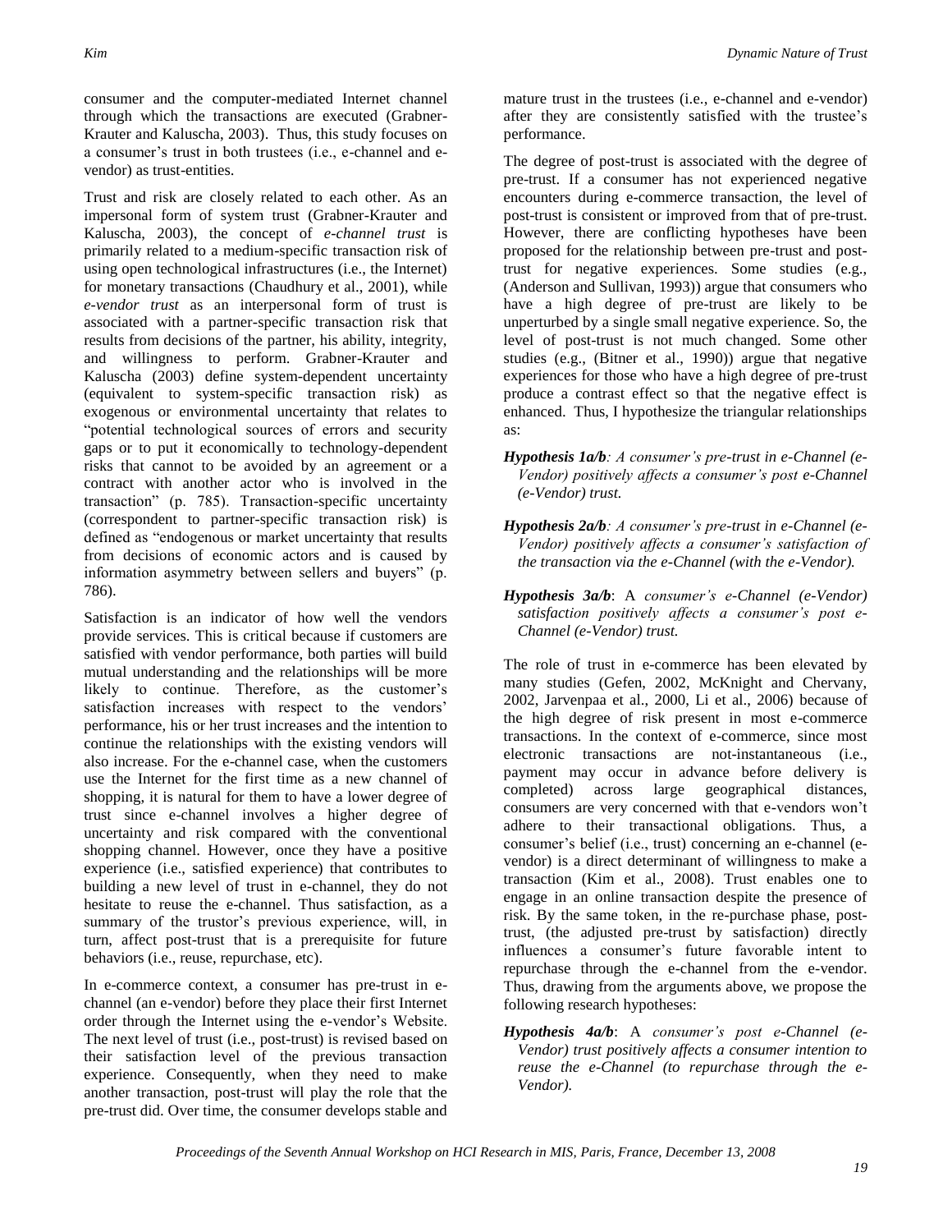consumer and the computer-mediated Internet channel through which the transactions are executed (Grabner-Krauter and Kaluscha, 2003). Thus, this study focuses on a consumer's trust in both trustees (i.e., e-channel and e-vendor) as trust-entities.

Trust and risk are closely related to each other. As an impersonal form of system trust (Grabner-Krauter and Kaluscha, 2003), the concept of *e-channel trust* is primarily related to a medium-specific transaction risk of using open technological infrastructures (i.e., the Internet) for monetary transactions (Chaudhury et al., 2001), while *e-vendor trust* as an interpersonal form of trust is associated with a partner-specific transaction risk that results from decisions of the partner, his ability, integrity, and willingness to perform. Grabner-Krauter and Kaluscha (2003) define system-dependent uncertainty (equivalent to system-specific transaction risk) as exogenous or environmental uncertainty that relates to "potential technological sources of errors and security gaps or to put it economically to technology-dependent risks that cannot to be avoided by an agreement or a contract with another actor who is involved in the transaction" (p. 785). Transaction-specific uncertainty (correspondent to partner-specific transaction risk) is defined as "endogenous or market uncertainty that results from decisions of economic actors and is caused by information asymmetry between sellers and buyers" (p. 786).

Satisfaction is an indicator of how well the vendors provide services. This is critical because if customers are satisfied with vendor performance, both parties will build mutual understanding and the relationships will be more likely to continue. Therefore, as the customer's satisfaction increases with respect to the vendors' performance, his or her trust increases and the intention to continue the relationships with the existing vendors will also increase. For the e-channel case, when the customers use the Internet for the first time as a new channel of shopping, it is natural for them to have a lower degree of trust since e-channel involves a higher degree of uncertainty and risk compared with the conventional shopping channel. However, once they have a positive experience (i.e., satisfied experience) that contributes to building a new level of trust in e-channel, they do not hesitate to reuse the e-channel. Thus satisfaction, as a summary of the trustor's previous experience, will, in turn, affect post-trust that is a prerequisite for future behaviors (i.e., reuse, repurchase, etc).

In e-commerce context, a consumer has pre-trust in e-channel (an e-vendor) before they place their first Internet order through the Internet using the e-vendor's Website. The next level of trust (i.e., post-trust) is revised based on their satisfaction level of the previous transaction experience. Consequently, when they need to make another transaction, post-trust will play the role that the pre-trust did. Over time, the consumer develops stable and mature trust in the trustees (i.e., e-channel and e-vendor) after they are consistently satisfied with the trustee's performance.

The degree of post-trust is associated with the degree of pre-trust. If a consumer has not experienced negative encounters during e-commerce transaction, the level of post-trust is consistent or improved from that of pre-trust. However, there are conflicting hypotheses have been proposed for the relationship between pre-trust and post-trust for negative experiences. Some studies (e.g., (Anderson and Sullivan, 1993)) argue that consumers who have a high degree of pre-trust are likely to be unperturbed by a single small negative experience. So, the level of post-trust is not much changed. Some other studies (e.g., (Bitner et al., 1990)) argue that negative experiences for those who have a high degree of pre-trust produce a contrast effect so that the negative effect is enhanced. Thus, I hypothesize the triangular relationships as:

***Hypothesis 1a/b****: A consumer's pre-trust in e-Channel (e-Vendor) positively affects a consumer's post e-Channel (e-Vendor) trust.*

***Hypothesis 2a/b****: A consumer's pre-trust in e-Channel (e-Vendor) positively affects a consumer's satisfaction of the transaction via the e-Channel (with the e-Vendor).*

***Hypothesis 3a/b***: A *consumer's e-Channel (e-Vendor) satisfaction positively affects a consumer's post e-Channel (e-Vendor) trust.*

The role of trust in e-commerce has been elevated by many studies (Gefen, 2002, McKnight and Chervany, 2002, Jarvenpaa et al., 2000, Li et al., 2006) because of the high degree of risk present in most e-commerce transactions. In the context of e-commerce, since most electronic transactions are not-instantaneous (i.e., payment may occur in advance before delivery is completed) across large geographical distances, consumers are very concerned with that e-vendors won't adhere to their transactional obligations. Thus, a consumer's belief (i.e., trust) concerning an e-channel (e-vendor) is a direct determinant of willingness to make a transaction (Kim et al., 2008). Trust enables one to engage in an online transaction despite the presence of risk. By the same token, in the re-purchase phase, post-trust, (the adjusted pre-trust by satisfaction) directly influences a consumer's future favorable intent to repurchase through the e-channel from the e-vendor. Thus, drawing from the arguments above, we propose the following research hypotheses:

***Hypothesis 4a/b***: A *consumer's post e-Channel (e-Vendor) trust positively affects a consumer intention to reuse the e-Channel (to repurchase through the e-Vendor).*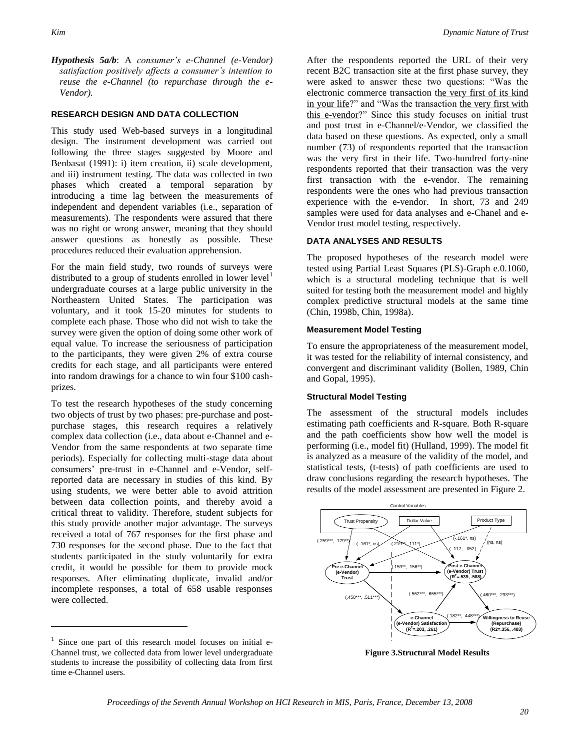***Hypothesis 5a/b***: A *consumer's e-Channel (e-Vendor) satisfaction positively affects a consumer's intention to reuse the e-Channel (to repurchase through the e-Vendor).*

### RESEARCH DESIGN AND DATA COLLECTION

This study used Web-based surveys in a longitudinal design. The instrument development was carried out following the three stages suggested by Moore and Benbasat (1991): i) item creation, ii) scale development, and iii) instrument testing. The data was collected in two phases which created a temporal separation by introducing a time lag between the measurements of independent and dependent variables (i.e., separation of measurements). The respondents were assured that there was no right or wrong answer, meaning that they should answer questions as honestly as possible. These procedures reduced their evaluation apprehension.

For the main field study, two rounds of surveys were distributed to a group of students enrolled in lower level[1] undergraduate courses at a large public university in the Northeastern United States. The participation was voluntary, and it took 15-20 minutes for students to complete each phase. Those who did not wish to take the survey were given the option of doing some other work of equal value. To increase the seriousness of participation to the participants, they were given 2% of extra course credits for each stage, and all participants were entered into random drawings for a chance to win four $100 cash-prizes.

To test the research hypotheses of the study concerning two objects of trust by two phases: pre-purchase and post-purchase stages, this research requires a relatively complex data collection (i.e., data about e-Channel and e-Vendor from the same respondents at two separate time periods). Especially for collecting multi-stage data about consumers' pre-trust in e-Channel and e-Vendor, self-reported data are necessary in studies of this kind. By using students, we were better able to avoid attrition between data collection points, and thereby avoid a critical threat to validity. Therefore, student subjects for this study provide another major advantage. The surveys received a total of 767 responses for the first phase and 730 responses for the second phase. Due to the fact that students participated in the study voluntarily for extra credit, it would be possible for them to provide mock responses. After eliminating duplicate, invalid and/or incomplete responses, a total of 658 usable responses were collected.

After the respondents reported the URL of their very recent B2C transaction site at the first phase survey, they were asked to answer these two questions: "Was the electronic commerce transaction the very first of its kind in your life?" and "Was the transaction the very first with this e-vendor?" Since this study focuses on initial trust and post trust in e-Channel/e-Vendor, we classified the data based on these questions. As expected, only a small number (73) of respondents reported that the transaction was the very first in their life. Two-hundred forty-nine respondents reported that their transaction was the very first transaction with the e-vendor. The remaining respondents were the ones who had previous transaction experience with the e-vendor. In short, 73 and 249 samples were used for data analyses and e-Chanel and e-Vendor trust model testing, respectively.

### DATA ANALYSES AND RESULTS

The proposed hypotheses of the research model were tested using Partial Least Squares (PLS)-Graph e.0.1060, which is a structural modeling technique that is well suited for testing both the measurement model and highly complex predictive structural models at the same time (Chin, 1998b, Chin, 1998a).

#### Measurement Model Testing

To ensure the appropriateness of the measurement model, it was tested for the reliability of internal consistency, and convergent and discriminant validity (Bollen, 1989, Chin and Gopal, 1995).

#### Structural Model Testing

The assessment of the structural models includes estimating path coefficients and R-square. Both R-square and the path coefficients show how well the model is performing (i.e., model fit) (Hulland, 1999). The model fit is analyzed as a measure of the validity of the model, and statistical tests, (t-tests) of path coefficients are used to draw conclusions regarding the research hypotheses. The results of the model assessment are presented in Figure 2.

Control Variables: Trust Propensity, Dollar Value, Product Type

Pre e-Channel (e-Vendor) Trust; Post e-Channel (e-Vendor) Trust ($R^2$=.539, .588); e-Channel (e-Vendor) Satisfaction ($R^2$=.203, .261); Willingness to Reuse (Repurchase) (R2=.356, .483)

Paths: (.259\*\*\*, .129\*\*); (-.161\*, ns); (.219\*\*, .111\*); (-.161\*, ns); (-.117, -.052); (ns, ns); (.159\*\*, .156\*\*); (.450\*\*\*, .511\*\*\*); (.552\*\*\*, .655\*\*\*); (.460\*\*\*, .293\*\*\*); (.182\*\*, .448\*\*\*)

**Figure 3.Structural Model Results**

---

[1] Since one part of this research model focuses on initial e-Channel trust, we collected data from lower level undergraduate students to increase the possibility of collecting data from first time e-Channel users.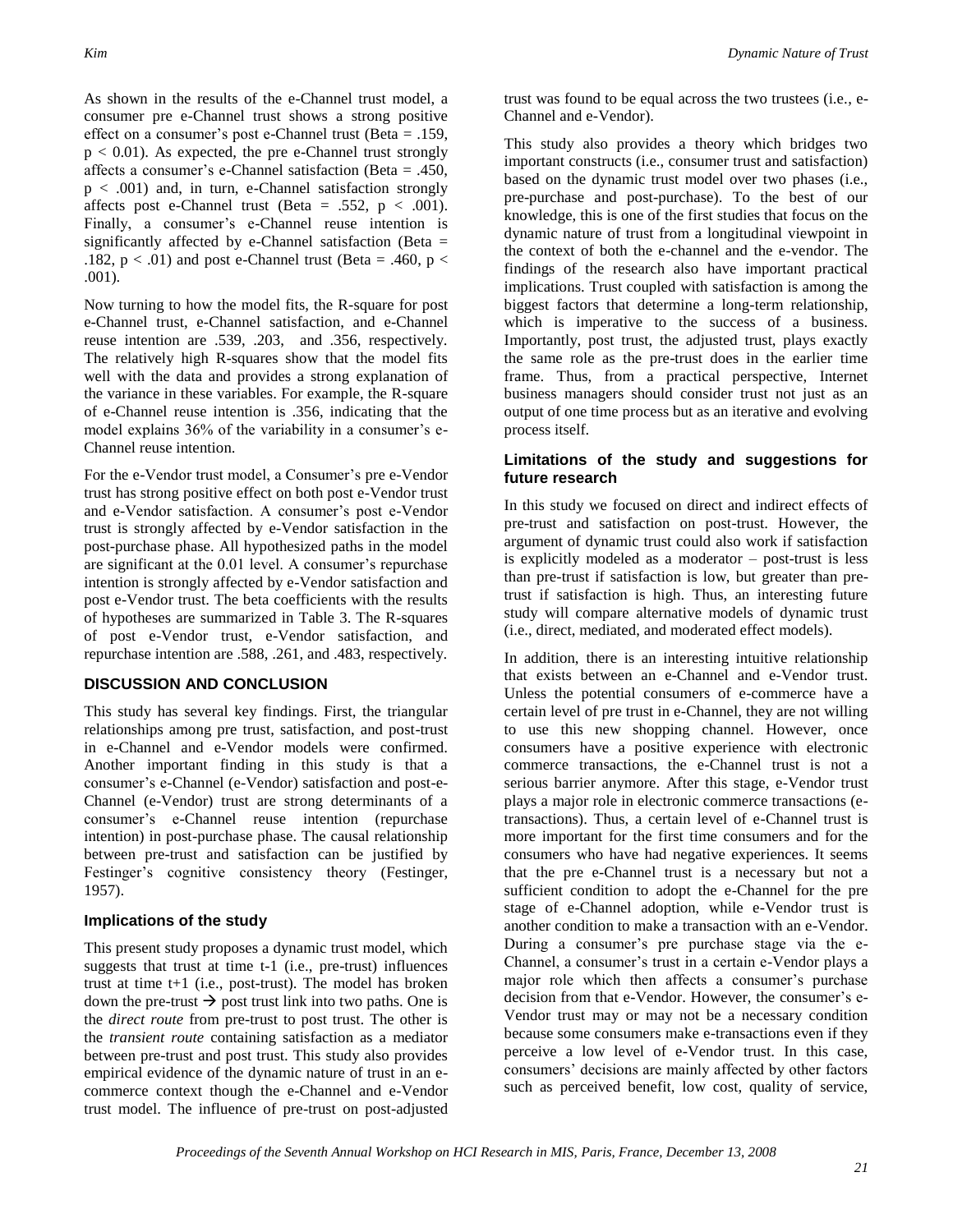As shown in the results of the e-Channel trust model, a consumer pre e-Channel trust shows a strong positive effect on a consumer's post e-Channel trust (Beta = .159, $p < 0.01$). As expected, the pre e-Channel trust strongly affects a consumer's e-Channel satisfaction (Beta = .450, $p < .001$) and, in turn, e-Channel satisfaction strongly affects post e-Channel trust (Beta = .552, $p < .001$). Finally, a consumer's e-Channel reuse intention is significantly affected by e-Channel satisfaction (Beta = .182, $p < .01$) and post e-Channel trust (Beta = .460, $p < .001$).

Now turning to how the model fits, the R-square for post e-Channel trust, e-Channel satisfaction, and e-Channel reuse intention are .539, .203, and .356, respectively. The relatively high R-squares show that the model fits well with the data and provides a strong explanation of the variance in these variables. For example, the R-square of e-Channel reuse intention is .356, indicating that the model explains 36% of the variability in a consumer's e-Channel reuse intention.

For the e-Vendor trust model, a Consumer's pre e-Vendor trust has strong positive effect on both post e-Vendor trust and e-Vendor satisfaction. A consumer's post e-Vendor trust is strongly affected by e-Vendor satisfaction in the post-purchase phase. All hypothesized paths in the model are significant at the 0.01 level. A consumer's repurchase intention is strongly affected by e-Vendor satisfaction and post e-Vendor trust. The beta coefficients with the results of hypotheses are summarized in Table 3. The R-squares of post e-Vendor trust, e-Vendor satisfaction, and repurchase intention are .588, .261, and .483, respectively.

## DISCUSSION AND CONCLUSION

This study has several key findings. First, the triangular relationships among pre trust, satisfaction, and post-trust in e-Channel and e-Vendor models were confirmed. Another important finding in this study is that a consumer's e-Channel (e-Vendor) satisfaction and post-e-Channel (e-Vendor) trust are strong determinants of a consumer's e-Channel reuse intention (repurchase intention) in post-purchase phase. The causal relationship between pre-trust and satisfaction can be justified by Festinger's cognitive consistency theory (Festinger, 1957).

### Implications of the study

This present study proposes a dynamic trust model, which suggests that trust at time t-1 (i.e., pre-trust) influences trust at time t+1 (i.e., post-trust). The model has broken down the pre-trust → post trust link into two paths. One is the *direct route* from pre-trust to post trust. The other is the *transient route* containing satisfaction as a mediator between pre-trust and post trust. This study also provides empirical evidence of the dynamic nature of trust in an e-commerce context though the e-Channel and e-Vendor trust model. The influence of pre-trust on post-adjusted trust was found to be equal across the two trustees (i.e., e-Channel and e-Vendor).

This study also provides a theory which bridges two important constructs (i.e., consumer trust and satisfaction) based on the dynamic trust model over two phases (i.e., pre-purchase and post-purchase). To the best of our knowledge, this is one of the first studies that focus on the dynamic nature of trust from a longitudinal viewpoint in the context of both the e-channel and the e-vendor. The findings of the research also have important practical implications. Trust coupled with satisfaction is among the biggest factors that determine a long-term relationship, which is imperative to the success of a business. Importantly, post trust, the adjusted trust, plays exactly the same role as the pre-trust does in the earlier time frame. Thus, from a practical perspective, Internet business managers should consider trust not just as an output of one time process but as an iterative and evolving process itself.

### Limitations of the study and suggestions for future research

In this study we focused on direct and indirect effects of pre-trust and satisfaction on post-trust. However, the argument of dynamic trust could also work if satisfaction is explicitly modeled as a moderator – post-trust is less than pre-trust if satisfaction is low, but greater than pre-trust if satisfaction is high. Thus, an interesting future study will compare alternative models of dynamic trust (i.e., direct, mediated, and moderated effect models).

In addition, there is an interesting intuitive relationship that exists between an e-Channel and e-Vendor trust. Unless the potential consumers of e-commerce have a certain level of pre trust in e-Channel, they are not willing to use this new shopping channel. However, once consumers have a positive experience with electronic commerce transactions, the e-Channel trust is not a serious barrier anymore. After this stage, e-Vendor trust plays a major role in electronic commerce transactions (e-transactions). Thus, a certain level of e-Channel trust is more important for the first time consumers and for the consumers who have had negative experiences. It seems that the pre e-Channel trust is a necessary but not a sufficient condition to adopt the e-Channel for the pre stage of e-Channel adoption, while e-Vendor trust is another condition to make a transaction with an e-Vendor. During a consumer's pre purchase stage via the e-Channel, a consumer's trust in a certain e-Vendor plays a major role which then affects a consumer's purchase decision from that e-Vendor. However, the consumer's e-Vendor trust may or may not be a necessary condition because some consumers make e-transactions even if they perceive a low level of e-Vendor trust. In this case, consumers' decisions are mainly affected by other factors such as perceived benefit, low cost, quality of service,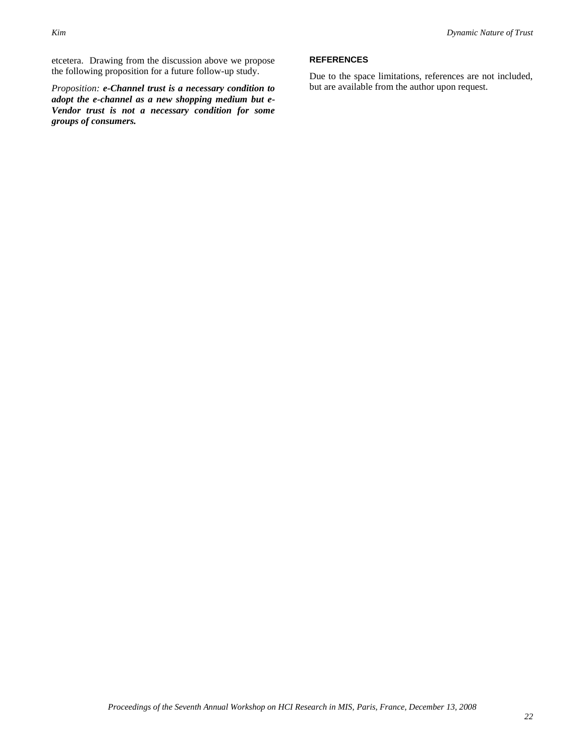etcetera. Drawing from the discussion above we propose the following proposition for a future follow-up study.

*Proposition:* ***e-Channel trust is a necessary condition to adopt the e-channel as a new shopping medium but e-Vendor trust is not a necessary condition for some groups of consumers.***

## REFERENCES

Due to the space limitations, references are not included, but are available from the author upon request.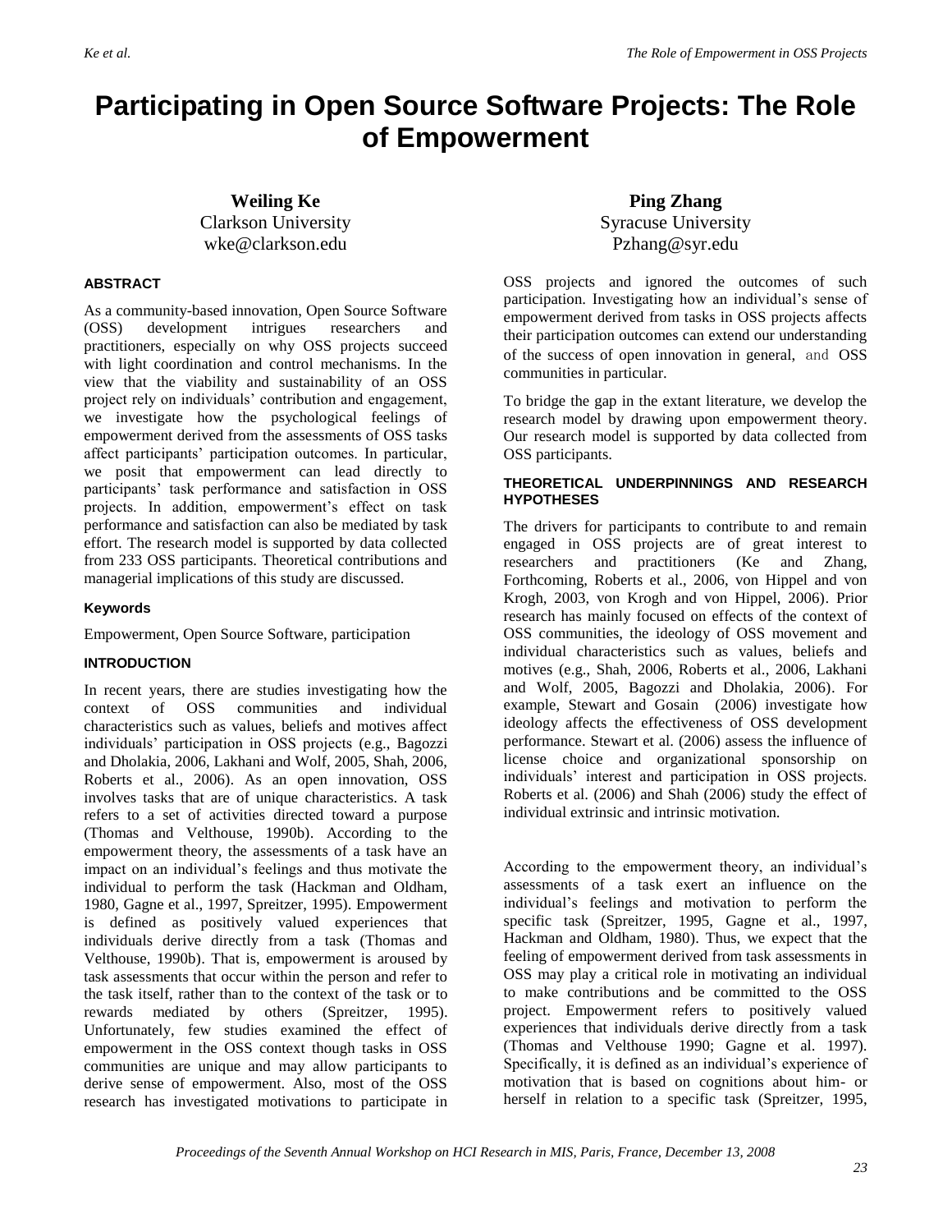# Participating in Open Source Software Projects: The Role of Empowerment

**Weiling Ke**
Clarkson University
wke@clarkson.edu

**Ping Zhang**
Syracuse University
Pzhang@syr.edu

### ABSTRACT

As a community-based innovation, Open Source Software (OSS) development intrigues researchers and practitioners, especially on why OSS projects succeed with light coordination and control mechanisms. In the view that the viability and sustainability of an OSS project rely on individuals' contribution and engagement, we investigate how the psychological feelings of empowerment derived from the assessments of OSS tasks affect participants' participation outcomes. In particular, we posit that empowerment can lead directly to participants' task performance and satisfaction in OSS projects. In addition, empowerment's effect on task performance and satisfaction can also be mediated by task effort. The research model is supported by data collected from 233 OSS participants. Theoretical contributions and managerial implications of this study are discussed.

### Keywords

Empowerment, Open Source Software, participation

### INTRODUCTION

In recent years, there are studies investigating how the context of OSS communities and individual characteristics such as values, beliefs and motives affect individuals' participation in OSS projects (e.g., Bagozzi and Dholakia, 2006, Lakhani and Wolf, 2005, Shah, 2006, Roberts et al., 2006). As an open innovation, OSS involves tasks that are of unique characteristics. A task refers to a set of activities directed toward a purpose (Thomas and Velthouse, 1990b). According to the empowerment theory, the assessments of a task have an impact on an individual's feelings and thus motivate the individual to perform the task (Hackman and Oldham, 1980, Gagne et al., 1997, Spreitzer, 1995). Empowerment is defined as positively valued experiences that individuals derive directly from a task (Thomas and Velthouse, 1990b). That is, empowerment is aroused by task assessments that occur within the person and refer to the task itself, rather than to the context of the task or to rewards mediated by others (Spreitzer, 1995). Unfortunately, few studies examined the effect of empowerment in the OSS context though tasks in OSS communities are unique and may allow participants to derive sense of empowerment. Also, most of the OSS research has investigated motivations to participate in OSS projects and ignored the outcomes of such participation. Investigating how an individual's sense of empowerment derived from tasks in OSS projects affects their participation outcomes can extend our understanding of the success of open innovation in general, and OSS communities in particular.

To bridge the gap in the extant literature, we develop the research model by drawing upon empowerment theory. Our research model is supported by data collected from OSS participants.

### THEORETICAL UNDERPINNINGS AND RESEARCH HYPOTHESES

The drivers for participants to contribute to and remain engaged in OSS projects are of great interest to researchers and practitioners (Ke and Zhang, Forthcoming, Roberts et al., 2006, von Hippel and von Krogh, 2003, von Krogh and von Hippel, 2006). Prior research has mainly focused on effects of the context of OSS communities, the ideology of OSS movement and individual characteristics such as values, beliefs and motives (e.g., Shah, 2006, Roberts et al., 2006, Lakhani and Wolf, 2005, Bagozzi and Dholakia, 2006). For example, Stewart and Gosain (2006) investigate how ideology affects the effectiveness of OSS development performance. Stewart et al. (2006) assess the influence of license choice and organizational sponsorship on individuals' interest and participation in OSS projects. Roberts et al. (2006) and Shah (2006) study the effect of individual extrinsic and intrinsic motivation.

According to the empowerment theory, an individual's assessments of a task exert an influence on the individual's feelings and motivation to perform the specific task (Spreitzer, 1995, Gagne et al., 1997, Hackman and Oldham, 1980). Thus, we expect that the feeling of empowerment derived from task assessments in OSS may play a critical role in motivating an individual to make contributions and be committed to the OSS project. Empowerment refers to positively valued experiences that individuals derive directly from a task (Thomas and Velthouse 1990; Gagne et al. 1997). Specifically, it is defined as an individual's experience of motivation that is based on cognitions about him- or herself in relation to a specific task (Spreitzer, 1995,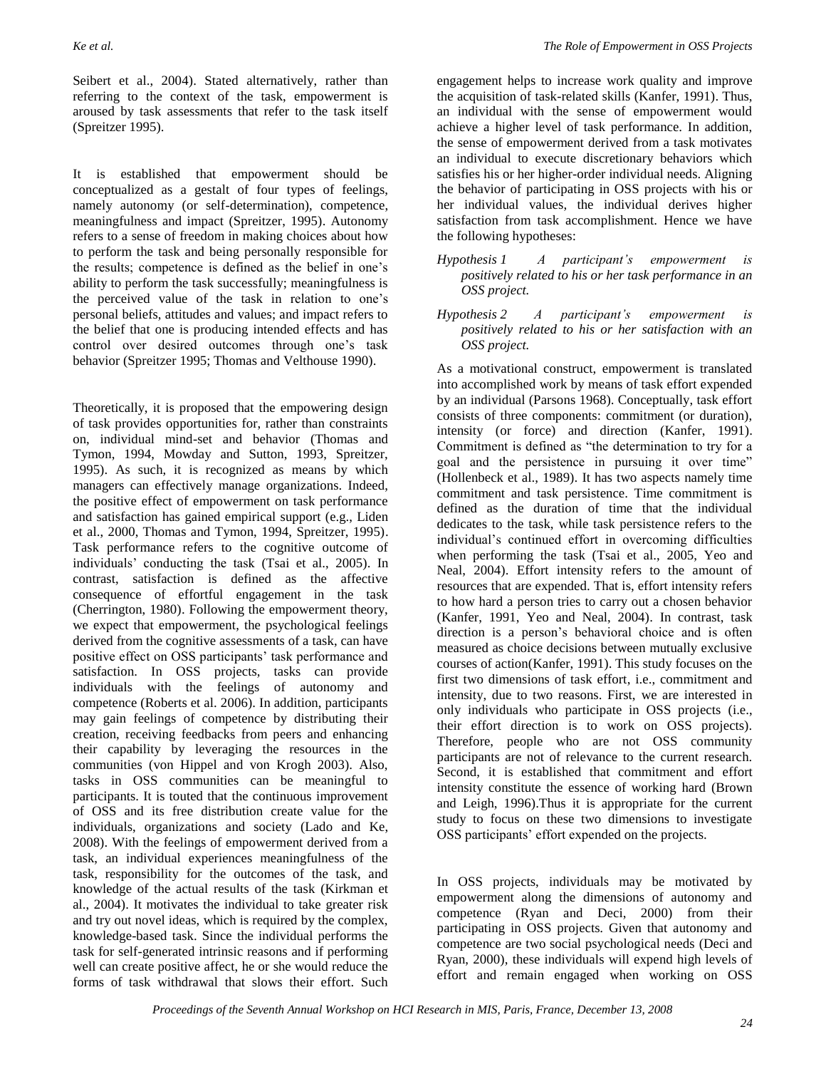Seibert et al., 2004). Stated alternatively, rather than referring to the context of the task, empowerment is aroused by task assessments that refer to the task itself (Spreitzer 1995).

It is established that empowerment should be conceptualized as a gestalt of four types of feelings, namely autonomy (or self-determination), competence, meaningfulness and impact (Spreitzer, 1995). Autonomy refers to a sense of freedom in making choices about how to perform the task and being personally responsible for the results; competence is defined as the belief in one's ability to perform the task successfully; meaningfulness is the perceived value of the task in relation to one's personal beliefs, attitudes and values; and impact refers to the belief that one is producing intended effects and has control over desired outcomes through one's task behavior (Spreitzer 1995; Thomas and Velthouse 1990).

Theoretically, it is proposed that the empowering design of task provides opportunities for, rather than constraints on, individual mind-set and behavior (Thomas and Tymon, 1994, Mowday and Sutton, 1993, Spreitzer, 1995). As such, it is recognized as means by which managers can effectively manage organizations. Indeed, the positive effect of empowerment on task performance and satisfaction has gained empirical support (e.g., Liden et al., 2000, Thomas and Tymon, 1994, Spreitzer, 1995). Task performance refers to the cognitive outcome of individuals' conducting the task (Tsai et al., 2005). In contrast, satisfaction is defined as the affective consequence of effortful engagement in the task (Cherrington, 1980). Following the empowerment theory, we expect that empowerment, the psychological feelings derived from the cognitive assessments of a task, can have positive effect on OSS participants' task performance and satisfaction. In OSS projects, tasks can provide individuals with the feelings of autonomy and competence (Roberts et al. 2006). In addition, participants may gain feelings of competence by distributing their creation, receiving feedbacks from peers and enhancing their capability by leveraging the resources in the communities (von Hippel and von Krogh 2003). Also, tasks in OSS communities can be meaningful to participants. It is touted that the continuous improvement of OSS and its free distribution create value for the individuals, organizations and society (Lado and Ke, 2008). With the feelings of empowerment derived from a task, an individual experiences meaningfulness of the task, responsibility for the outcomes of the task, and knowledge of the actual results of the task (Kirkman et al., 2004). It motivates the individual to take greater risk and try out novel ideas, which is required by the complex, knowledge-based task. Since the individual performs the task for self-generated intrinsic reasons and if performing well can create positive affect, he or she would reduce the forms of task withdrawal that slows their effort. Such engagement helps to increase work quality and improve the acquisition of task-related skills (Kanfer, 1991). Thus, an individual with the sense of empowerment would achieve a higher level of task performance. In addition, the sense of empowerment derived from a task motivates an individual to execute discretionary behaviors which satisfies his or her higher-order individual needs. Aligning the behavior of participating in OSS projects with his or her individual values, the individual derives higher satisfaction from task accomplishment. Hence we have the following hypotheses:

*Hypothesis 1 A participant's empowerment is positively related to his or her task performance in an OSS project.*

*Hypothesis 2 A participant's empowerment is positively related to his or her satisfaction with an OSS project.*

As a motivational construct, empowerment is translated into accomplished work by means of task effort expended by an individual (Parsons 1968). Conceptually, task effort consists of three components: commitment (or duration), intensity (or force) and direction (Kanfer, 1991). Commitment is defined as "the determination to try for a goal and the persistence in pursuing it over time" (Hollenbeck et al., 1989). It has two aspects namely time commitment and task persistence. Time commitment is defined as the duration of time that the individual dedicates to the task, while task persistence refers to the individual's continued effort in overcoming difficulties when performing the task (Tsai et al., 2005, Yeo and Neal, 2004). Effort intensity refers to the amount of resources that are expended. That is, effort intensity refers to how hard a person tries to carry out a chosen behavior (Kanfer, 1991, Yeo and Neal, 2004). In contrast, task direction is a person's behavioral choice and is often measured as choice decisions between mutually exclusive courses of action(Kanfer, 1991). This study focuses on the first two dimensions of task effort, i.e., commitment and intensity, due to two reasons. First, we are interested in only individuals who participate in OSS projects (i.e., their effort direction is to work on OSS projects). Therefore, people who are not OSS community participants are not of relevance to the current research. Second, it is established that commitment and effort intensity constitute the essence of working hard (Brown and Leigh, 1996).Thus it is appropriate for the current study to focus on these two dimensions to investigate OSS participants' effort expended on the projects.

In OSS projects, individuals may be motivated by empowerment along the dimensions of autonomy and competence (Ryan and Deci, 2000) from their participating in OSS projects. Given that autonomy and competence are two social psychological needs (Deci and Ryan, 2000), these individuals will expend high levels of effort and remain engaged when working on OSS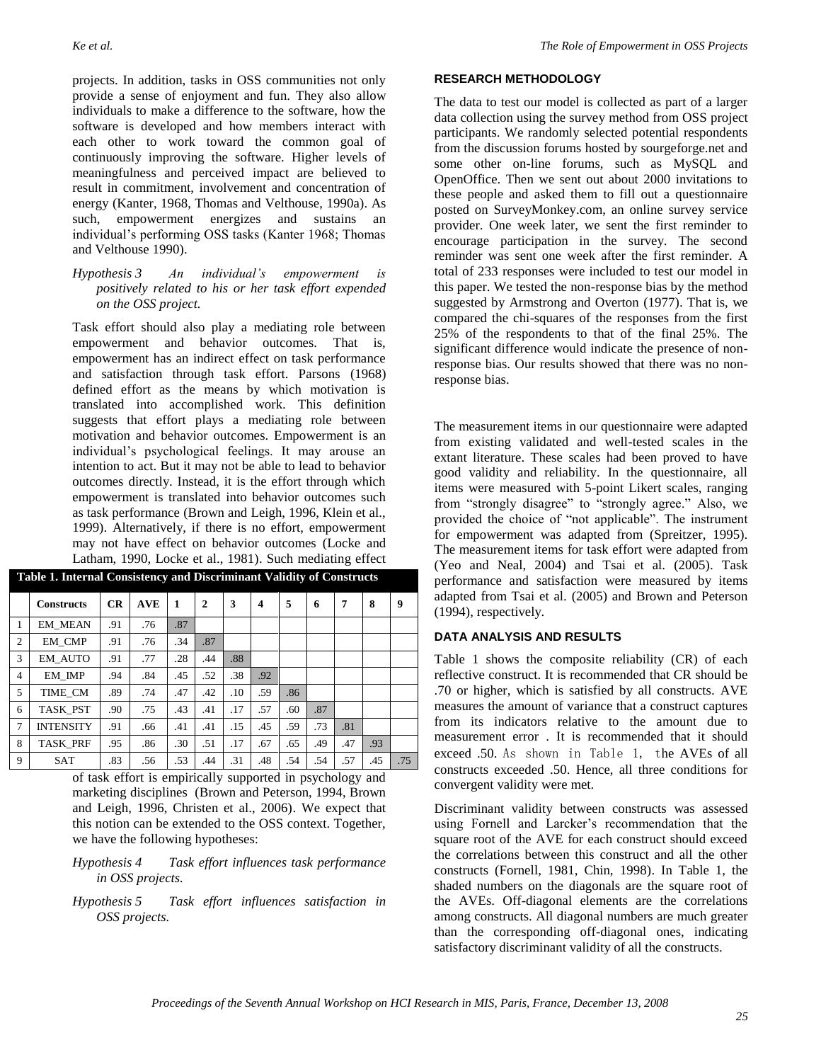projects. In addition, tasks in OSS communities not only provide a sense of enjoyment and fun. They also allow individuals to make a difference to the software, how the software is developed and how members interact with each other to work toward the common goal of continuously improving the software. Higher levels of meaningfulness and perceived impact are believed to result in commitment, involvement and concentration of energy (Kanter, 1968, Thomas and Velthouse, 1990a). As such, empowerment energizes and sustains an individual's performing OSS tasks (Kanter 1968; Thomas and Velthouse 1990).

*Hypothesis 3 An individual's empowerment is positively related to his or her task effort expended on the OSS project.*

Task effort should also play a mediating role between empowerment and behavior outcomes. That is, empowerment has an indirect effect on task performance and satisfaction through task effort. Parsons (1968) defined effort as the means by which motivation is translated into accomplished work. This definition suggests that effort plays a mediating role between motivation and behavior outcomes. Empowerment is an individual's psychological feelings. It may arouse an intention to act. But it may not be able to lead to behavior outcomes directly. Instead, it is the effort through which empowerment is translated into behavior outcomes such as task performance (Brown and Leigh, 1996, Klein et al., 1999). Alternatively, if there is no effort, empowerment may not have effect on behavior outcomes (Locke and Latham, 1990, Locke et al., 1981). Such mediating effect of task effort is empirically supported in psychology and marketing disciplines (Brown and Peterson, 1994, Brown and Leigh, 1996, Christen et al., 2006). We expect that this notion can be extended to the OSS context. Together, we have the following hypotheses:

*Hypothesis 4 Task effort influences task performance in OSS projects.*

*Hypothesis 5 Task effort influences satisfaction in OSS projects.*

**Table 1. Internal Consistency and Discriminant Validity of Constructs**

| | Constructs | CR | AVE | 1 | 2 | 3 | 4 | 5 | 6 | 7 | 8 | 9 |
|---|---|---|---|---|---|---|---|---|---|---|---|---|
| 1 | EM_MEAN | .91 | .76 | .87 | | | | | | | | |
| 2 | EM_CMP | .91 | .76 | .34 | .87 | | | | | | | |
| 3 | EM_AUTO | .91 | .77 | .28 | .44 | .88 | | | | | | |
| 4 | EM_IMP | .94 | .84 | .45 | .52 | .38 | .92 | | | | | |
| 5 | TIME_CM | .89 | .74 | .47 | .42 | .10 | .59 | .86 | | | | |
| 6 | TASK_PST | .90 | .75 | .43 | .41 | .17 | .57 | .60 | .87 | | | |
| 7 | INTENSITY | .91 | .66 | .41 | .41 | .15 | .45 | .59 | .73 | .81 | | |
| 8 | TASK_PRF | .95 | .86 | .30 | .51 | .17 | .67 | .65 | .49 | .47 | .93 | |
| 9 | SAT | .83 | .56 | .53 | .44 | .31 | .48 | .54 | .54 | .57 | .45 | .75 |

## RESEARCH METHODOLOGY

The data to test our model is collected as part of a larger data collection using the survey method from OSS project participants. We randomly selected potential respondents from the discussion forums hosted by sougreforge.net and some other on-line forums, such as MySQL and OpenOffice. Then we sent out about 2000 invitations to these people and asked them to fill out a questionnaire posted on SurveyMonkey.com, an online survey service provider. One week later, we sent the first reminder to encourage participation in the survey. The second reminder was sent one week after the first reminder. A total of 233 responses were included to test our model in this paper. We tested the non-response bias by the method suggested by Armstrong and Overton (1977). That is, we compared the chi-squares of the responses from the first 25% of the respondents to that of the final 25%. The significant difference would indicate the presence of non-response bias. Our results showed that there was no non-response bias.

The measurement items in our questionnaire were adapted from existing validated and well-tested scales in the extant literature. These scales had been proved to have good validity and reliability. In the questionnaire, all items were measured with 5-point Likert scales, ranging from "strongly disagree" to "strongly agree." Also, we provided the choice of "not applicable". The instrument for empowerment was adapted from (Spreitzer, 1995). The measurement items for task effort were adapted from (Yeo and Neal, 2004) and Tsai et al. (2005). Task performance and satisfaction were measured by items adapted from Tsai et al. (2005) and Brown and Peterson (1994), respectively.

## DATA ANALYSIS AND RESULTS

Table 1 shows the composite reliability (CR) of each reflective construct. It is recommended that CR should be .70 or higher, which is satisfied by all constructs. AVE measures the amount of variance that a construct captures from its indicators relative to the amount due to measurement error . It is recommended that it should exceed .50. As shown in Table 1, the AVEs of all constructs exceeded .50. Hence, all three conditions for convergent validity were met.

Discriminant validity between constructs was assessed using Fornell and Larcker's recommendation that the square root of the AVE for each construct should exceed the correlations between this construct and all the other constructs (Fornell, 1981, Chin, 1998). In Table 1, the shaded numbers on the diagonals are the square root of the AVEs. Off-diagonal elements are the correlations among constructs. All diagonal numbers are much greater than the corresponding off-diagonal ones, indicating satisfactory discriminant validity of all the constructs.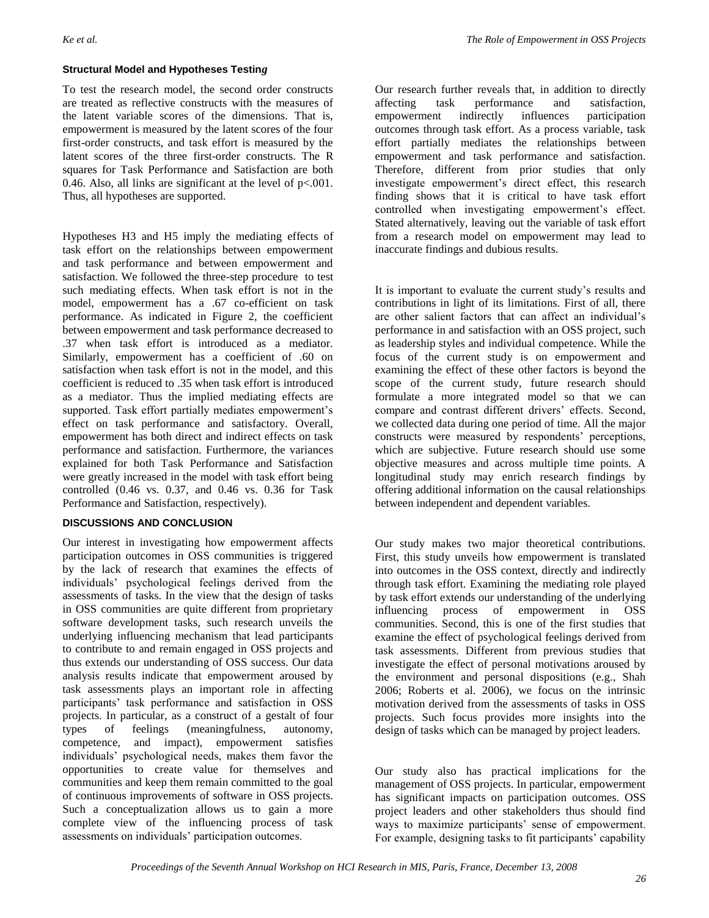### Structural Model and Hypotheses Testing

To test the research model, the second order constructs are treated as reflective constructs with the measures of the latent variable scores of the dimensions. That is, empowerment is measured by the latent scores of the four first-order constructs, and task effort is measured by the latent scores of the three first-order constructs. The R squares for Task Performance and Satisfaction are both 0.46. Also, all links are significant at the level of $p<.001$. Thus, all hypotheses are supported.

Hypotheses H3 and H5 imply the mediating effects of task effort on the relationships between empowerment and task performance and between empowerment and satisfaction. We followed the three-step procedure to test such mediating effects. When task effort is not in the model, empowerment has a .67 co-efficient on task performance. As indicated in Figure 2, the coefficient between empowerment and task performance decreased to .37 when task effort is introduced as a mediator. Similarly, empowerment has a coefficient of .60 on satisfaction when task effort is not in the model, and this coefficient is reduced to .35 when task effort is introduced as a mediator. Thus the implied mediating effects are supported. Task effort partially mediates empowerment's effect on task performance and satisfactory. Overall, empowerment has both direct and indirect effects on task performance and satisfaction. Furthermore, the variances explained for both Task Performance and Satisfaction were greatly increased in the model with task effort being controlled (0.46 vs. 0.37, and 0.46 vs. 0.36 for Task Performance and Satisfaction, respectively).

## DISCUSSIONS AND CONCLUSION

Our interest in investigating how empowerment affects participation outcomes in OSS communities is triggered by the lack of research that examines the effects of individuals' psychological feelings derived from the assessments of tasks. In the view that the design of tasks in OSS communities are quite different from proprietary software development tasks, such research unveils the underlying influencing mechanism that lead participants to contribute to and remain engaged in OSS projects and thus extends our understanding of OSS success. Our data analysis results indicate that empowerment aroused by task assessments plays an important role in affecting participants' task performance and satisfaction in OSS projects. In particular, as a construct of a gestalt of four types of feelings (meaningfulness, autonomy, competence, and impact), empowerment satisfies individuals' psychological needs, makes them favor the opportunities to create value for themselves and communities and keep them remain committed to the goal of continuous improvements of software in OSS projects. Such a conceptualization allows us to gain a more complete view of the influencing process of task assessments on individuals' participation outcomes.

Our research further reveals that, in addition to directly affecting task performance and satisfaction, empowerment indirectly influences participation outcomes through task effort. As a process variable, task effort partially mediates the relationships between empowerment and task performance and satisfaction. Therefore, different from prior studies that only investigate empowerment's direct effect, this research finding shows that it is critical to have task effort controlled when investigating empowerment's effect. Stated alternatively, leaving out the variable of task effort from a research model on empowerment may lead to inaccurate findings and dubious results.

It is important to evaluate the current study's results and contributions in light of its limitations. First of all, there are other salient factors that can affect an individual's performance in and satisfaction with an OSS project, such as leadership styles and individual competence. While the focus of the current study is on empowerment and examining the effect of these other factors is beyond the scope of the current study, future research should formulate a more integrated model so that we can compare and contrast different drivers' effects. Second, we collected data during one period of time. All the major constructs were measured by respondents' perceptions, which are subjective. Future research should use some objective measures and across multiple time points. A longitudinal study may enrich research findings by offering additional information on the causal relationships between independent and dependent variables.

Our study makes two major theoretical contributions. First, this study unveils how empowerment is translated into outcomes in the OSS context, directly and indirectly through task effort. Examining the mediating role played by task effort extends our understanding of the underlying influencing process of empowerment in OSS communities. Second, this is one of the first studies that examine the effect of psychological feelings derived from task assessments. Different from previous studies that investigate the effect of personal motivations aroused by the environment and personal dispositions (e.g., Shah 2006; Roberts et al. 2006), we focus on the intrinsic motivation derived from the assessments of tasks in OSS projects. Such focus provides more insights into the design of tasks which can be managed by project leaders.

Our study also has practical implications for the management of OSS projects. In particular, empowerment has significant impacts on participation outcomes. OSS project leaders and other stakeholders thus should find ways to maximize participants' sense of empowerment. For example, designing tasks to fit participants' capability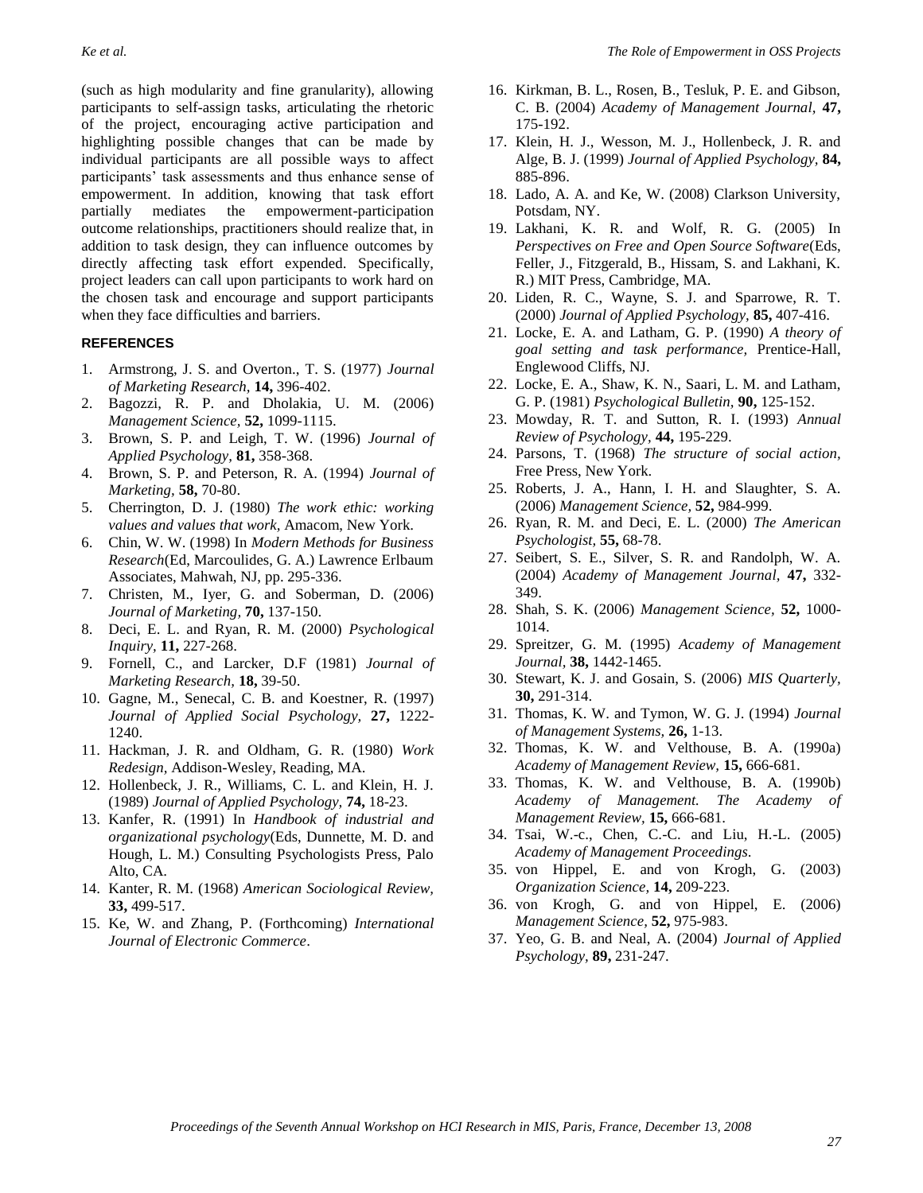(such as high modularity and fine granularity), allowing participants to self-assign tasks, articulating the rhetoric of the project, encouraging active participation and highlighting possible changes that can be made by individual participants are all possible ways to affect participants' task assessments and thus enhance sense of empowerment. In addition, knowing that task effort partially mediates the empowerment-participation outcome relationships, practitioners should realize that, in addition to task design, they can influence outcomes by directly affecting task effort expended. Specifically, project leaders can call upon participants to work hard on the chosen task and encourage and support participants when they face difficulties and barriers.

## REFERENCES

1. Armstrong, J. S. and Overton., T. S. (1977) *Journal of Marketing Research,* **14,** 396-402.
2. Bagozzi, R. P. and Dholakia, U. M. (2006) *Management Science,* **52,** 1099-1115.
3. Brown, S. P. and Leigh, T. W. (1996) *Journal of Applied Psychology,* **81,** 358-368.
4. Brown, S. P. and Peterson, R. A. (1994) *Journal of Marketing,* **58,** 70-80.
5. Cherrington, D. J. (1980) *The work ethic: working values and values that work,* Amacom, New York.
6. Chin, W. W. (1998) In *Modern Methods for Business Research*(Ed, Marcoulides, G. A.) Lawrence Erlbaum Associates, Mahwah, NJ, pp. 295-336.
7. Christen, M., Iyer, G. and Soberman, D. (2006) *Journal of Marketing,* **70,** 137-150.
8. Deci, E. L. and Ryan, R. M. (2000) *Psychological Inquiry,* **11,** 227-268.
9. Fornell, C., and Larcker, D.F (1981) *Journal of Marketing Research,* **18,** 39-50.
10. Gagne, M., Senecal, C. B. and Koestner, R. (1997) *Journal of Applied Social Psychology,* **27,** 1222-1240.
11. Hackman, J. R. and Oldham, G. R. (1980) *Work Redesign,* Addison-Wesley, Reading, MA.
12. Hollenbeck, J. R., Williams, C. L. and Klein, H. J. (1989) *Journal of Applied Psychology,* **74,** 18-23.
13. Kanfer, R. (1991) In *Handbook of industrial and organizational psychology*(Eds, Dunnette, M. D. and Hough, L. M.) Consulting Psychologists Press, Palo Alto, CA.
14. Kanter, R. M. (1968) *American Sociological Review,* **33,** 499-517.
15. Ke, W. and Zhang, P. (Forthcoming) *International Journal of Electronic Commerce*.
16. Kirkman, B. L., Rosen, B., Tesluk, P. E. and Gibson, C. B. (2004) *Academy of Management Journal,* **47,** 175-192.
17. Klein, H. J., Wesson, M. J., Hollenbeck, J. R. and Alge, B. J. (1999) *Journal of Applied Psychology,* **84,** 885-896.
18. Lado, A. A. and Ke, W. (2008) Clarkson University, Potsdam, NY.
19. Lakhani, K. R. and Wolf, R. G. (2005) In *Perspectives on Free and Open Source Software*(Eds, Feller, J., Fitzgerald, B., Hissam, S. and Lakhani, K. R.) MIT Press, Cambridge, MA.
20. Liden, R. C., Wayne, S. J. and Sparrowe, R. T. (2000) *Journal of Applied Psychology,* **85,** 407-416.
21. Locke, E. A. and Latham, G. P. (1990) *A theory of goal setting and task performance,* Prentice-Hall, Englewood Cliffs, NJ.
22. Locke, E. A., Shaw, K. N., Saari, L. M. and Latham, G. P. (1981) *Psychological Bulletin,* **90,** 125-152.
23. Mowday, R. T. and Sutton, R. I. (1993) *Annual Review of Psychology,* **44,** 195-229.
24. Parsons, T. (1968) *The structure of social action,* Free Press, New York.
25. Roberts, J. A., Hann, I. H. and Slaughter, S. A. (2006) *Management Science,* **52,** 984-999.
26. Ryan, R. M. and Deci, E. L. (2000) *The American Psychologist,* **55,** 68-78.
27. Seibert, S. E., Silver, S. R. and Randolph, W. A. (2004) *Academy of Management Journal,* **47,** 332-349.
28. Shah, S. K. (2006) *Management Science,* **52,** 1000-1014.
29. Spreitzer, G. M. (1995) *Academy of Management Journal,* **38,** 1442-1465.
30. Stewart, K. J. and Gosain, S. (2006) *MIS Quarterly,* **30,** 291-314.
31. Thomas, K. W. and Tymon, W. G. J. (1994) *Journal of Management Systems,* **26,** 1-13.
32. Thomas, K. W. and Velthouse, B. A. (1990a) *Academy of Management Review,* **15,** 666-681.
33. Thomas, K. W. and Velthouse, B. A. (1990b) *Academy of Management. The Academy of Management Review,* **15,** 666-681.
34. Tsai, W.-c., Chen, C.-C. and Liu, H.-L. (2005) *Academy of Management Proceedings*.
35. von Hippel, E. and von Krogh, G. (2003) *Organization Science,* **14,** 209-223.
36. von Krogh, G. and von Hippel, E. (2006) *Management Science,* **52,** 975-983.
37. Yeo, G. B. and Neal, A. (2004) *Journal of Applied Psychology,* **89,** 231-247.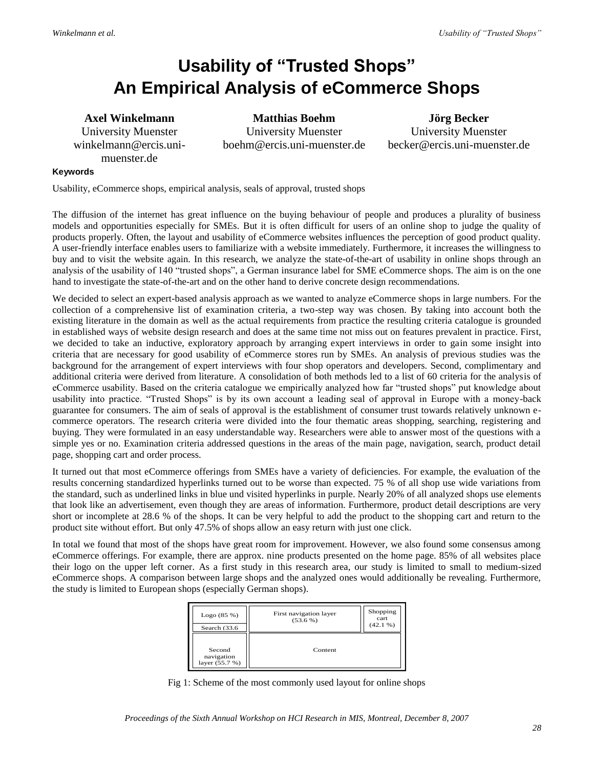# Usability of "Trusted Shops" An Empirical Analysis of eCommerce Shops

**Axel Winkelmann**
University Muenster
winkelmann@ercis.uni-muenster.de

**Matthias Boehm**
University Muenster
boehm@ercis.uni-muenster.de

**Jörg Becker**
University Muenster
becker@ercis.uni-muenster.de

#### Keywords

Usability, eCommerce shops, empirical analysis, seals of approval, trusted shops

The diffusion of the internet has great influence on the buying behaviour of people and produces a plurality of business models and opportunities especially for SMEs. But it is often difficult for users of an online shop to judge the quality of products properly. Often, the layout and usability of eCommerce websites influences the perception of good product quality. A user-friendly interface enables users to familiarize with a website immediately. Furthermore, it increases the willingness to buy and to visit the website again. In this research, we analyze the state-of-the-art of usability in online shops through an analysis of the usability of 140 "trusted shops", a German insurance label for SME eCommerce shops. The aim is on the one hand to investigate the state-of-the-art and on the other hand to derive concrete design recommendations.

We decided to select an expert-based analysis approach as we wanted to analyze eCommerce shops in large numbers. For the collection of a comprehensive list of examination criteria, a two-step way was chosen. By taking into account both the existing literature in the domain as well as the actual requirements from practice the resulting criteria catalogue is grounded in established ways of website design research and does at the same time not miss out on features prevalent in practice. First, we decided to take an inductive, exploratory approach by arranging expert interviews in order to gain some insight into criteria that are necessary for good usability of eCommerce stores run by SMEs. An analysis of previous studies was the background for the arrangement of expert interviews with four shop operators and developers. Second, complimentary and additional criteria were derived from literature. A consolidation of both methods led to a list of 60 criteria for the analysis of eCommerce usability. Based on the criteria catalogue we empirically analyzed how far "trusted shops" put knowledge about usability into practice. "Trusted Shops" is by its own account a leading seal of approval in Europe with a money-back guarantee for consumers. The aim of seals of approval is the establishment of consumer trust towards relatively unknown e-commerce operators. The research criteria were divided into the four thematic areas shopping, searching, registering and buying. They were formulated in an easy understandable way. Researchers were able to answer most of the questions with a simple yes or no. Examination criteria addressed questions in the areas of the main page, navigation, search, product detail page, shopping cart and order process.

It turned out that most eCommerce offerings from SMEs have a variety of deficiencies. For example, the evaluation of the results concerning standardized hyperlinks turned out to be worse than expected. 75 % of all shop use wide variations from the standard, such as underlined links in blue und visited hyperlinks in purple. Nearly 20% of all analyzed shops use elements that look like an advertisement, even though they are areas of information. Furthermore, product detail descriptions are very short or incomplete at 28.6 % of the shops. It can be very helpful to add the product to the shopping cart and return to the product site without effort. But only 47.5% of shops allow an easy return with just one click.

In total we found that most of the shops have great room for improvement. However, we also found some consensus among eCommerce offerings. For example, there are approx. nine products presented on the home page. 85% of all websites place their logo on the upper left corner. As a first study in this research area, our study is limited to small to medium-sized eCommerce shops. A comparison between large shops and the analyzed ones would additionally be revealing. Furthermore, the study is limited to European shops (especially German shops).

| Logo (85 %) / Search (33.6 | First navigation layer (53.6 %) | Shopping cart (42.1 %) |
|---|---|---|
| Second navigation layer (55.7 %) | Content | |

Fig 1: Scheme of the most commonly used layout for online shops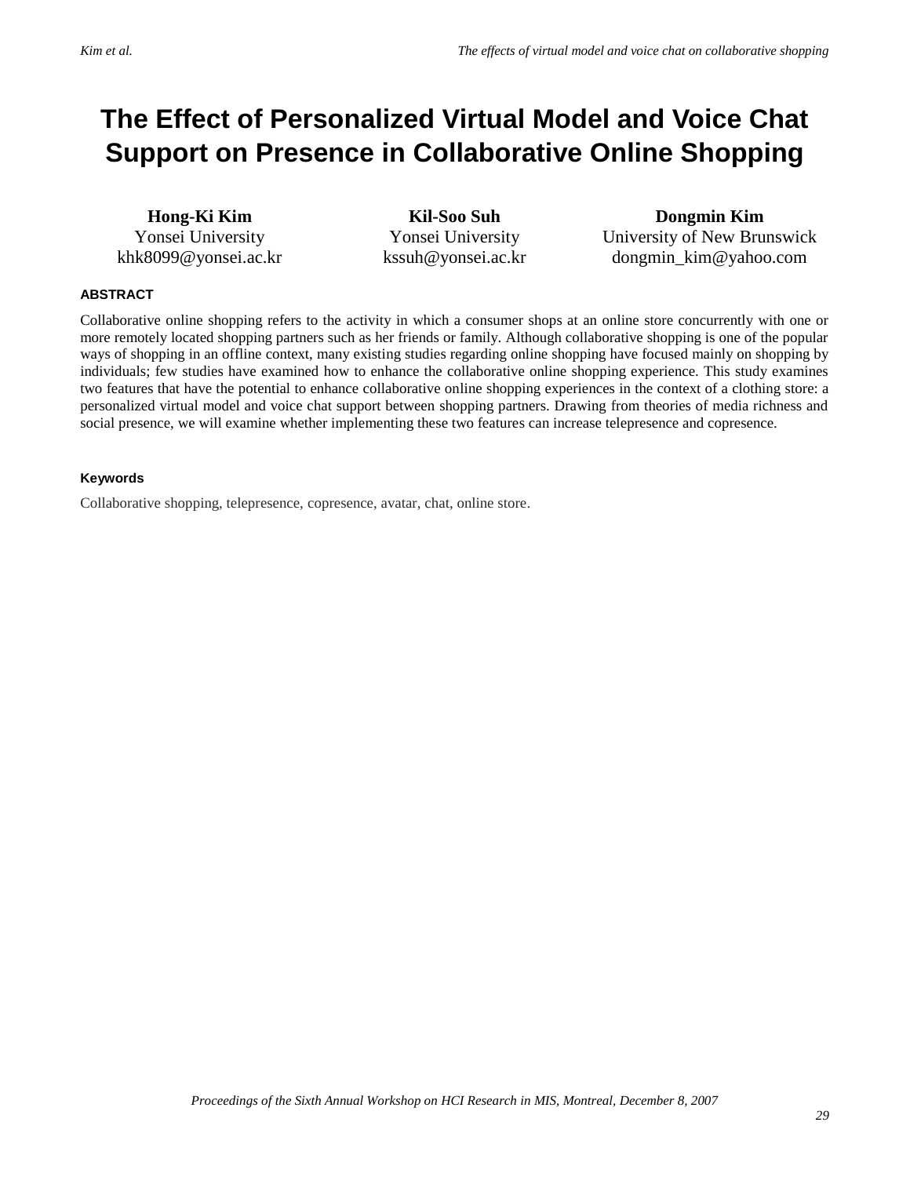# The Effect of Personalized Virtual Model and Voice Chat Support on Presence in Collaborative Online Shopping

**Hong-Ki Kim**
Yonsei University
khk8099@yonsei.ac.kr

**Kil-Soo Suh**
Yonsei University
kssuh@yonsei.ac.kr

**Dongmin Kim**
University of New Brunswick
dongmin_kim@yahoo.com

### ABSTRACT

Collaborative online shopping refers to the activity in which a consumer shops at an online store concurrently with one or more remotely located shopping partners such as her friends or family. Although collaborative shopping is one of the popular ways of shopping in an offline context, many existing studies regarding online shopping have focused mainly on shopping by individuals; few studies have examined how to enhance the collaborative online shopping experience. This study examines two features that have the potential to enhance collaborative online shopping experiences in the context of a clothing store: a personalized virtual model and voice chat support between shopping partners. Drawing from theories of media richness and social presence, we will examine whether implementing these two features can increase telepresence and copresence.

### Keywords

Collaborative shopping, telepresence, copresence, avatar, chat, online store.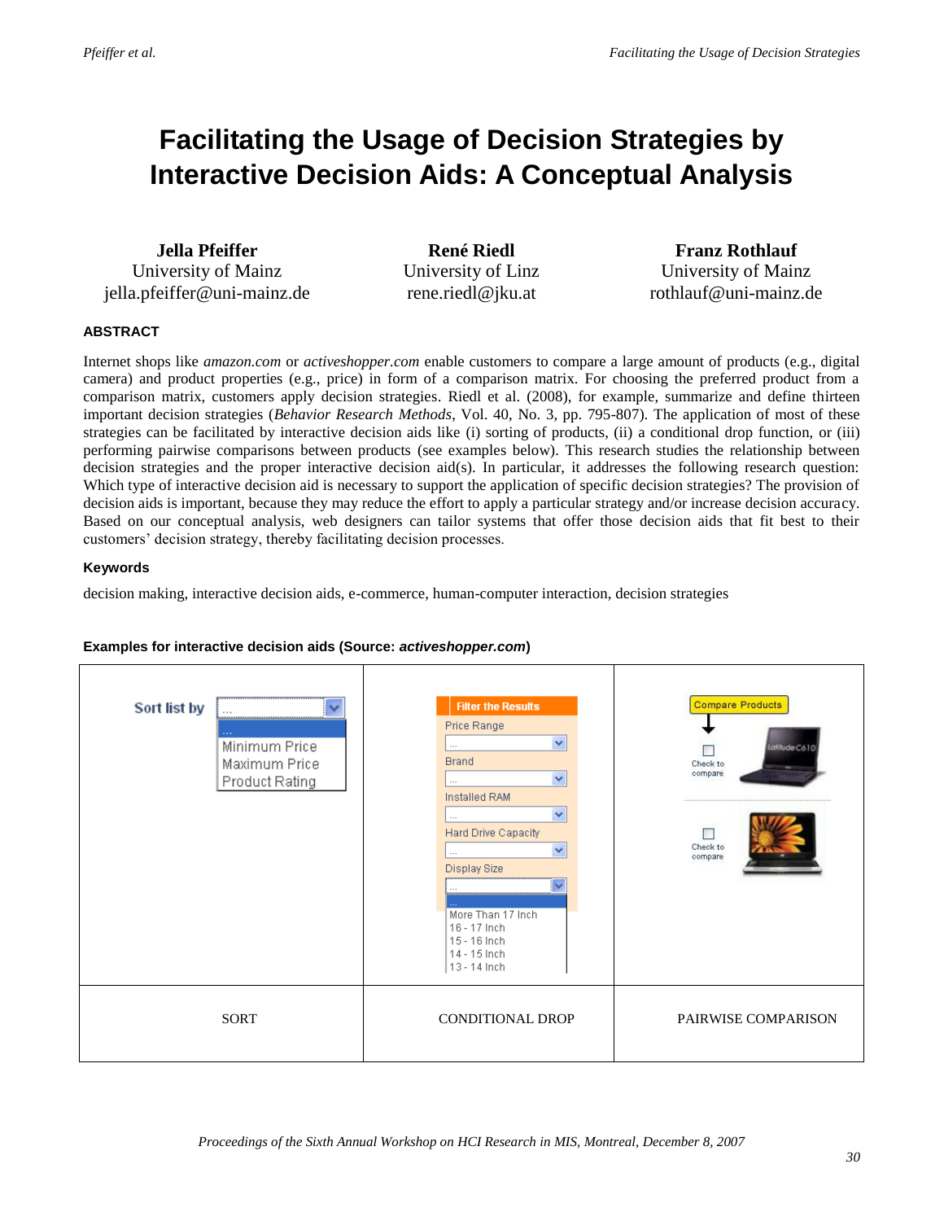# Facilitating the Usage of Decision Strategies by Interactive Decision Aids: A Conceptual Analysis

| **Jella Pfeiffer** | **René Riedl** | **Franz Rothlauf** |
|---|---|---|
| University of Mainz | University of Linz | University of Mainz |
| jella.pfeiffer@uni-mainz.de | rene.riedl@jku.at | rothlauf@uni-mainz.de |

### ABSTRACT

Internet shops like *amazon.com* or *activeshopper.com* enable customers to compare a large amount of products (e.g., digital camera) and product properties (e.g., price) in form of a comparison matrix. For choosing the preferred product from a comparison matrix, customers apply decision strategies. Riedl et al. (2008), for example, summarize and define thirteen important decision strategies (*Behavior Research Methods*, Vol. 40, No. 3, pp. 795-807). The application of most of these strategies can be facilitated by interactive decision aids like (i) sorting of products, (ii) a conditional drop function, or (iii) performing pairwise comparisons between products (see examples below). This research studies the relationship between decision strategies and the proper interactive decision aid(s). In particular, it addresses the following research question: Which type of interactive decision aid is necessary to support the application of specific decision strategies? The provision of decision aids is important, because they may reduce the effort to apply a particular strategy and/or increase decision accuracy. Based on our conceptual analysis, web designers can tailor systems that offer those decision aids that fit best to their customers' decision strategy, thereby facilitating decision processes.

### Keywords

decision making, interactive decision aids, e-commerce, human-computer interaction, decision strategies

**Examples for interactive decision aids (Source: *activeshopper.com*)**

| Sort list by: ... / Minimum Price / Maximum Price / Product Rating | Filter the Results: Price Range / Brand / Installed RAM / Hard Drive Capacity / Display Size (More Than 17 Inch, 16 - 17 Inch, 15 - 16 Inch, 14 - 15 Inch, 13 - 14 Inch) | Compare Products: Check to compare / Check to compare |
|---|---|---|
| SORT | CONDITIONAL DROP | PAIRWISE COMPARISON |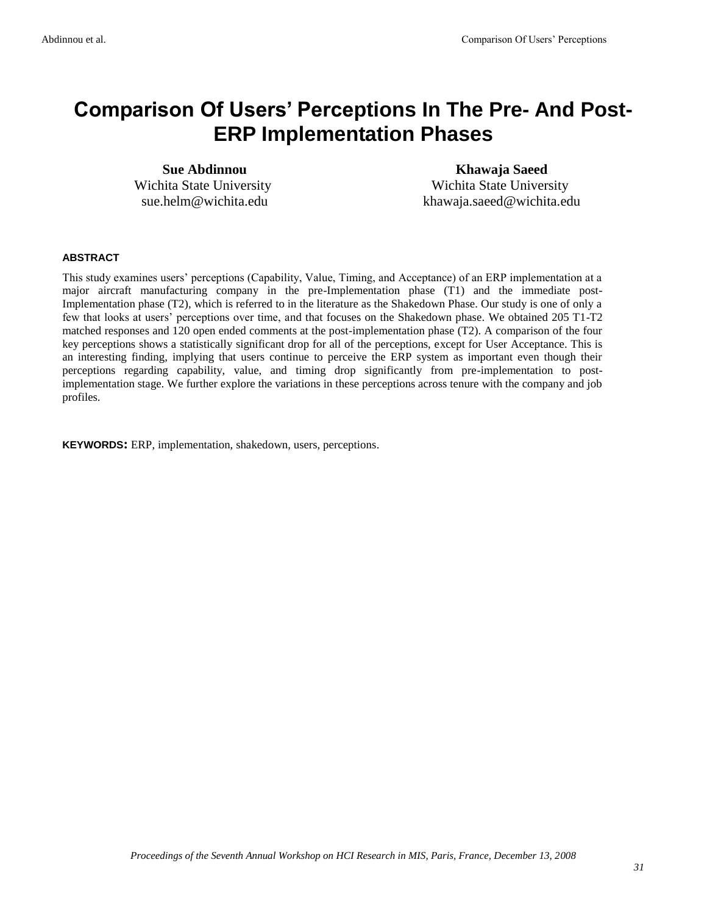# Comparison Of Users' Perceptions In The Pre- And Post-ERP Implementation Phases

**Sue Abdinnou**
Wichita State University
sue.helm@wichita.edu

**Khawaja Saeed**
Wichita State University
khawaja.saeed@wichita.edu

## ABSTRACT

This study examines users' perceptions (Capability, Value, Timing, and Acceptance) of an ERP implementation at a major aircraft manufacturing company in the pre-Implementation phase (T1) and the immediate post-Implementation phase (T2), which is referred to in the literature as the Shakedown Phase. Our study is one of only a few that looks at users' perceptions over time, and that focuses on the Shakedown phase. We obtained 205 T1-T2 matched responses and 120 open ended comments at the post-implementation phase (T2). A comparison of the four key perceptions shows a statistically significant drop for all of the perceptions, except for User Acceptance. This is an interesting finding, implying that users continue to perceive the ERP system as important even though their perceptions regarding capability, value, and timing drop significantly from pre-implementation to post-implementation stage. We further explore the variations in these perceptions across tenure with the company and job profiles.

**KEYWORDS:** ERP, implementation, shakedown, users, perceptions.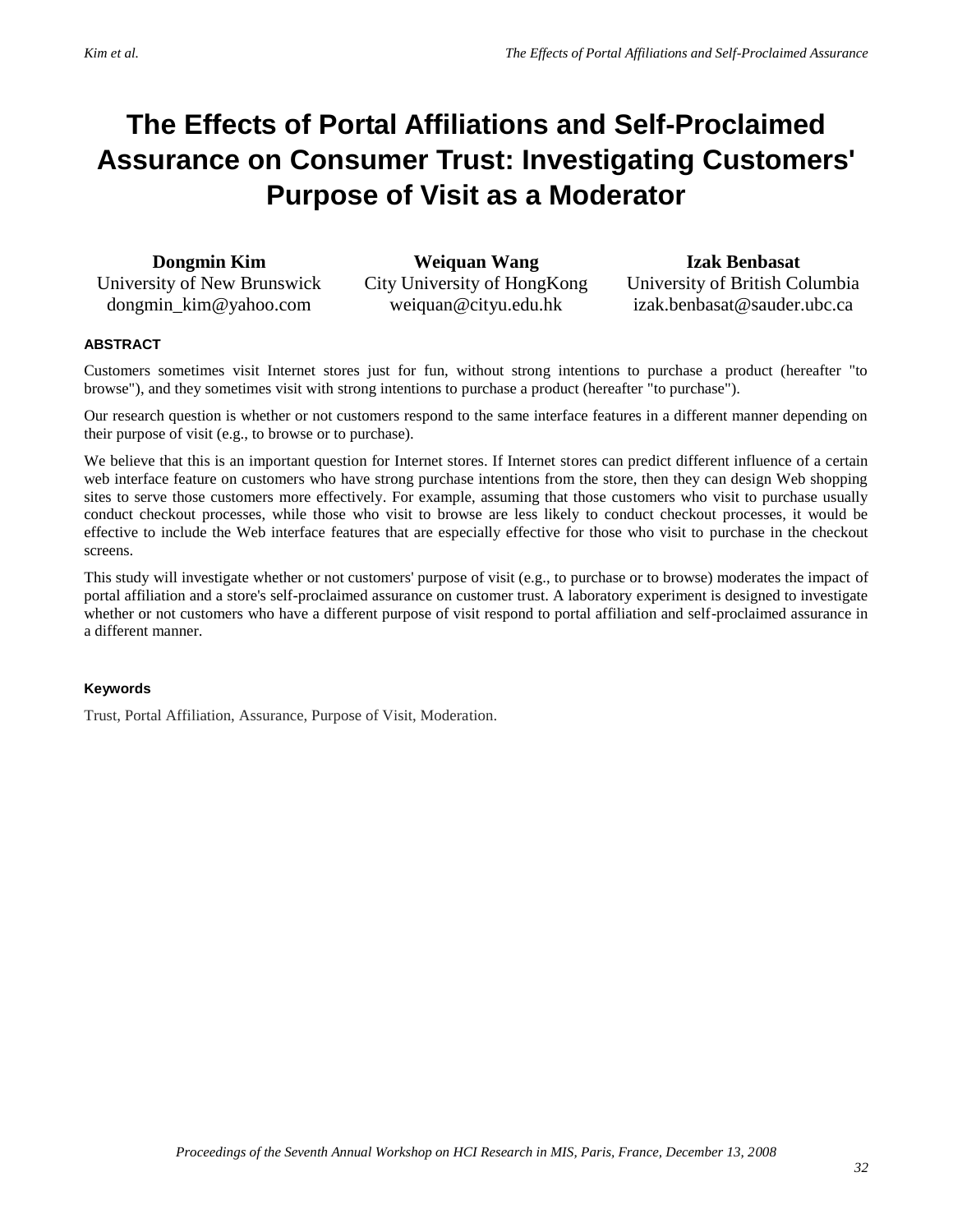# The Effects of Portal Affiliations and Self-Proclaimed Assurance on Consumer Trust: Investigating Customers' Purpose of Visit as a Moderator

**Dongmin Kim**
University of New Brunswick
dongmin_kim@yahoo.com

**Weiquan Wang**
City University of HongKong
weiquan@cityu.edu.hk

**Izak Benbasat**
University of British Columbia
izak.benbasat@sauder.ubc.ca

## ABSTRACT

Customers sometimes visit Internet stores just for fun, without strong intentions to purchase a product (hereafter "to browse"), and they sometimes visit with strong intentions to purchase a product (hereafter "to purchase").

Our research question is whether or not customers respond to the same interface features in a different manner depending on their purpose of visit (e.g., to browse or to purchase).

We believe that this is an important question for Internet stores. If Internet stores can predict different influence of a certain web interface feature on customers who have strong purchase intentions from the store, then they can design Web shopping sites to serve those customers more effectively. For example, assuming that those customers who visit to purchase usually conduct checkout processes, while those who visit to browse are less likely to conduct checkout processes, it would be effective to include the Web interface features that are especially effective for those who visit to purchase in the checkout screens.

This study will investigate whether or not customers' purpose of visit (e.g., to purchase or to browse) moderates the impact of portal affiliation and a store's self-proclaimed assurance on customer trust. A laboratory experiment is designed to investigate whether or not customers who have a different purpose of visit respond to portal affiliation and self-proclaimed assurance in a different manner.

### Keywords

Trust, Portal Affiliation, Assurance, Purpose of Visit, Moderation.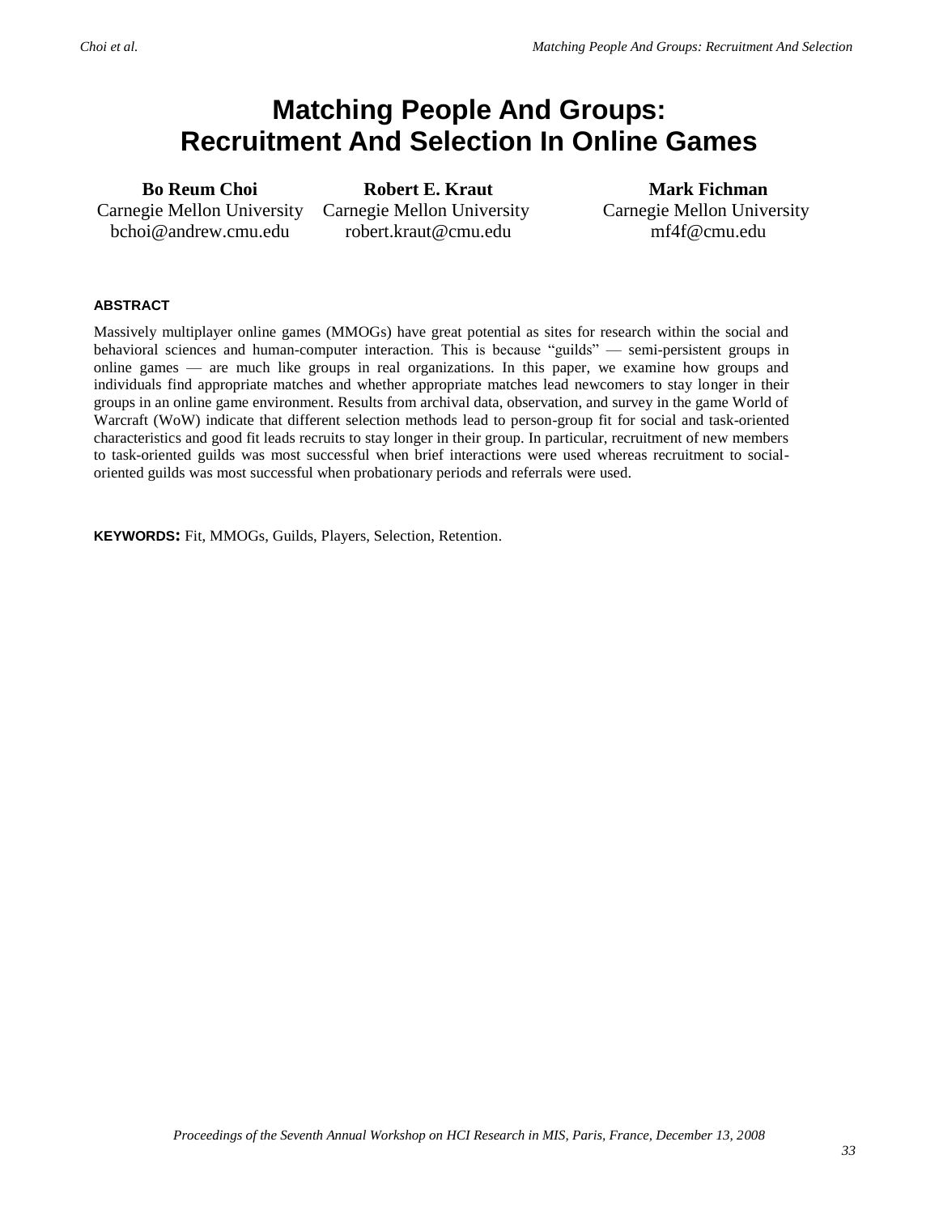# Matching People And Groups: Recruitment And Selection In Online Games

| Bo Reum Choi | Robert E. Kraut | Mark Fichman |
|---|---|---|
| Carnegie Mellon University | Carnegie Mellon University | Carnegie Mellon University |
| bchoi@andrew.cmu.edu | robert.kraut@cmu.edu | mf4f@cmu.edu |

### ABSTRACT

Massively multiplayer online games (MMOGs) have great potential as sites for research within the social and behavioral sciences and human-computer interaction. This is because "guilds" — semi-persistent groups in online games — are much like groups in real organizations. In this paper, we examine how groups and individuals find appropriate matches and whether appropriate matches lead newcomers to stay longer in their groups in an online game environment. Results from archival data, observation, and survey in the game World of Warcraft (WoW) indicate that different selection methods lead to person-group fit for social and task-oriented characteristics and good fit leads recruits to stay longer in their group. In particular, recruitment of new members to task-oriented guilds was most successful when brief interactions were used whereas recruitment to social-oriented guilds was most successful when probationary periods and referrals were used.

**KEYWORDS:** Fit, MMOGs, Guilds, Players, Selection, Retention.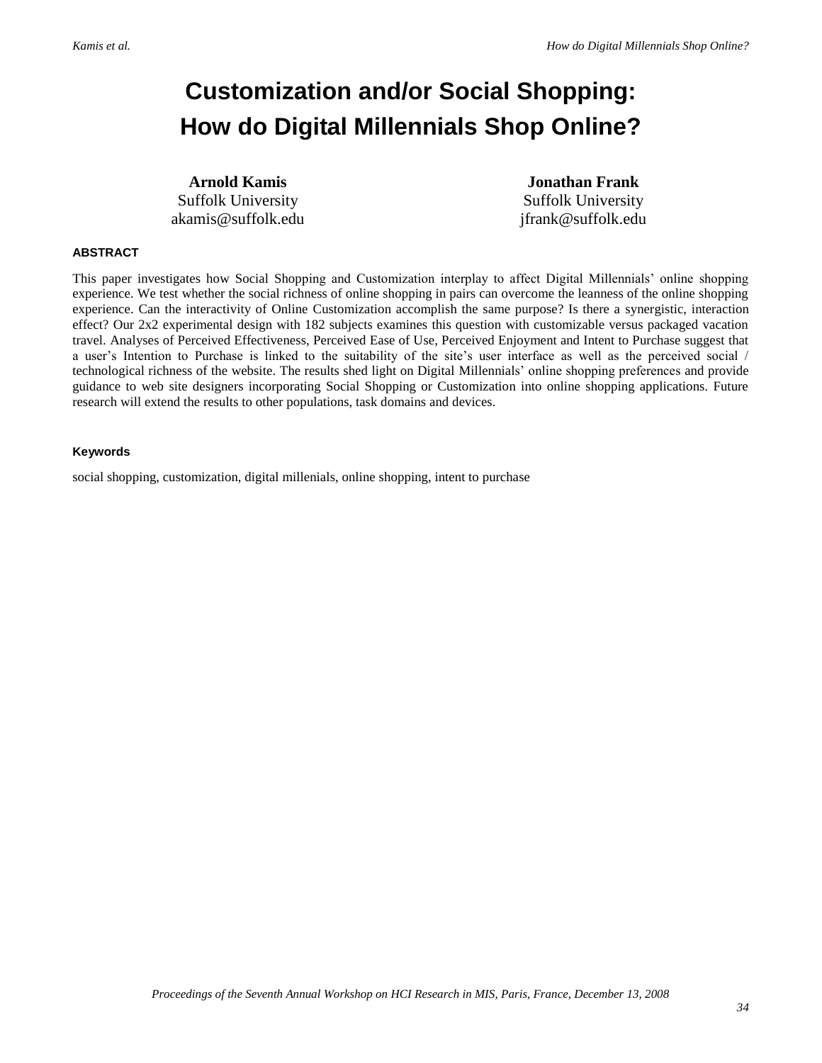# Customization and/or Social Shopping: How do Digital Millennials Shop Online?

**Arnold Kamis**
Suffolk University
akamis@suffolk.edu

**Jonathan Frank**
Suffolk University
jfrank@suffolk.edu

### ABSTRACT

This paper investigates how Social Shopping and Customization interplay to affect Digital Millennials' online shopping experience. We test whether the social richness of online shopping in pairs can overcome the leanness of the online shopping experience. Can the interactivity of Online Customization accomplish the same purpose? Is there a synergistic, interaction effect? Our 2x2 experimental design with 182 subjects examines this question with customizable versus packaged vacation travel. Analyses of Perceived Effectiveness, Perceived Ease of Use, Perceived Enjoyment and Intent to Purchase suggest that a user's Intention to Purchase is linked to the suitability of the site's user interface as well as the perceived social / technological richness of the website. The results shed light on Digital Millennials' online shopping preferences and provide guidance to web site designers incorporating Social Shopping or Customization into online shopping applications. Future research will extend the results to other populations, task domains and devices.

#### Keywords

social shopping, customization, digital millenials, online shopping, intent to purchase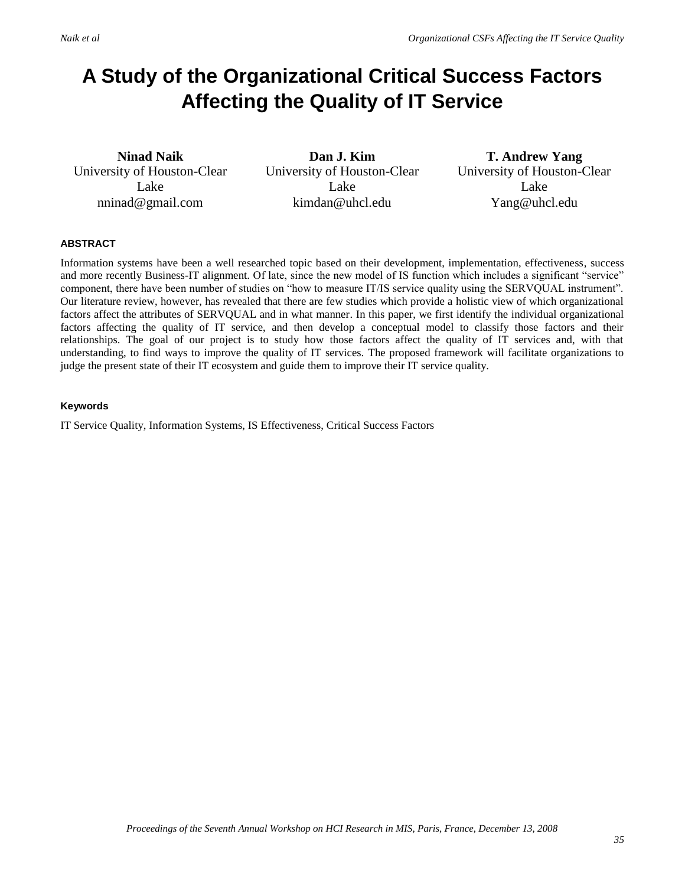# A Study of the Organizational Critical Success Factors Affecting the Quality of IT Service

**Ninad Naik**
University of Houston-Clear Lake
nninad@gmail.com

**Dan J. Kim**
University of Houston-Clear Lake
kimdan@uhcl.edu

**T. Andrew Yang**
University of Houston-Clear Lake
Yang@uhcl.edu

#### ABSTRACT

Information systems have been a well researched topic based on their development, implementation, effectiveness, success and more recently Business-IT alignment. Of late, since the new model of IS function which includes a significant "service" component, there have been number of studies on "how to measure IT/IS service quality using the SERVQUAL instrument". Our literature review, however, has revealed that there are few studies which provide a holistic view of which organizational factors affect the attributes of SERVQUAL and in what manner. In this paper, we first identify the individual organizational factors affecting the quality of IT service, and then develop a conceptual model to classify those factors and their relationships. The goal of our project is to study how those factors affect the quality of IT services and, with that understanding, to find ways to improve the quality of IT services. The proposed framework will facilitate organizations to judge the present state of their IT ecosystem and guide them to improve their IT service quality.

#### Keywords

IT Service Quality, Information Systems, IS Effectiveness, Critical Success Factors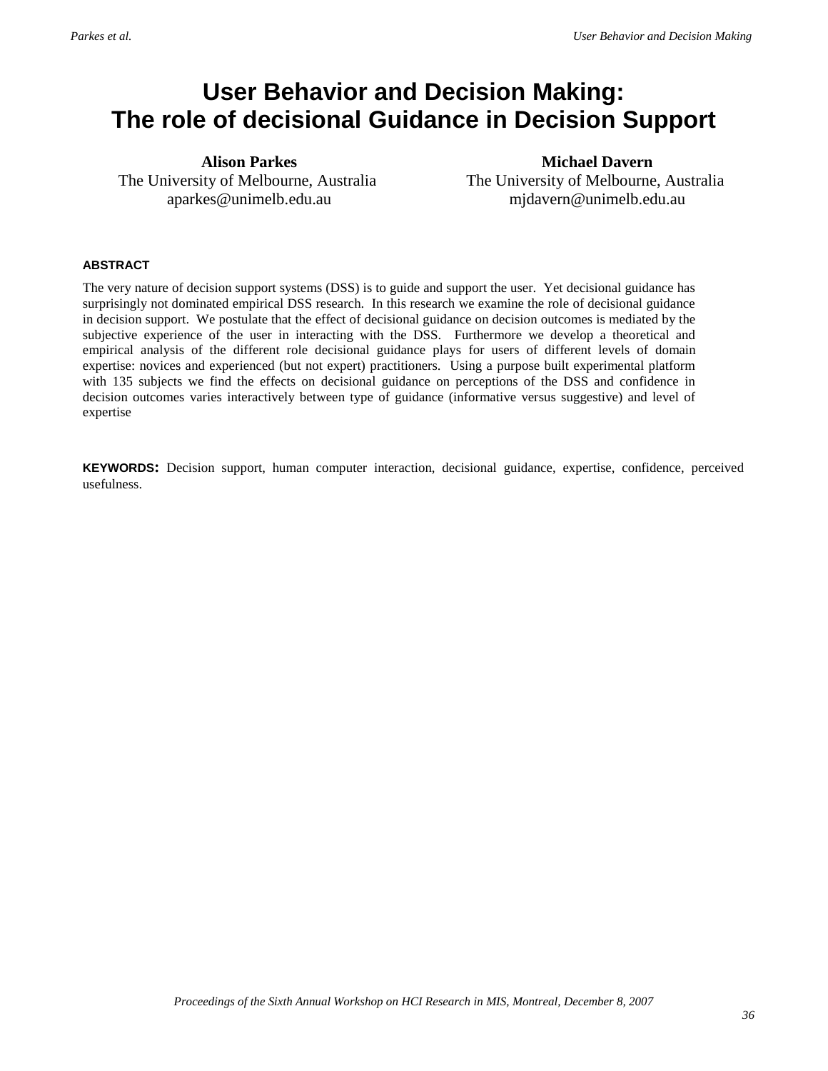# User Behavior and Decision Making: The role of decisional Guidance in Decision Support

**Alison Parkes**
The University of Melbourne, Australia
aparkes@unimelb.edu.au

**Michael Davern**
The University of Melbourne, Australia
mjdavern@unimelb.edu.au

## ABSTRACT

The very nature of decision support systems (DSS) is to guide and support the user. Yet decisional guidance has surprisingly not dominated empirical DSS research. In this research we examine the role of decisional guidance in decision support. We postulate that the effect of decisional guidance on decision outcomes is mediated by the subjective experience of the user in interacting with the DSS. Furthermore we develop a theoretical and empirical analysis of the different role decisional guidance plays for users of different levels of domain expertise: novices and experienced (but not expert) practitioners. Using a purpose built experimental platform with 135 subjects we find the effects on decisional guidance on perceptions of the DSS and confidence in decision outcomes varies interactively between type of guidance (informative versus suggestive) and level of expertise

**KEYWORDS:** Decision support, human computer interaction, decisional guidance, expertise, confidence, perceived usefulness.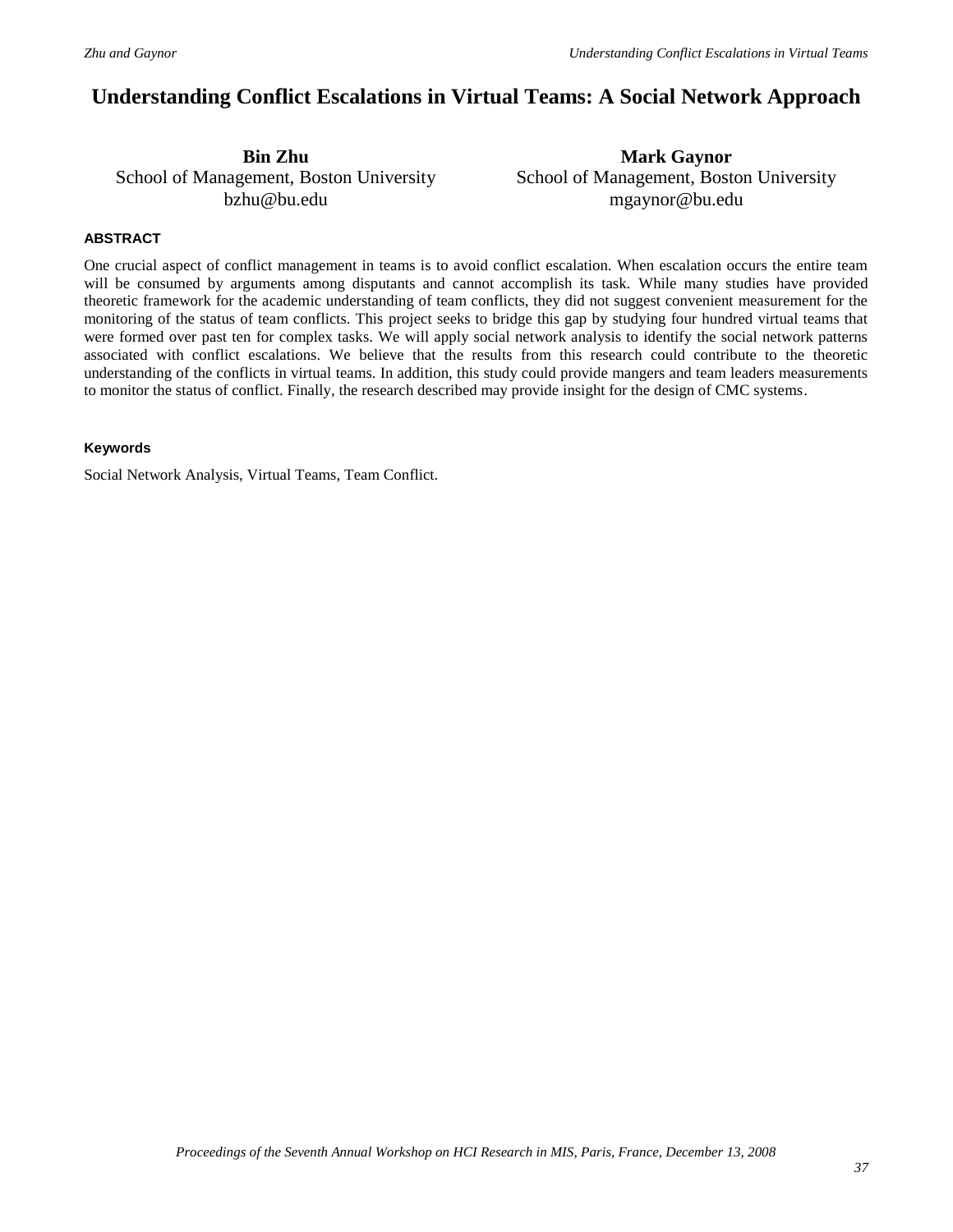# Understanding Conflict Escalations in Virtual Teams: A Social Network Approach

**Bin Zhu**
School of Management, Boston University
bzhu@bu.edu

**Mark Gaynor**
School of Management, Boston University
mgaynor@bu.edu

## ABSTRACT

One crucial aspect of conflict management in teams is to avoid conflict escalation. When escalation occurs the entire team will be consumed by arguments among disputants and cannot accomplish its task. While many studies have provided theoretic framework for the academic understanding of team conflicts, they did not suggest convenient measurement for the monitoring of the status of team conflicts. This project seeks to bridge this gap by studying four hundred virtual teams that were formed over past ten for complex tasks. We will apply social network analysis to identify the social network patterns associated with conflict escalations. We believe that the results from this research could contribute to the theoretic understanding of the conflicts in virtual teams. In addition, this study could provide mangers and team leaders measurements to monitor the status of conflict. Finally, the research described may provide insight for the design of CMC systems.

### Keywords

Social Network Analysis, Virtual Teams, Team Conflict.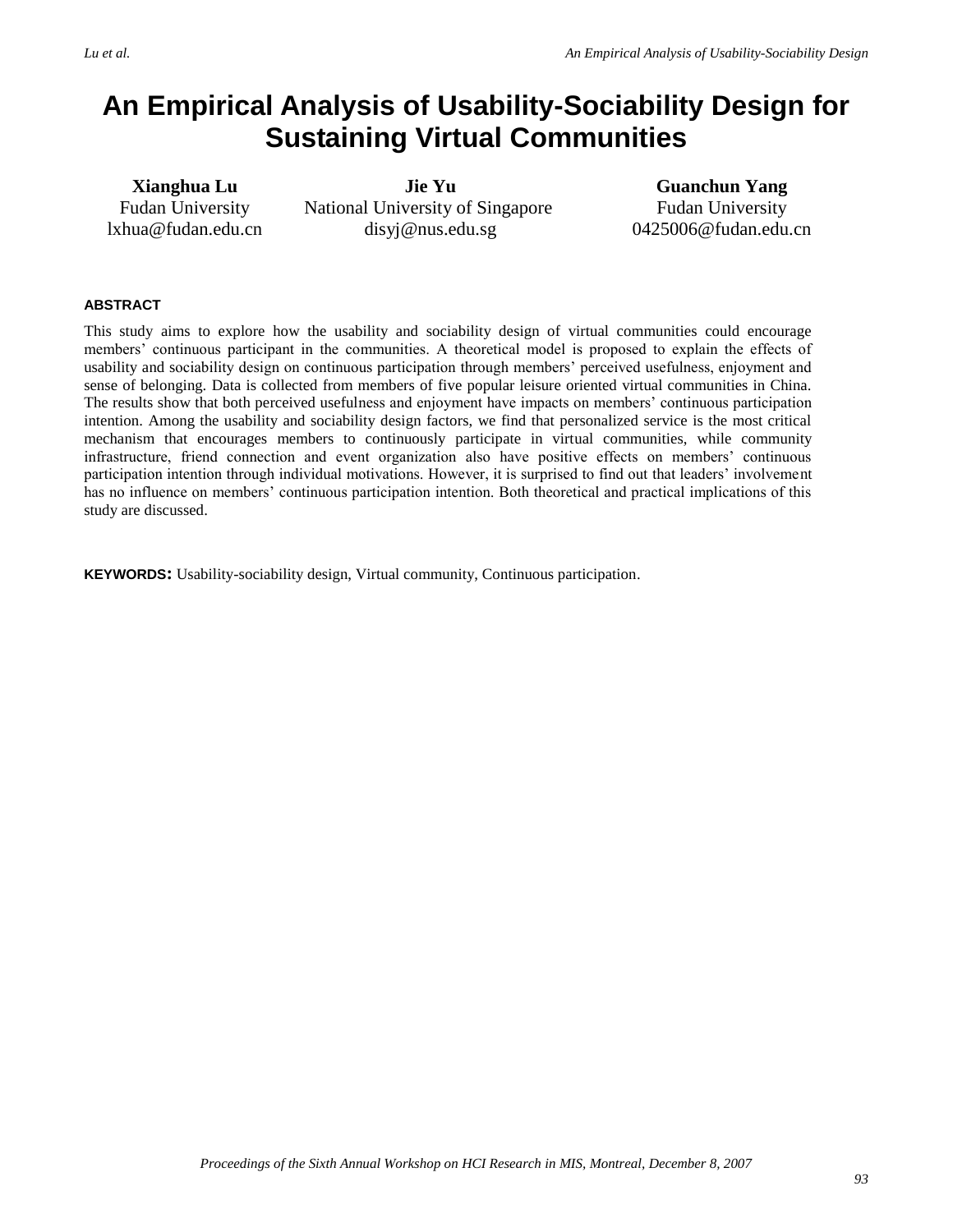# An Empirical Analysis of Usability-Sociability Design for Sustaining Virtual Communities

**Xianghua Lu**
Fudan University
lxhua@fudan.edu.cn

**Jie Yu**
National University of Singapore
disyj@nus.edu.sg

**Guanchun Yang**
Fudan University
0425006@fudan.edu.cn

#### ABSTRACT

This study aims to explore how the usability and sociability design of virtual communities could encourage members' continuous participant in the communities. A theoretical model is proposed to explain the effects of usability and sociability design on continuous participation through members' perceived usefulness, enjoyment and sense of belonging. Data is collected from members of five popular leisure oriented virtual communities in China. The results show that both perceived usefulness and enjoyment have impacts on members' continuous participation intention. Among the usability and sociability design factors, we find that personalized service is the most critical mechanism that encourages members to continuously participate in virtual communities, while community infrastructure, friend connection and event organization also have positive effects on members' continuous participation intention through individual motivations. However, it is surprised to find out that leaders' involvement has no influence on members' continuous participation intention. Both theoretical and practical implications of this study are discussed.

**KEYWORDS:** Usability-sociability design, Virtual community, Continuous participation.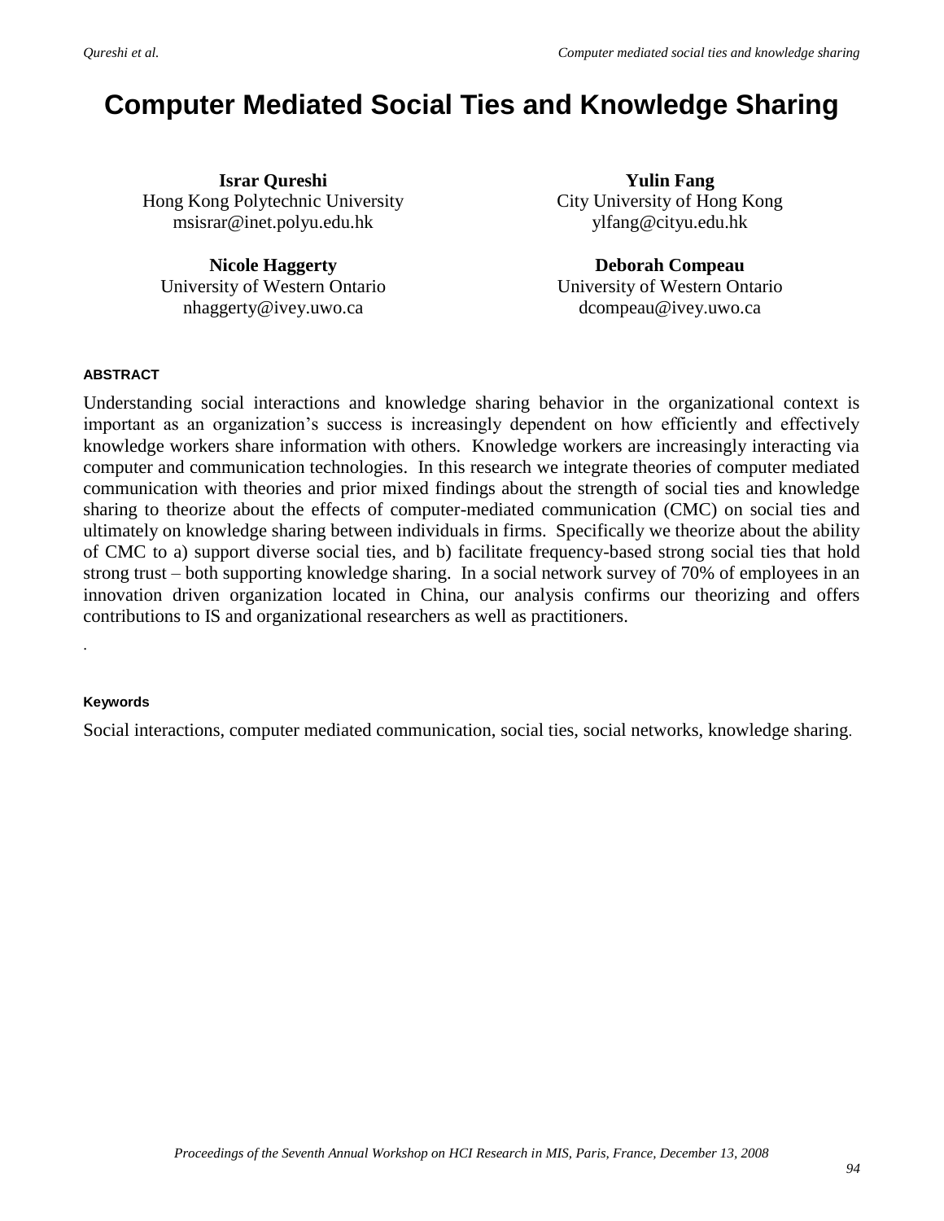# Computer Mediated Social Ties and Knowledge Sharing

**Israr Qureshi**
Hong Kong Polytechnic University
msisrar@inet.polyu.edu.hk

**Yulin Fang**
City University of Hong Kong
ylfang@cityu.edu.hk

**Nicole Haggerty**
University of Western Ontario
nhaggerty@ivey.uwo.ca

**Deborah Compeau**
University of Western Ontario
dcompeau@ivey.uwo.ca

#### ABSTRACT

Understanding social interactions and knowledge sharing behavior in the organizational context is important as an organization's success is increasingly dependent on how efficiently and effectively knowledge workers share information with others. Knowledge workers are increasingly interacting via computer and communication technologies. In this research we integrate theories of computer mediated communication with theories and prior mixed findings about the strength of social ties and knowledge sharing to theorize about the effects of computer-mediated communication (CMC) on social ties and ultimately on knowledge sharing between individuals in firms. Specifically we theorize about the ability of CMC to a) support diverse social ties, and b) facilitate frequency-based strong social ties that hold strong trust – both supporting knowledge sharing. In a social network survey of 70% of employees in an innovation driven organization located in China, our analysis confirms our theorizing and offers contributions to IS and organizational researchers as well as practitioners.

.

#### Keywords

Social interactions, computer mediated communication, social ties, social networks, knowledge sharing.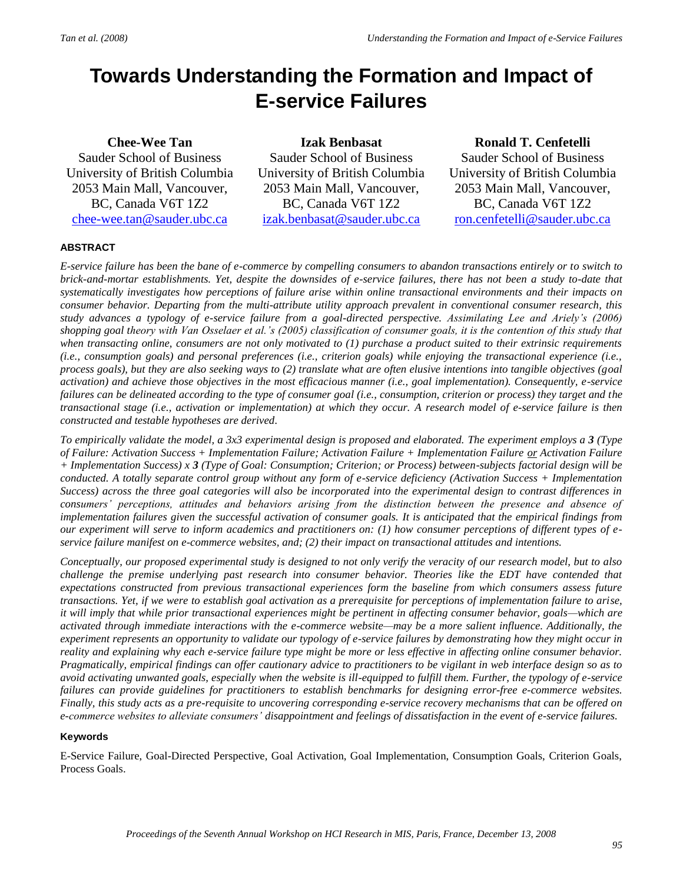# Towards Understanding the Formation and Impact of E-service Failures

**Chee-Wee Tan**
Sauder School of Business
University of British Columbia
2053 Main Mall, Vancouver,
BC, Canada V6T 1Z2
chee-wee.tan@sauder.ubc.ca

**Izak Benbasat**
Sauder School of Business
University of British Columbia
2053 Main Mall, Vancouver,
BC, Canada V6T 1Z2
izak.benbasat@sauder.ubc.ca

**Ronald T. Cenfetelli**
Sauder School of Business
University of British Columbia
2053 Main Mall, Vancouver,
BC, Canada V6T 1Z2
ron.cenfetelli@sauder.ubc.ca

#### ABSTRACT

*E-service failure has been the bane of e-commerce by compelling consumers to abandon transactions entirely or to switch to brick-and-mortar establishments. Yet, despite the downsides of e-service failures, there has not been a study to-date that systematically investigates how perceptions of failure arise within online transactional environments and their impacts on consumer behavior. Departing from the multi-attribute utility approach prevalent in conventional consumer research, this study advances a typology of e-service failure from a goal-directed perspective. Assimilating Lee and Ariely's (2006) shopping goal theory with Van Osselaer et al.'s (2005) classification of consumer goals, it is the contention of this study that when transacting online, consumers are not only motivated to (1) purchase a product suited to their extrinsic requirements (i.e., consumption goals) and personal preferences (i.e., criterion goals) while enjoying the transactional experience (i.e., process goals), but they are also seeking ways to (2) translate what are often elusive intentions into tangible objectives (goal activation) and achieve those objectives in the most efficacious manner (i.e., goal implementation). Consequently, e-service failures can be delineated according to the type of consumer goal (i.e., consumption, criterion or process) they target and the transactional stage (i.e., activation or implementation) at which they occur. A research model of e-service failure is then constructed and testable hypotheses are derived.*

*To empirically validate the model, a 3x3 experimental design is proposed and elaborated. The experiment employs a **3** (Type of Failure: Activation Success + Implementation Failure; Activation Failure + Implementation Failure <u>or</u> Activation Failure + Implementation Success) x **3** (Type of Goal: Consumption; Criterion; or Process) between-subjects factorial design will be conducted. A totally separate control group without any form of e-service deficiency (Activation Success + Implementation Success) across the three goal categories will also be incorporated into the experimental design to contrast differences in consumers' perceptions, attitudes and behaviors arising from the distinction between the presence and absence of implementation failures given the successful activation of consumer goals. It is anticipated that the empirical findings from our experiment will serve to inform academics and practitioners on: (1) how consumer perceptions of different types of e-service failure manifest on e-commerce websites, and; (2) their impact on transactional attitudes and intentions.*

*Conceptually, our proposed experimental study is designed to not only verify the veracity of our research model, but to also challenge the premise underlying past research into consumer behavior. Theories like the EDT have contended that expectations constructed from previous transactional experiences form the baseline from which consumers assess future transactions. Yet, if we were to establish goal activation as a prerequisite for perceptions of implementation failure to arise, it will imply that while prior transactional experiences might be pertinent in affecting consumer behavior, goals—which are activated through immediate interactions with the e-commerce website—may be a more salient influence. Additionally, the experiment represents an opportunity to validate our typology of e-service failures by demonstrating how they might occur in reality and explaining why each e-service failure type might be more or less effective in affecting online consumer behavior. Pragmatically, empirical findings can offer cautionary advice to practitioners to be vigilant in web interface design so as to avoid activating unwanted goals, especially when the website is ill-equipped to fulfill them. Further, the typology of e-service failures can provide guidelines for practitioners to establish benchmarks for designing error-free e-commerce websites. Finally, this study acts as a pre-requisite to uncovering corresponding e-service recovery mechanisms that can be offered on e-commerce websites to alleviate consumers' disappointment and feelings of dissatisfaction in the event of e-service failures.*

#### Keywords

E-Service Failure, Goal-Directed Perspective, Goal Activation, Goal Implementation, Consumption Goals, Criterion Goals, Process Goals.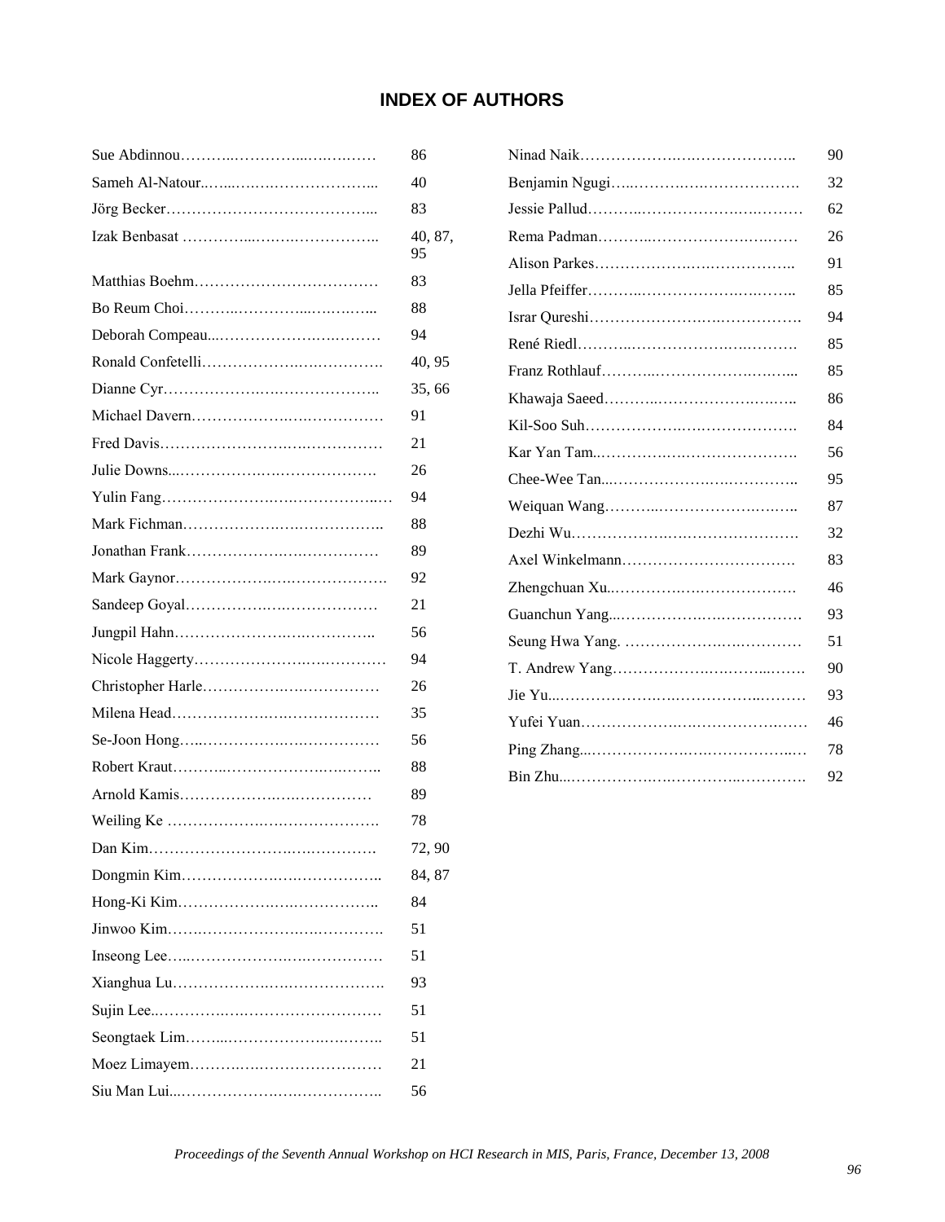# INDEX OF AUTHORS

| | |
|---|---|
| Sue Abdinnou | 86 |
| Sameh Al-Natour | 40 |
| Jörg Becker | 83 |
| Izak Benbasat | 40, 87, 95 |
| Matthias Boehm | 83 |
| Bo Reum Choi | 88 |
| Deborah Compeau | 94 |
| Ronald Confetelli | 40, 95 |
| Dianne Cyr | 35, 66 |
| Michael Davern | 91 |
| Fred Davis | 21 |
| Julie Downs | 26 |
| Yulin Fang | 94 |
| Mark Fichman | 88 |
| Jonathan Frank | 89 |
| Mark Gaynor | 92 |
| Sandeep Goyal | 21 |
| Jungpil Hahn | 56 |
| Nicole Haggerty | 94 |
| Christopher Harle | 26 |
| Milena Head | 35 |
| Se-Joon Hong | 56 |
| Robert Kraut | 88 |
| Arnold Kamis | 89 |
| Weiling Ke | 78 |
| Dan Kim | 72, 90 |
| Dongmin Kim | 84, 87 |
| Hong-Ki Kim | 84 |
| Jinwoo Kim | 51 |
| Inseong Lee | 51 |
| Xianghua Lu | 93 |
| Sujin Lee | 51 |
| Seongtaek Lim | 51 |
| Moez Limayem | 21 |
| Siu Man Lui | 56 |
| Ninad Naik | 90 |
| Benjamin Ngugi | 32 |
| Jessie Pallud | 62 |
| Rema Padman | 26 |
| Alison Parkes | 91 |
| Jella Pfeiffer | 85 |
| Israr Qureshi | 94 |
| René Riedl | 85 |
| Franz Rothlauf | 85 |
| Khawaja Saeed | 86 |
| Kil-Soo Suh | 84 |
| Kar Yan Tam | 56 |
| Chee-Wee Tan | 95 |
| Weiquan Wang | 87 |
| Dezhi Wu | 32 |
| Axel Winkelmann | 83 |
| Zhengchuan Xu | 46 |
| Guanchun Yang | 93 |
| Seung Hwa Yang | 51 |
| T. Andrew Yang | 90 |
| Jie Yu | 93 |
| Yufei Yuan | 46 |
| Ping Zhang | 78 |
| Bin Zhu | 92 |

*Proceedings of the Seventh Annual Workshop on HCI Research in MIS, Paris, France, December 13, 2008*